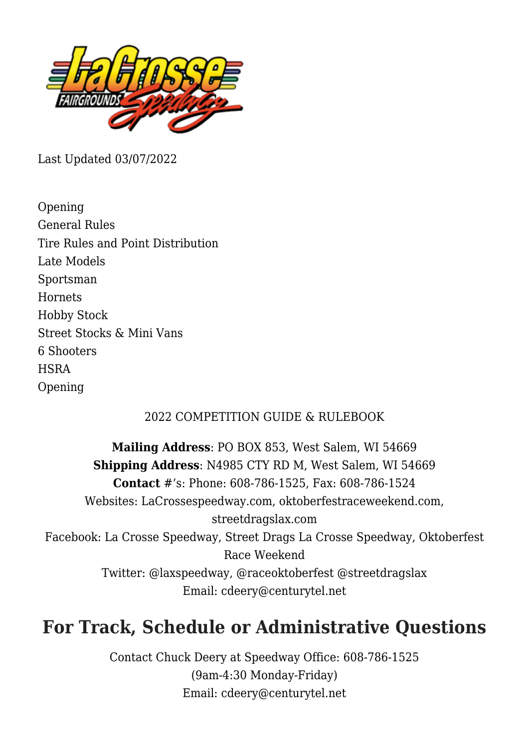Last Updated 03/07/2022

Opening
General Rules
Tire Rules and Point Distribution
Late Models
Sportsman
Hornets
Hobby Stock
Street Stocks & Mini Vans
6 Shooters
HSRA
Opening

2022 COMPETITION GUIDE & RULEBOOK

**Mailing Address**: PO BOX 853, West Salem, WI 54669
**Shipping Address**: N4985 CTY RD M, West Salem, WI 54669
**Contact #**'s: Phone: 608-786-1525, Fax: 608-786-1524
Websites: LaCrossespeedway.com, oktoberfestraceweekend.com, streetdragslax.com
Facebook: La Crosse Speedway, Street Drags La Crosse Speedway, Oktoberfest Race Weekend
Twitter: @laxspeedway, @raceoktoberfest @streetdragslax
Email: cdeery@centurytel.net

# For Track, Schedule or Administrative Questions

Contact Chuck Deery at Speedway Office: 608-786-1525
(9am-4:30 Monday-Friday)
Email: cdeery@centurytel.net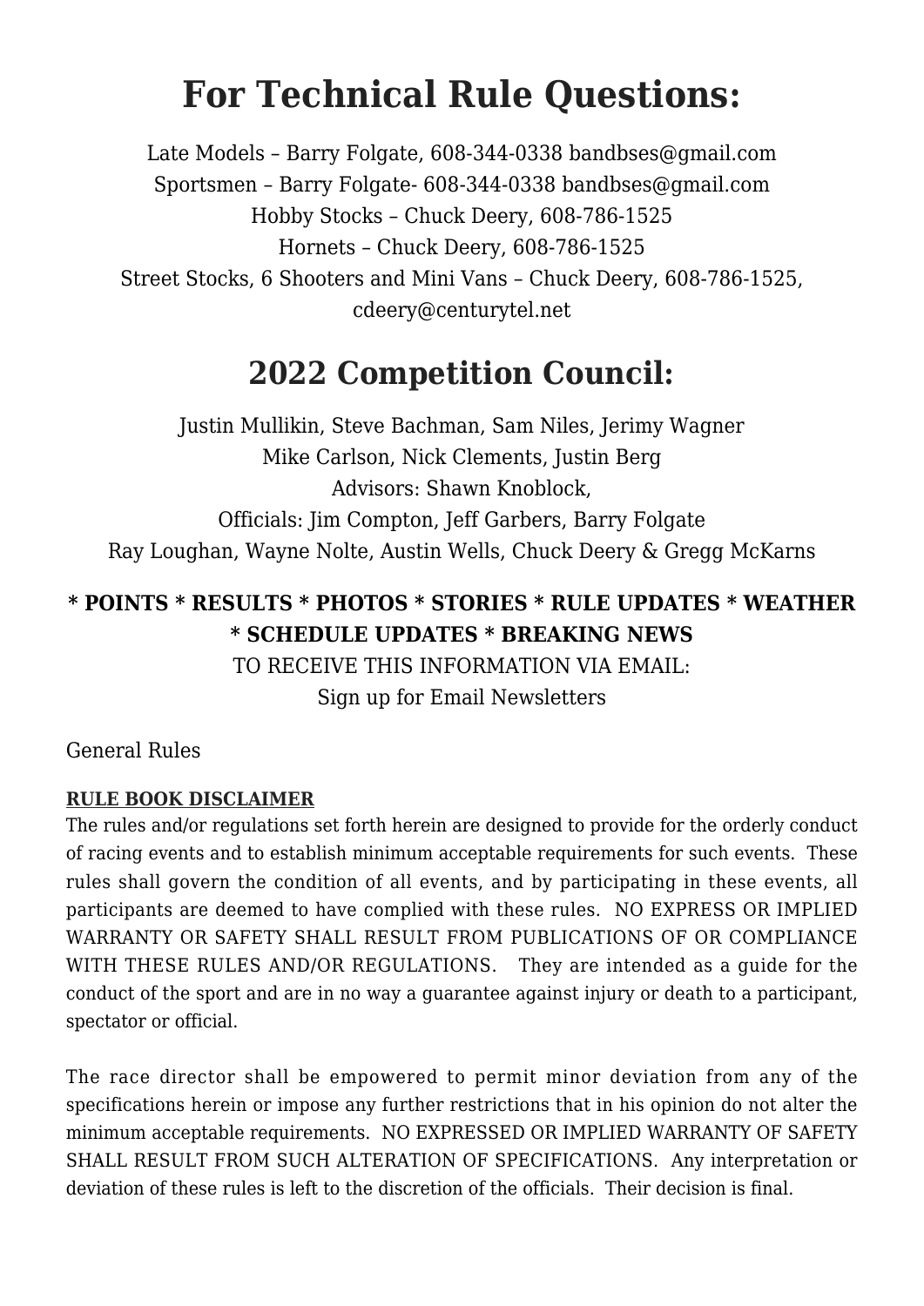# For Technical Rule Questions:

Late Models – Barry Folgate, 608-344-0338 bandbses@gmail.com
Sportsmen – Barry Folgate- 608-344-0338 bandbses@gmail.com
Hobby Stocks – Chuck Deery, 608-786-1525
Hornets – Chuck Deery, 608-786-1525
Street Stocks, 6 Shooters and Mini Vans – Chuck Deery, 608-786-1525, cdeery@centurytel.net

## 2022 Competition Council:

Justin Mullikin, Steve Bachman, Sam Niles, Jerimy Wagner
Mike Carlson, Nick Clements, Justin Berg
Advisors: Shawn Knoblock,
Officials: Jim Compton, Jeff Garbers, Barry Folgate
Ray Loughan, Wayne Nolte, Austin Wells, Chuck Deery & Gregg McKarns

**\* POINTS \* RESULTS \* PHOTOS \* STORIES \* RULE UPDATES \* WEATHER \* SCHEDULE UPDATES \* BREAKING NEWS**

TO RECEIVE THIS INFORMATION VIA EMAIL:
Sign up for Email Newsletters

General Rules

**RULE BOOK DISCLAIMER**

The rules and/or regulations set forth herein are designed to provide for the orderly conduct of racing events and to establish minimum acceptable requirements for such events. These rules shall govern the condition of all events, and by participating in these events, all participants are deemed to have complied with these rules. NO EXPRESS OR IMPLIED WARRANTY OR SAFETY SHALL RESULT FROM PUBLICATIONS OF OR COMPLIANCE WITH THESE RULES AND/OR REGULATIONS. They are intended as a guide for the conduct of the sport and are in no way a guarantee against injury or death to a participant, spectator or official.

The race director shall be empowered to permit minor deviation from any of the specifications herein or impose any further restrictions that in his opinion do not alter the minimum acceptable requirements. NO EXPRESSED OR IMPLIED WARRANTY OF SAFETY SHALL RESULT FROM SUCH ALTERATION OF SPECIFICATIONS. Any interpretation or deviation of these rules is left to the discretion of the officials. Their decision is final.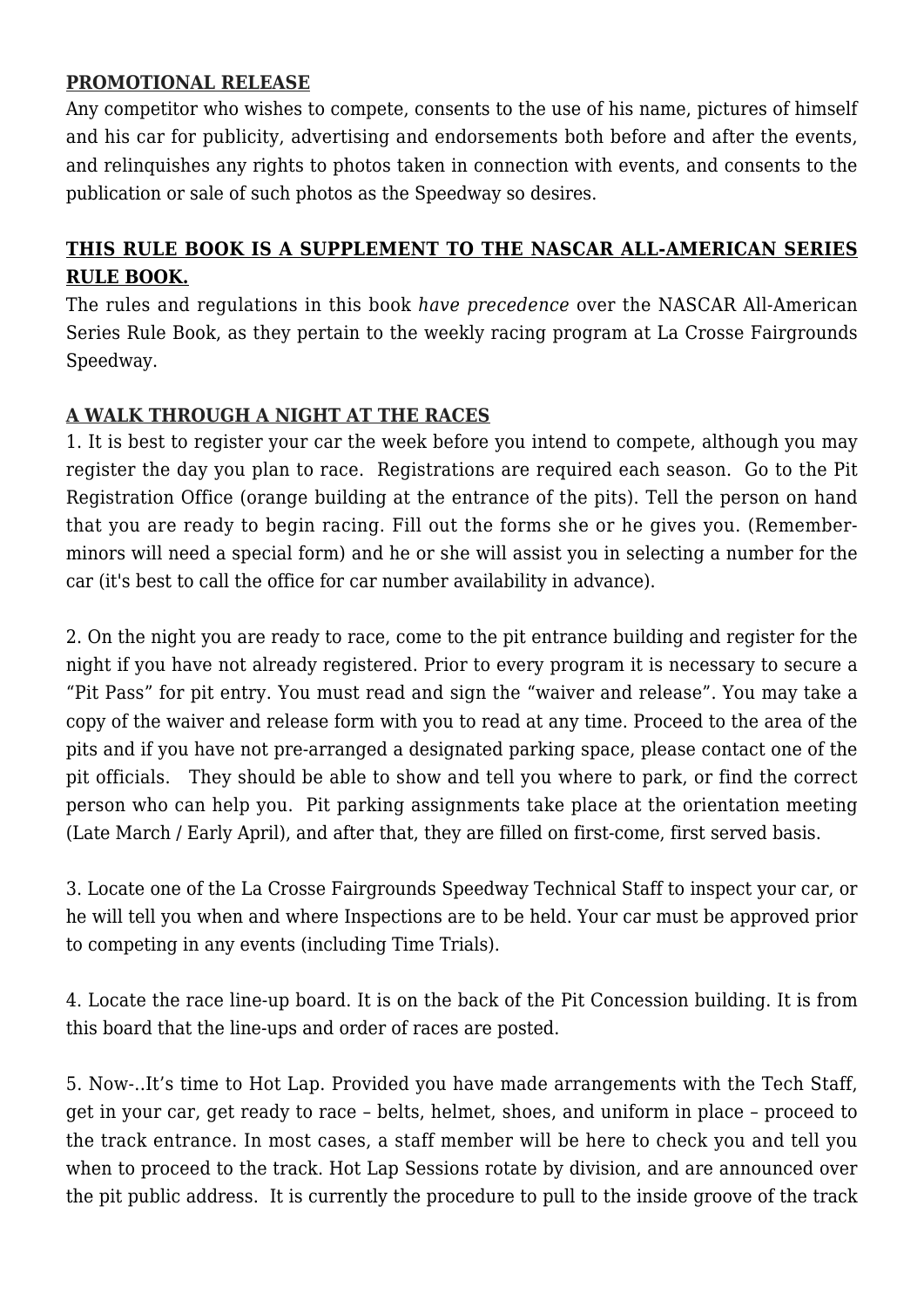## PROMOTIONAL RELEASE

Any competitor who wishes to compete, consents to the use of his name, pictures of himself and his car for publicity, advertising and endorsements both before and after the events, and relinquishes any rights to photos taken in connection with events, and consents to the publication or sale of such photos as the Speedway so desires.

## THIS RULE BOOK IS A SUPPLEMENT TO THE NASCAR ALL-AMERICAN SERIES RULE BOOK.

The rules and regulations in this book *have precedence* over the NASCAR All-American Series Rule Book, as they pertain to the weekly racing program at La Crosse Fairgrounds Speedway.

## A WALK THROUGH A NIGHT AT THE RACES

1. It is best to register your car the week before you intend to compete, although you may register the day you plan to race. Registrations are required each season. Go to the Pit Registration Office (orange building at the entrance of the pits). Tell the person on hand that you are ready to begin racing. Fill out the forms she or he gives you. (Remember- minors will need a special form) and he or she will assist you in selecting a number for the car (it's best to call the office for car number availability in advance).

2. On the night you are ready to race, come to the pit entrance building and register for the night if you have not already registered. Prior to every program it is necessary to secure a "Pit Pass" for pit entry. You must read and sign the "waiver and release". You may take a copy of the waiver and release form with you to read at any time. Proceed to the area of the pits and if you have not pre-arranged a designated parking space, please contact one of the pit officials. They should be able to show and tell you where to park, or find the correct person who can help you. Pit parking assignments take place at the orientation meeting (Late March / Early April), and after that, they are filled on first-come, first served basis.

3. Locate one of the La Crosse Fairgrounds Speedway Technical Staff to inspect your car, or he will tell you when and where Inspections are to be held. Your car must be approved prior to competing in any events (including Time Trials).

4. Locate the race line-up board. It is on the back of the Pit Concession building. It is from this board that the line-ups and order of races are posted.

5. Now-..It's time to Hot Lap. Provided you have made arrangements with the Tech Staff, get in your car, get ready to race – belts, helmet, shoes, and uniform in place – proceed to the track entrance. In most cases, a staff member will be here to check you and tell you when to proceed to the track. Hot Lap Sessions rotate by division, and are announced over the pit public address. It is currently the procedure to pull to the inside groove of the track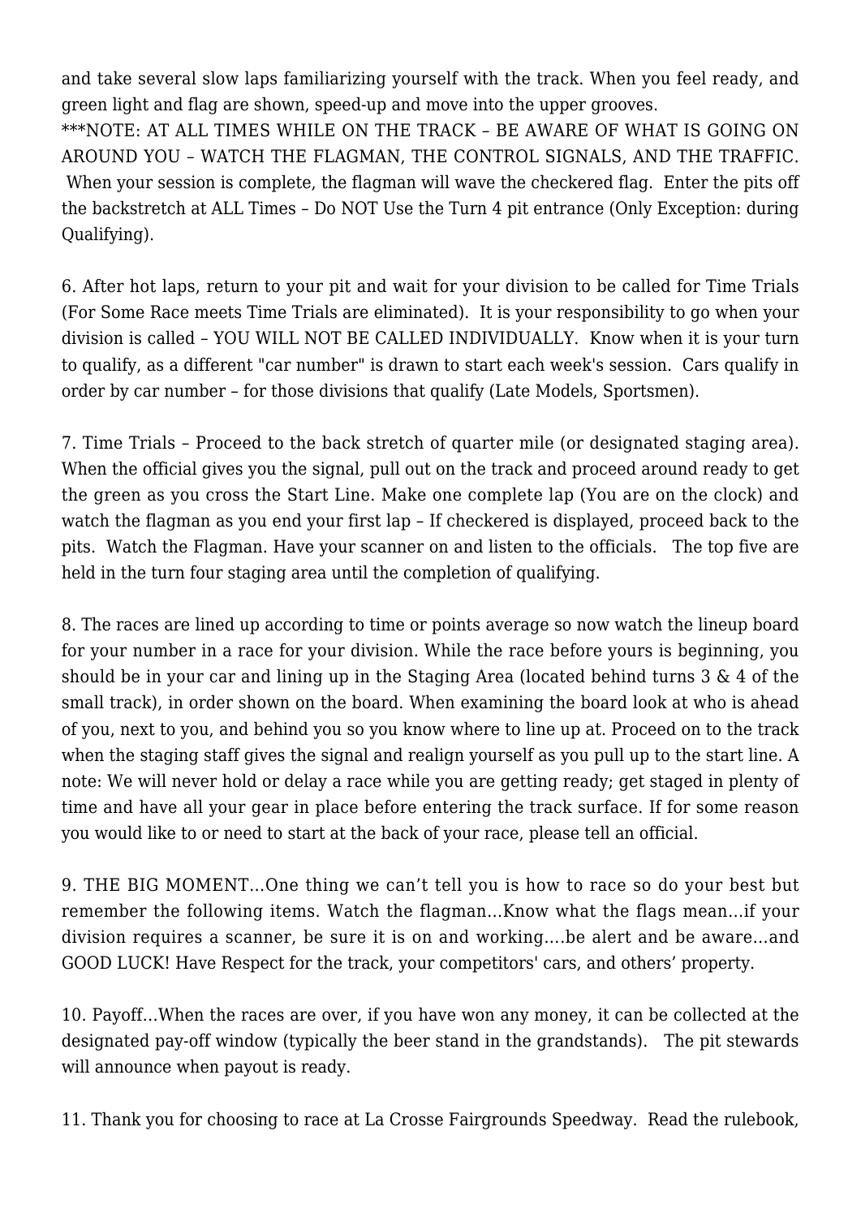and take several slow laps familiarizing yourself with the track. When you feel ready, and green light and flag are shown, speed-up and move into the upper grooves.

***NOTE: AT ALL TIMES WHILE ON THE TRACK – BE AWARE OF WHAT IS GOING ON AROUND YOU – WATCH THE FLAGMAN, THE CONTROL SIGNALS, AND THE TRAFFIC. When your session is complete, the flagman will wave the checkered flag. Enter the pits off the backstretch at ALL Times – Do NOT Use the Turn 4 pit entrance (Only Exception: during Qualifying).

6. After hot laps, return to your pit and wait for your division to be called for Time Trials (For Some Race meets Time Trials are eliminated). It is your responsibility to go when your division is called – YOU WILL NOT BE CALLED INDIVIDUALLY. Know when it is your turn to qualify, as a different "car number" is drawn to start each week's session. Cars qualify in order by car number – for those divisions that qualify (Late Models, Sportsmen).

7. Time Trials – Proceed to the back stretch of quarter mile (or designated staging area). When the official gives you the signal, pull out on the track and proceed around ready to get the green as you cross the Start Line. Make one complete lap (You are on the clock) and watch the flagman as you end your first lap – If checkered is displayed, proceed back to the pits. Watch the Flagman. Have your scanner on and listen to the officials. The top five are held in the turn four staging area until the completion of qualifying.

8. The races are lined up according to time or points average so now watch the lineup board for your number in a race for your division. While the race before yours is beginning, you should be in your car and lining up in the Staging Area (located behind turns 3 & 4 of the small track), in order shown on the board. When examining the board look at who is ahead of you, next to you, and behind you so you know where to line up at. Proceed on to the track when the staging staff gives the signal and realign yourself as you pull up to the start line. A note: We will never hold or delay a race while you are getting ready; get staged in plenty of time and have all your gear in place before entering the track surface. If for some reason you would like to or need to start at the back of your race, please tell an official.

9. THE BIG MOMENT…One thing we can't tell you is how to race so do your best but remember the following items. Watch the flagman…Know what the flags mean…if your division requires a scanner, be sure it is on and working….be alert and be aware…and GOOD LUCK! Have Respect for the track, your competitors' cars, and others' property.

10. Payoff…When the races are over, if you have won any money, it can be collected at the designated pay-off window (typically the beer stand in the grandstands). The pit stewards will announce when payout is ready.

11. Thank you for choosing to race at La Crosse Fairgrounds Speedway. Read the rulebook,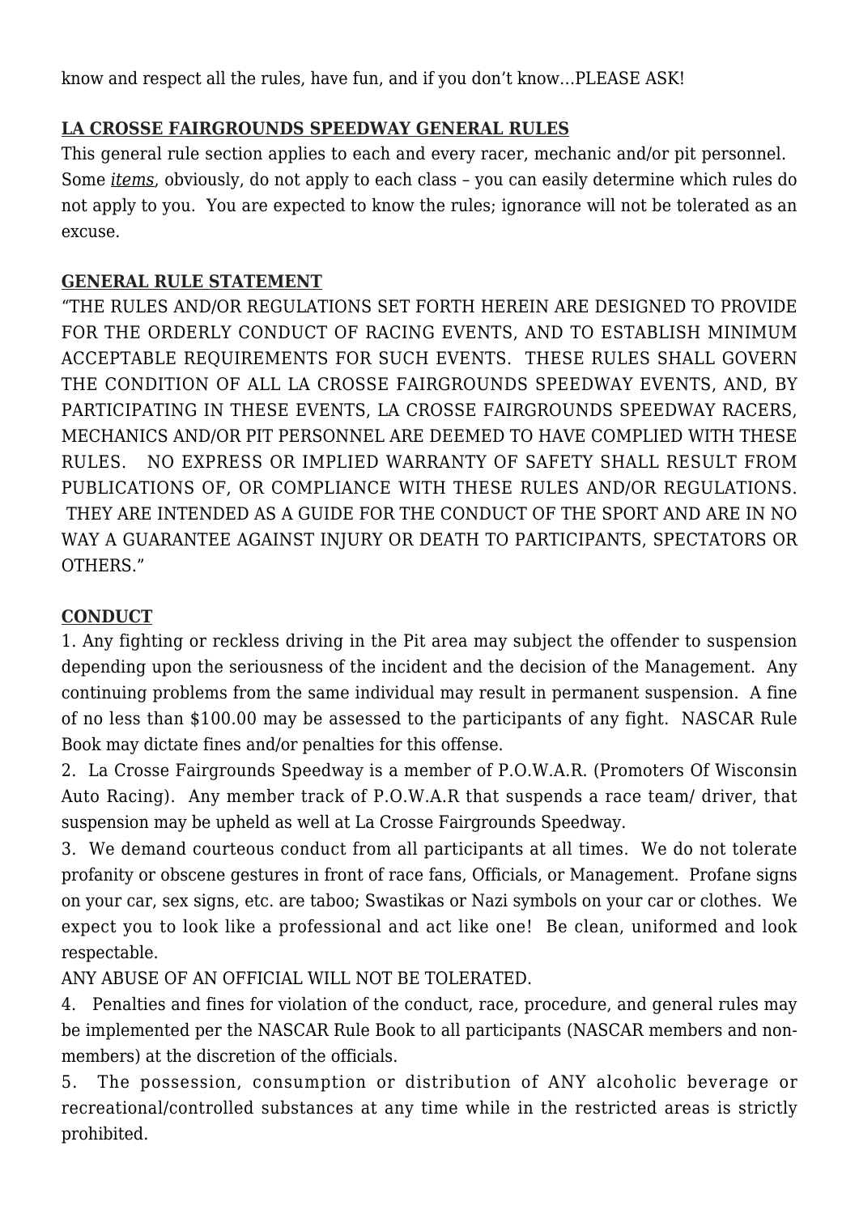know and respect all the rules, have fun, and if you don't know…PLEASE ASK!

## LA CROSSE FAIRGROUNDS SPEEDWAY GENERAL RULES

This general rule section applies to each and every racer, mechanic and/or pit personnel. Some *items*, obviously, do not apply to each class – you can easily determine which rules do not apply to you. You are expected to know the rules; ignorance will not be tolerated as an excuse.

## GENERAL RULE STATEMENT

"THE RULES AND/OR REGULATIONS SET FORTH HEREIN ARE DESIGNED TO PROVIDE FOR THE ORDERLY CONDUCT OF RACING EVENTS, AND TO ESTABLISH MINIMUM ACCEPTABLE REQUIREMENTS FOR SUCH EVENTS. THESE RULES SHALL GOVERN THE CONDITION OF ALL LA CROSSE FAIRGROUNDS SPEEDWAY EVENTS, AND, BY PARTICIPATING IN THESE EVENTS, LA CROSSE FAIRGROUNDS SPEEDWAY RACERS, MECHANICS AND/OR PIT PERSONNEL ARE DEEMED TO HAVE COMPLIED WITH THESE RULES. NO EXPRESS OR IMPLIED WARRANTY OF SAFETY SHALL RESULT FROM PUBLICATIONS OF, OR COMPLIANCE WITH THESE RULES AND/OR REGULATIONS. THEY ARE INTENDED AS A GUIDE FOR THE CONDUCT OF THE SPORT AND ARE IN NO WAY A GUARANTEE AGAINST INJURY OR DEATH TO PARTICIPANTS, SPECTATORS OR OTHERS."

## CONDUCT

1. Any fighting or reckless driving in the Pit area may subject the offender to suspension depending upon the seriousness of the incident and the decision of the Management. Any continuing problems from the same individual may result in permanent suspension. A fine of no less than $100.00 may be assessed to the participants of any fight. NASCAR Rule Book may dictate fines and/or penalties for this offense.
2. La Crosse Fairgrounds Speedway is a member of P.O.W.A.R. (Promoters Of Wisconsin Auto Racing). Any member track of P.O.W.A.R that suspends a race team/ driver, that suspension may be upheld as well at La Crosse Fairgrounds Speedway.
3. We demand courteous conduct from all participants at all times. We do not tolerate profanity or obscene gestures in front of race fans, Officials, or Management. Profane signs on your car, sex signs, etc. are taboo; Swastikas or Nazi symbols on your car or clothes. We expect you to look like a professional and act like one! Be clean, uniformed and look respectable.

ANY ABUSE OF AN OFFICIAL WILL NOT BE TOLERATED.

4. Penalties and fines for violation of the conduct, race, procedure, and general rules may be implemented per the NASCAR Rule Book to all participants (NASCAR members and non-members) at the discretion of the officials.
5. The possession, consumption or distribution of ANY alcoholic beverage or recreational/controlled substances at any time while in the restricted areas is strictly prohibited.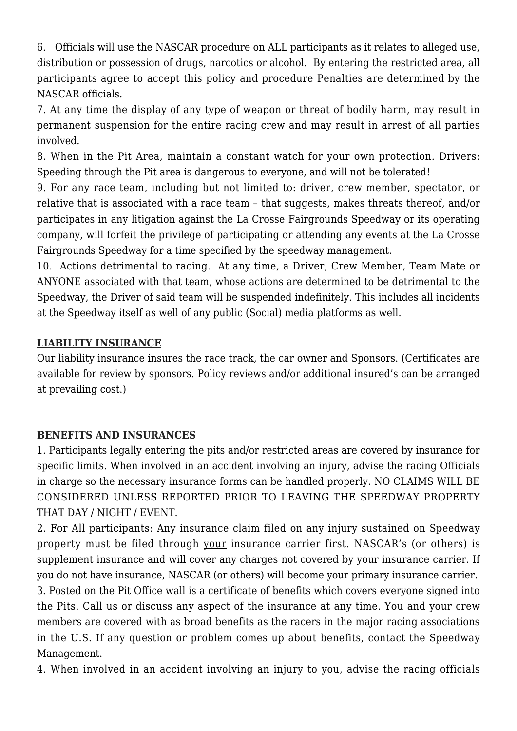6. Officials will use the NASCAR procedure on ALL participants as it relates to alleged use, distribution or possession of drugs, narcotics or alcohol. By entering the restricted area, all participants agree to accept this policy and procedure Penalties are determined by the NASCAR officials.

7. At any time the display of any type of weapon or threat of bodily harm, may result in permanent suspension for the entire racing crew and may result in arrest of all parties involved.

8. When in the Pit Area, maintain a constant watch for your own protection. Drivers: Speeding through the Pit area is dangerous to everyone, and will not be tolerated!

9. For any race team, including but not limited to: driver, crew member, spectator, or relative that is associated with a race team – that suggests, makes threats thereof, and/or participates in any litigation against the La Crosse Fairgrounds Speedway or its operating company, will forfeit the privilege of participating or attending any events at the La Crosse Fairgrounds Speedway for a time specified by the speedway management.

10. Actions detrimental to racing. At any time, a Driver, Crew Member, Team Mate or ANYONE associated with that team, whose actions are determined to be detrimental to the Speedway, the Driver of said team will be suspended indefinitely. This includes all incidents at the Speedway itself as well of any public (Social) media platforms as well.

**LIABILITY INSURANCE**

Our liability insurance insures the race track, the car owner and Sponsors. (Certificates are available for review by sponsors. Policy reviews and/or additional insured's can be arranged at prevailing cost.)

**BENEFITS AND INSURANCES**

1. Participants legally entering the pits and/or restricted areas are covered by insurance for specific limits. When involved in an accident involving an injury, advise the racing Officials in charge so the necessary insurance forms can be handled properly. NO CLAIMS WILL BE CONSIDERED UNLESS REPORTED PRIOR TO LEAVING THE SPEEDWAY PROPERTY THAT DAY / NIGHT / EVENT.

2. For All participants: Any insurance claim filed on any injury sustained on Speedway property must be filed through your insurance carrier first. NASCAR's (or others) is supplement insurance and will cover any charges not covered by your insurance carrier. If you do not have insurance, NASCAR (or others) will become your primary insurance carrier.

3. Posted on the Pit Office wall is a certificate of benefits which covers everyone signed into the Pits. Call us or discuss any aspect of the insurance at any time. You and your crew members are covered with as broad benefits as the racers in the major racing associations in the U.S. If any question or problem comes up about benefits, contact the Speedway Management.

4. When involved in an accident involving an injury to you, advise the racing officials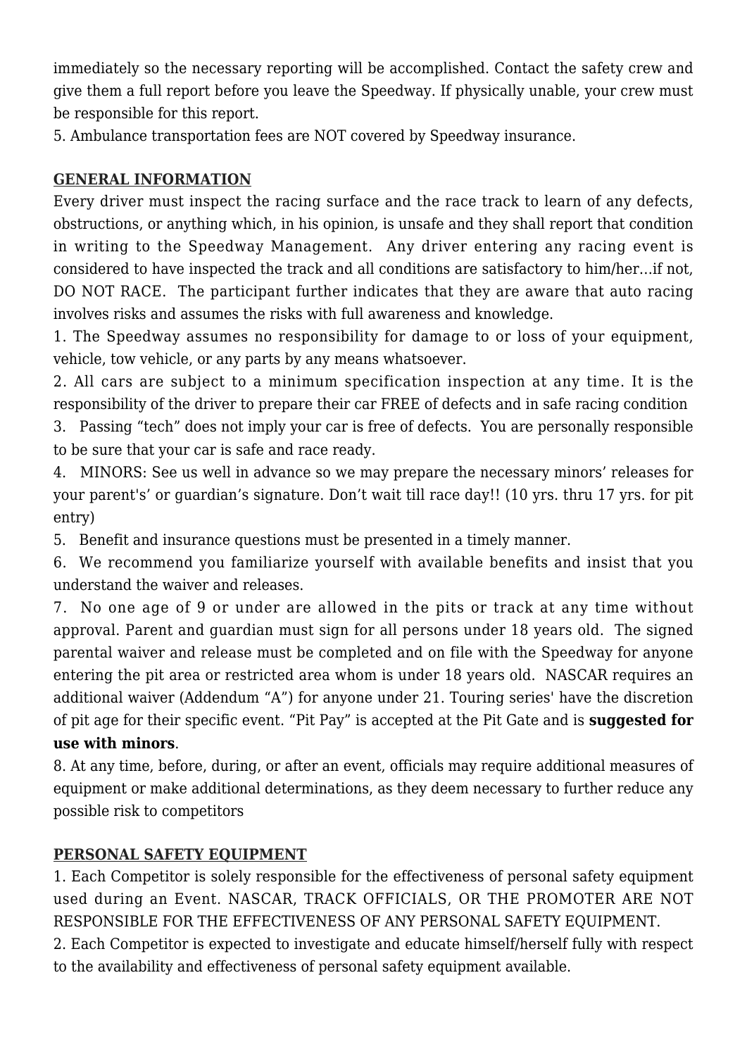immediately so the necessary reporting will be accomplished. Contact the safety crew and give them a full report before you leave the Speedway. If physically unable, your crew must be responsible for this report.

5. Ambulance transportation fees are NOT covered by Speedway insurance.

**GENERAL INFORMATION**

Every driver must inspect the racing surface and the race track to learn of any defects, obstructions, or anything which, in his opinion, is unsafe and they shall report that condition in writing to the Speedway Management. Any driver entering any racing event is considered to have inspected the track and all conditions are satisfactory to him/her…if not, DO NOT RACE. The participant further indicates that they are aware that auto racing involves risks and assumes the risks with full awareness and knowledge.

1. The Speedway assumes no responsibility for damage to or loss of your equipment, vehicle, tow vehicle, or any parts by any means whatsoever.
2. All cars are subject to a minimum specification inspection at any time. It is the responsibility of the driver to prepare their car FREE of defects and in safe racing condition
3. Passing "tech" does not imply your car is free of defects. You are personally responsible to be sure that your car is safe and race ready.
4. MINORS: See us well in advance so we may prepare the necessary minors' releases for your parent's' or guardian's signature. Don't wait till race day!! (10 yrs. thru 17 yrs. for pit entry)
5. Benefit and insurance questions must be presented in a timely manner.
6. We recommend you familiarize yourself with available benefits and insist that you understand the waiver and releases.
7. No one age of 9 or under are allowed in the pits or track at any time without approval. Parent and guardian must sign for all persons under 18 years old. The signed parental waiver and release must be completed and on file with the Speedway for anyone entering the pit area or restricted area whom is under 18 years old. NASCAR requires an additional waiver (Addendum "A") for anyone under 21. Touring series' have the discretion of pit age for their specific event. "Pit Pay" is accepted at the Pit Gate and is **suggested for use with minors**.
8. At any time, before, during, or after an event, officials may require additional measures of equipment or make additional determinations, as they deem necessary to further reduce any possible risk to competitors

**PERSONAL SAFETY EQUIPMENT**

1. Each Competitor is solely responsible for the effectiveness of personal safety equipment used during an Event. NASCAR, TRACK OFFICIALS, OR THE PROMOTER ARE NOT RESPONSIBLE FOR THE EFFECTIVENESS OF ANY PERSONAL SAFETY EQUIPMENT.
2. Each Competitor is expected to investigate and educate himself/herself fully with respect to the availability and effectiveness of personal safety equipment available.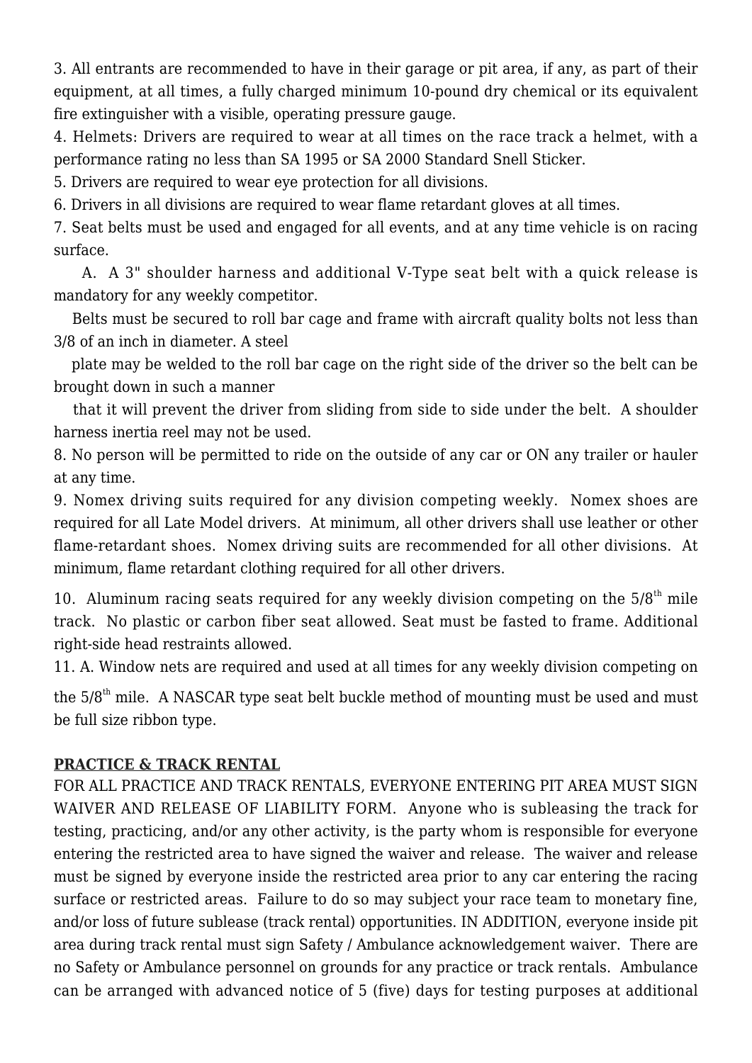3. All entrants are recommended to have in their garage or pit area, if any, as part of their equipment, at all times, a fully charged minimum 10-pound dry chemical or its equivalent fire extinguisher with a visible, operating pressure gauge.

4. Helmets: Drivers are required to wear at all times on the race track a helmet, with a performance rating no less than SA 1995 or SA 2000 Standard Snell Sticker.

5. Drivers are required to wear eye protection for all divisions.

6. Drivers in all divisions are required to wear flame retardant gloves at all times.

7. Seat belts must be used and engaged for all events, and at any time vehicle is on racing surface.

A. A 3" shoulder harness and additional V-Type seat belt with a quick release is mandatory for any weekly competitor.

Belts must be secured to roll bar cage and frame with aircraft quality bolts not less than 3/8 of an inch in diameter. A steel plate may be welded to the roll bar cage on the right side of the driver so the belt can be brought down in such a manner that it will prevent the driver from sliding from side to side under the belt. A shoulder harness inertia reel may not be used.

8. No person will be permitted to ride on the outside of any car or ON any trailer or hauler at any time.

9. Nomex driving suits required for any division competing weekly. Nomex shoes are required for all Late Model drivers. At minimum, all other drivers shall use leather or other flame-retardant shoes. Nomex driving suits are recommended for all other divisions. At minimum, flame retardant clothing required for all other drivers.

10. Aluminum racing seats required for any weekly division competing on the 5/8th mile track. No plastic or carbon fiber seat allowed. Seat must be fasted to frame. Additional right-side head restraints allowed.

11. A. Window nets are required and used at all times for any weekly division competing on the 5/8th mile. A NASCAR type seat belt buckle method of mounting must be used and must be full size ribbon type.

**PRACTICE & TRACK RENTAL**

FOR ALL PRACTICE AND TRACK RENTALS, EVERYONE ENTERING PIT AREA MUST SIGN WAIVER AND RELEASE OF LIABILITY FORM. Anyone who is subleasing the track for testing, practicing, and/or any other activity, is the party whom is responsible for everyone entering the restricted area to have signed the waiver and release. The waiver and release must be signed by everyone inside the restricted area prior to any car entering the racing surface or restricted areas. Failure to do so may subject your race team to monetary fine, and/or loss of future sublease (track rental) opportunities. IN ADDITION, everyone inside pit area during track rental must sign Safety / Ambulance acknowledgement waiver. There are no Safety or Ambulance personnel on grounds for any practice or track rentals. Ambulance can be arranged with advanced notice of 5 (five) days for testing purposes at additional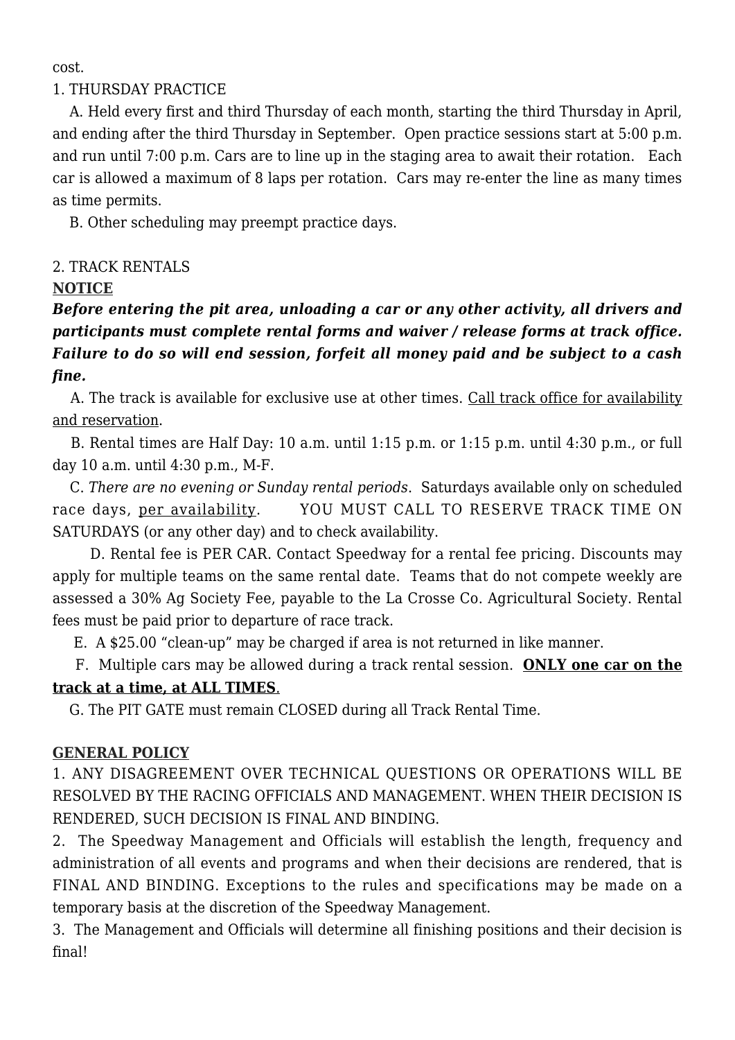cost.

1. THURSDAY PRACTICE

A. Held every first and third Thursday of each month, starting the third Thursday in April, and ending after the third Thursday in September. Open practice sessions start at 5:00 p.m. and run until 7:00 p.m. Cars are to line up in the staging area to await their rotation. Each car is allowed a maximum of 8 laps per rotation. Cars may re-enter the line as many times as time permits.

B. Other scheduling may preempt practice days.

2. TRACK RENTALS

**NOTICE**

***Before entering the pit area, unloading a car or any other activity, all drivers and participants must complete rental forms and waiver / release forms at track office. Failure to do so will end session, forfeit all money paid and be subject to a cash fine.***

A. The track is available for exclusive use at other times. Call track office for availability and reservation.

B. Rental times are Half Day: 10 a.m. until 1:15 p.m. or 1:15 p.m. until 4:30 p.m., or full day 10 a.m. until 4:30 p.m., M-F.

C. *There are no evening or Sunday rental periods*. Saturdays available only on scheduled race days, per availability. YOU MUST CALL TO RESERVE TRACK TIME ON SATURDAYS (or any other day) and to check availability.

D. Rental fee is PER CAR. Contact Speedway for a rental fee pricing. Discounts may apply for multiple teams on the same rental date. Teams that do not compete weekly are assessed a 30% Ag Society Fee, payable to the La Crosse Co. Agricultural Society. Rental fees must be paid prior to departure of race track.

E. A $25.00 "clean-up" may be charged if area is not returned in like manner.

F. Multiple cars may be allowed during a track rental session. **ONLY one car on the track at a time, at ALL TIMES**.

G. The PIT GATE must remain CLOSED during all Track Rental Time.

**GENERAL POLICY**

1. ANY DISAGREEMENT OVER TECHNICAL QUESTIONS OR OPERATIONS WILL BE RESOLVED BY THE RACING OFFICIALS AND MANAGEMENT. WHEN THEIR DECISION IS RENDERED, SUCH DECISION IS FINAL AND BINDING.
2. The Speedway Management and Officials will establish the length, frequency and administration of all events and programs and when their decisions are rendered, that is FINAL AND BINDING. Exceptions to the rules and specifications may be made on a temporary basis at the discretion of the Speedway Management.
3. The Management and Officials will determine all finishing positions and their decision is final!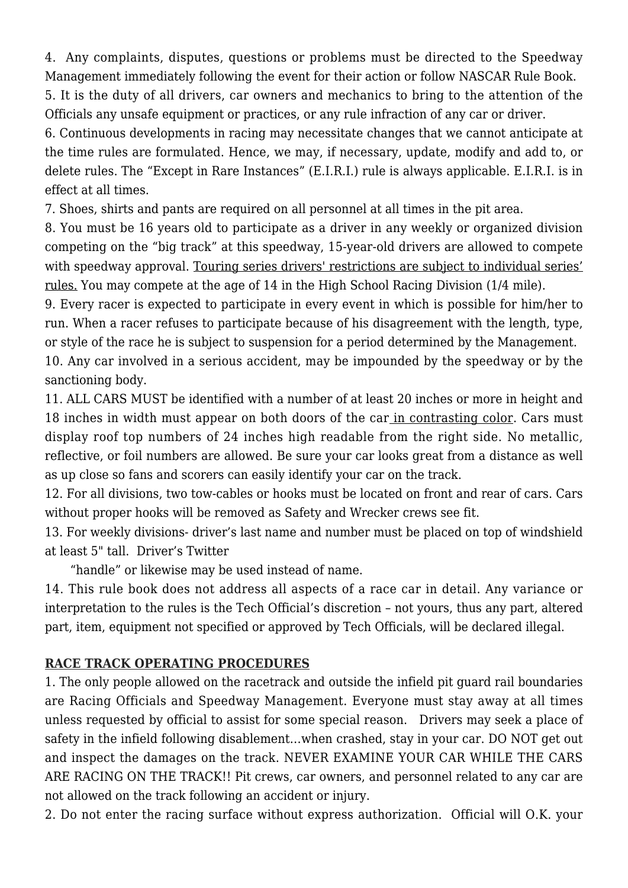4.  Any complaints, disputes, questions or problems must be directed to the Speedway Management immediately following the event for their action or follow NASCAR Rule Book.

5. It is the duty of all drivers, car owners and mechanics to bring to the attention of the Officials any unsafe equipment or practices, or any rule infraction of any car or driver.

6. Continuous developments in racing may necessitate changes that we cannot anticipate at the time rules are formulated. Hence, we may, if necessary, update, modify and add to, or delete rules. The "Except in Rare Instances" (E.I.R.I.) rule is always applicable. E.I.R.I. is in effect at all times.

7. Shoes, shirts and pants are required on all personnel at all times in the pit area.

8. You must be 16 years old to participate as a driver in any weekly or organized division competing on the "big track" at this speedway, 15-year-old drivers are allowed to compete with speedway approval. <u>Touring series drivers' restrictions are subject to individual series' rules.</u> You may compete at the age of 14 in the High School Racing Division (1/4 mile).

9. Every racer is expected to participate in every event in which is possible for him/her to run. When a racer refuses to participate because of his disagreement with the length, type, or style of the race he is subject to suspension for a period determined by the Management.

10. Any car involved in a serious accident, may be impounded by the speedway or by the sanctioning body.

11. ALL CARS MUST be identified with a number of at least 20 inches or more in height and 18 inches in width must appear on both doors of the car <u>in contrasting color</u>. Cars must display roof top numbers of 24 inches high readable from the right side. No metallic, reflective, or foil numbers are allowed. Be sure your car looks great from a distance as well as up close so fans and scorers can easily identify your car on the track.

12. For all divisions, two tow-cables or hooks must be located on front and rear of cars. Cars without proper hooks will be removed as Safety and Wrecker crews see fit.

13. For weekly divisions- driver's last name and number must be placed on top of windshield at least 5" tall.  Driver's Twitter "handle" or likewise may be used instead of name.

14. This rule book does not address all aspects of a race car in detail. Any variance or interpretation to the rules is the Tech Official's discretion – not yours, thus any part, altered part, item, equipment not specified or approved by Tech Officials, will be declared illegal.

## RACE TRACK OPERATING PROCEDURES

1. The only people allowed on the racetrack and outside the infield pit guard rail boundaries are Racing Officials and Speedway Management. Everyone must stay away at all times unless requested by official to assist for some special reason.   Drivers may seek a place of safety in the infield following disablement…when crashed, stay in your car. DO NOT get out and inspect the damages on the track. NEVER EXAMINE YOUR CAR WHILE THE CARS ARE RACING ON THE TRACK!! Pit crews, car owners, and personnel related to any car are not allowed on the track following an accident or injury.

2. Do not enter the racing surface without express authorization.  Official will O.K. your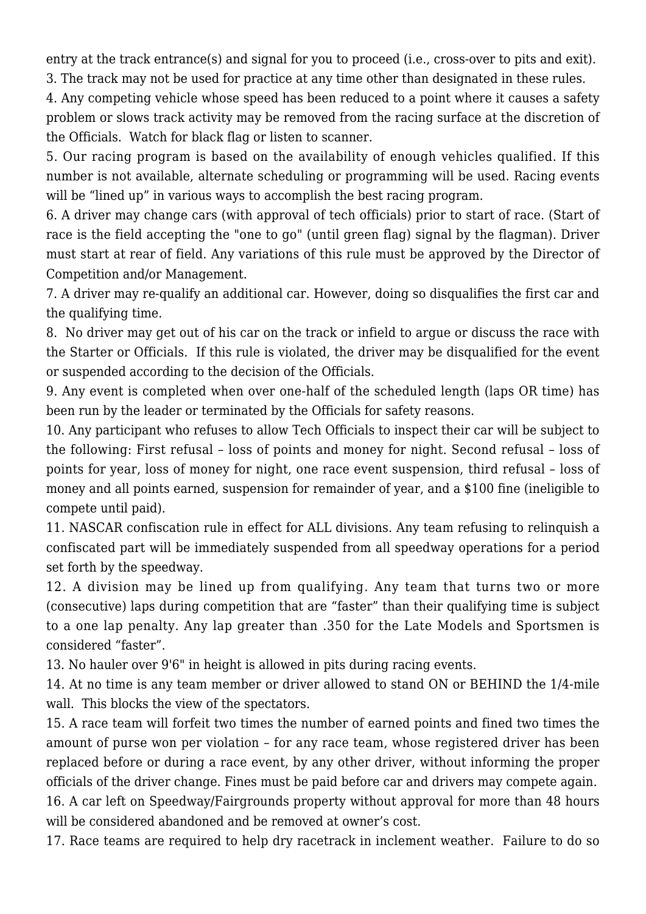entry at the track entrance(s) and signal for you to proceed (i.e., cross-over to pits and exit).

3. The track may not be used for practice at any time other than designated in these rules.

4. Any competing vehicle whose speed has been reduced to a point where it causes a safety problem or slows track activity may be removed from the racing surface at the discretion of the Officials. Watch for black flag or listen to scanner.

5. Our racing program is based on the availability of enough vehicles qualified. If this number is not available, alternate scheduling or programming will be used. Racing events will be "lined up" in various ways to accomplish the best racing program.

6. A driver may change cars (with approval of tech officials) prior to start of race. (Start of race is the field accepting the "one to go" (until green flag) signal by the flagman). Driver must start at rear of field. Any variations of this rule must be approved by the Director of Competition and/or Management.

7. A driver may re-qualify an additional car. However, doing so disqualifies the first car and the qualifying time.

8. No driver may get out of his car on the track or infield to argue or discuss the race with the Starter or Officials. If this rule is violated, the driver may be disqualified for the event or suspended according to the decision of the Officials.

9. Any event is completed when over one-half of the scheduled length (laps OR time) has been run by the leader or terminated by the Officials for safety reasons.

10. Any participant who refuses to allow Tech Officials to inspect their car will be subject to the following: First refusal – loss of points and money for night. Second refusal – loss of points for year, loss of money for night, one race event suspension, third refusal – loss of money and all points earned, suspension for remainder of year, and a $100 fine (ineligible to compete until paid).

11. NASCAR confiscation rule in effect for ALL divisions. Any team refusing to relinquish a confiscated part will be immediately suspended from all speedway operations for a period set forth by the speedway.

12. A division may be lined up from qualifying. Any team that turns two or more (consecutive) laps during competition that are "faster" than their qualifying time is subject to a one lap penalty. Any lap greater than .350 for the Late Models and Sportsmen is considered "faster".

13. No hauler over 9'6" in height is allowed in pits during racing events.

14. At no time is any team member or driver allowed to stand ON or BEHIND the 1/4-mile wall. This blocks the view of the spectators.

15. A race team will forfeit two times the number of earned points and fined two times the amount of purse won per violation – for any race team, whose registered driver has been replaced before or during a race event, by any other driver, without informing the proper officials of the driver change. Fines must be paid before car and drivers may compete again.

16. A car left on Speedway/Fairgrounds property without approval for more than 48 hours will be considered abandoned and be removed at owner's cost.

17. Race teams are required to help dry racetrack in inclement weather. Failure to do so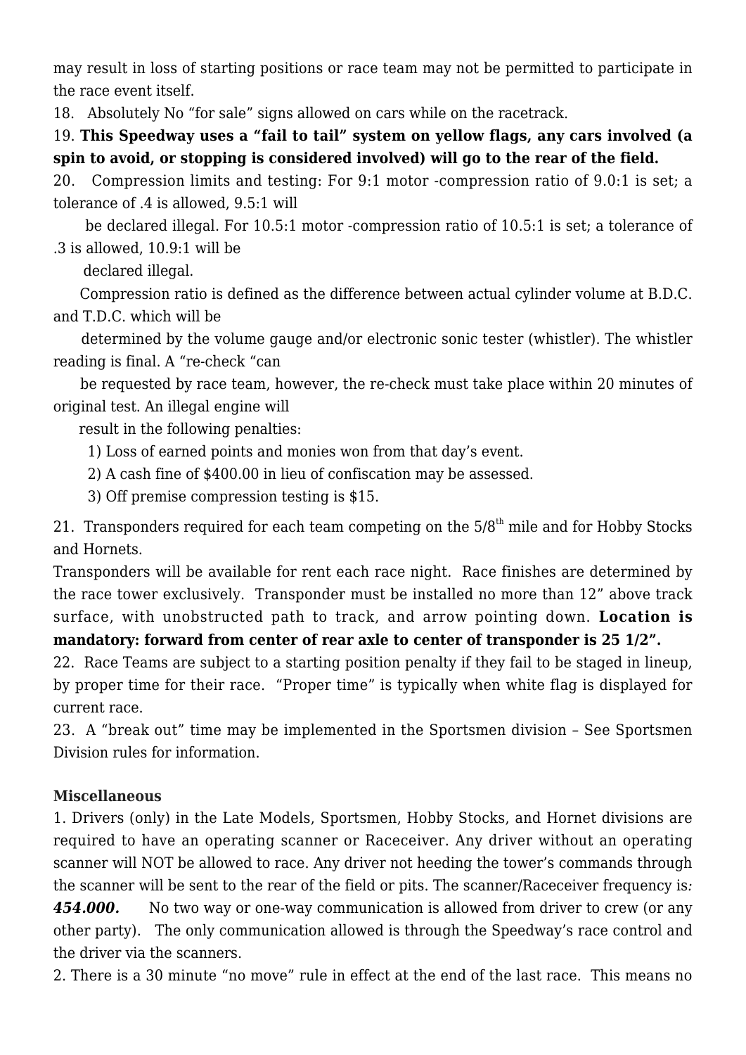may result in loss of starting positions or race team may not be permitted to participate in the race event itself.

18. Absolutely No "for sale" signs allowed on cars while on the racetrack.

19. **This Speedway uses a "fail to tail" system on yellow flags, any cars involved (a spin to avoid, or stopping is considered involved) will go to the rear of the field.**

20. Compression limits and testing: For 9:1 motor -compression ratio of 9.0:1 is set; a tolerance of .4 is allowed, 9.5:1 will be declared illegal. For 10.5:1 motor -compression ratio of 10.5:1 is set; a tolerance of .3 is allowed, 10.9:1 will be declared illegal.

Compression ratio is defined as the difference between actual cylinder volume at B.D.C. and T.D.C. which will be determined by the volume gauge and/or electronic sonic tester (whistler). The whistler reading is final. A "re-check "can be requested by race team, however, the re-check must take place within 20 minutes of original test. An illegal engine will result in the following penalties:

1) Loss of earned points and monies won from that day's event.
2) A cash fine of $400.00 in lieu of confiscation may be assessed.
3) Off premise compression testing is $15.

21. Transponders required for each team competing on the 5/8th mile and for Hobby Stocks and Hornets.

Transponders will be available for rent each race night. Race finishes are determined by the race tower exclusively. Transponder must be installed no more than 12" above track surface, with unobstructed path to track, and arrow pointing down. **Location is mandatory: forward from center of rear axle to center of transponder is 25 1/2".**

22. Race Teams are subject to a starting position penalty if they fail to be staged in lineup, by proper time for their race. "Proper time" is typically when white flag is displayed for current race.

23. A "break out" time may be implemented in the Sportsmen division – See Sportsmen Division rules for information.

**Miscellaneous**

1. Drivers (only) in the Late Models, Sportsmen, Hobby Stocks, and Hornet divisions are required to have an operating scanner or Raceceiver. Any driver without an operating scanner will NOT be allowed to race. Any driver not heeding the tower's commands through the scanner will be sent to the rear of the field or pits. The scanner/Raceceiver frequency is: ***454.000.*** No two way or one-way communication is allowed from driver to crew (or any other party). The only communication allowed is through the Speedway's race control and the driver via the scanners.

2. There is a 30 minute "no move" rule in effect at the end of the last race. This means no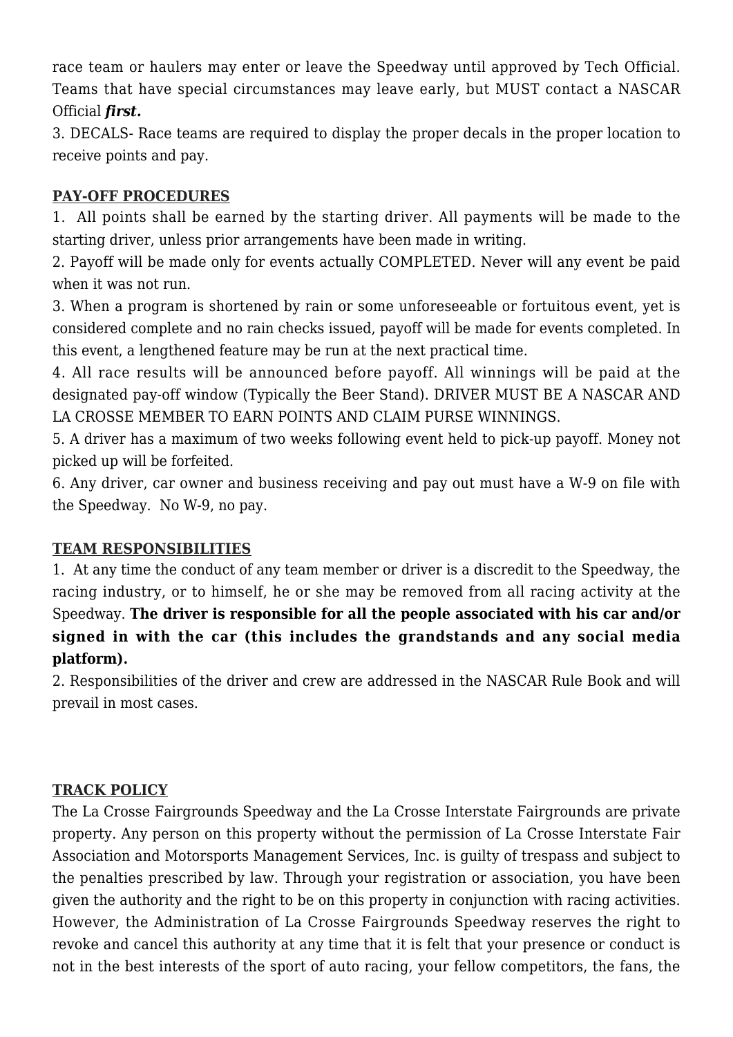race team or haulers may enter or leave the Speedway until approved by Tech Official. Teams that have special circumstances may leave early, but MUST contact a NASCAR Official ***first.***

3. DECALS- Race teams are required to display the proper decals in the proper location to receive points and pay.

**PAY-OFF PROCEDURES**

1. All points shall be earned by the starting driver. All payments will be made to the starting driver, unless prior arrangements have been made in writing.
2. Payoff will be made only for events actually COMPLETED. Never will any event be paid when it was not run.
3. When a program is shortened by rain or some unforeseeable or fortuitous event, yet is considered complete and no rain checks issued, payoff will be made for events completed. In this event, a lengthened feature may be run at the next practical time.
4. All race results will be announced before payoff. All winnings will be paid at the designated pay-off window (Typically the Beer Stand). DRIVER MUST BE A NASCAR AND LA CROSSE MEMBER TO EARN POINTS AND CLAIM PURSE WINNINGS.
5. A driver has a maximum of two weeks following event held to pick-up payoff. Money not picked up will be forfeited.
6. Any driver, car owner and business receiving and pay out must have a W-9 on file with the Speedway. No W-9, no pay.

**TEAM RESPONSIBILITIES**

1. At any time the conduct of any team member or driver is a discredit to the Speedway, the racing industry, or to himself, he or she may be removed from all racing activity at the Speedway. **The driver is responsible for all the people associated with his car and/or signed in with the car (this includes the grandstands and any social media platform).**
2. Responsibilities of the driver and crew are addressed in the NASCAR Rule Book and will prevail in most cases.

**TRACK POLICY**

The La Crosse Fairgrounds Speedway and the La Crosse Interstate Fairgrounds are private property. Any person on this property without the permission of La Crosse Interstate Fair Association and Motorsports Management Services, Inc. is guilty of trespass and subject to the penalties prescribed by law. Through your registration or association, you have been given the authority and the right to be on this property in conjunction with racing activities. However, the Administration of La Crosse Fairgrounds Speedway reserves the right to revoke and cancel this authority at any time that it is felt that your presence or conduct is not in the best interests of the sport of auto racing, your fellow competitors, the fans, the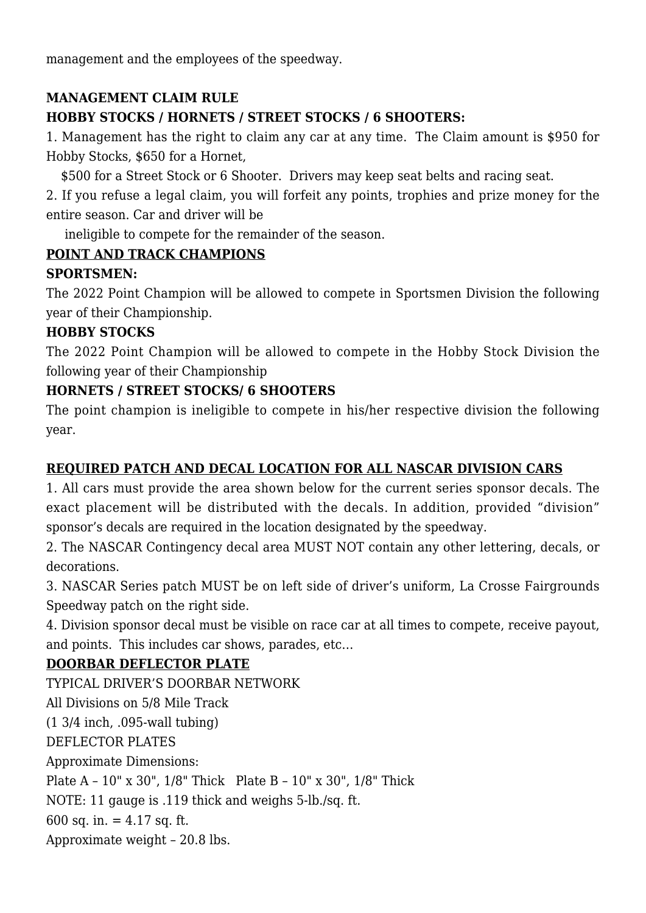management and the employees of the speedway.

**MANAGEMENT CLAIM RULE**

**HOBBY STOCKS / HORNETS / STREET STOCKS / 6 SHOOTERS:**

1. Management has the right to claim any car at any time. The Claim amount is $950 for Hobby Stocks, $650 for a Hornet, $500 for a Street Stock or 6 Shooter. Drivers may keep seat belts and racing seat.
2. If you refuse a legal claim, you will forfeit any points, trophies and prize money for the entire season. Car and driver will be ineligible to compete for the remainder of the season.

**POINT AND TRACK CHAMPIONS**

**SPORTSMEN:**

The 2022 Point Champion will be allowed to compete in Sportsmen Division the following year of their Championship.

**HOBBY STOCKS**

The 2022 Point Champion will be allowed to compete in the Hobby Stock Division the following year of their Championship

**HORNETS / STREET STOCKS/ 6 SHOOTERS**

The point champion is ineligible to compete in his/her respective division the following year.

**REQUIRED PATCH AND DECAL LOCATION FOR ALL NASCAR DIVISION CARS**

1. All cars must provide the area shown below for the current series sponsor decals. The exact placement will be distributed with the decals. In addition, provided "division" sponsor's decals are required in the location designated by the speedway.
2. The NASCAR Contingency decal area MUST NOT contain any other lettering, decals, or decorations.
3. NASCAR Series patch MUST be on left side of driver's uniform, La Crosse Fairgrounds Speedway patch on the right side.
4. Division sponsor decal must be visible on race car at all times to compete, receive payout, and points. This includes car shows, parades, etc…

**DOORBAR DEFLECTOR PLATE**

TYPICAL DRIVER'S DOORBAR NETWORK

All Divisions on 5/8 Mile Track

(1 3/4 inch, .095-wall tubing)

DEFLECTOR PLATES

Approximate Dimensions:

Plate A – 10" x 30", 1/8" Thick   Plate B – 10" x 30", 1/8" Thick

NOTE: 11 gauge is .119 thick and weighs 5-lb./sq. ft.

600 sq. in. = 4.17 sq. ft.

Approximate weight – 20.8 lbs.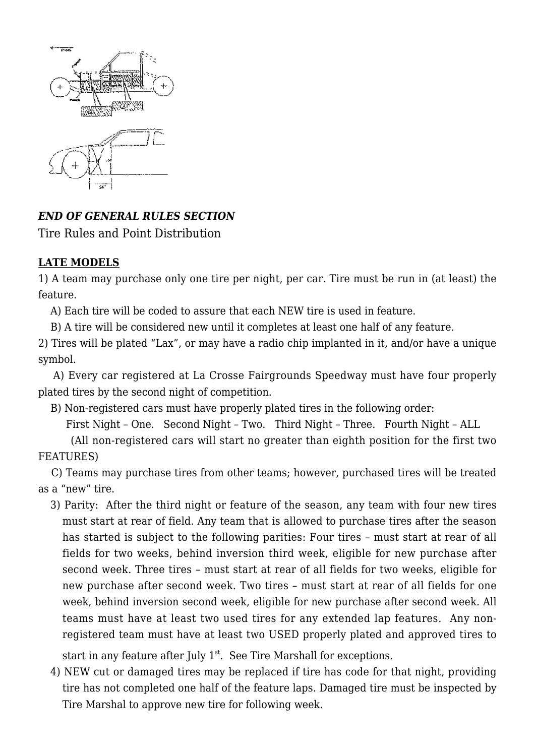***END OF GENERAL RULES SECTION***

Tire Rules and Point Distribution

**LATE MODELS**

1) A team may purchase only one tire per night, per car. Tire must be run in (at least) the feature.

A) Each tire will be coded to assure that each NEW tire is used in feature.

B) A tire will be considered new until it completes at least one half of any feature.

2) Tires will be plated "Lax", or may have a radio chip implanted in it, and/or have a unique symbol.

A) Every car registered at La Crosse Fairgrounds Speedway must have four properly plated tires by the second night of competition.

B) Non-registered cars must have properly plated tires in the following order:

First Night – One. Second Night – Two. Third Night – Three. Fourth Night – ALL

(All non-registered cars will start no greater than eighth position for the first two FEATURES)

C) Teams may purchase tires from other teams; however, purchased tires will be treated as a "new" tire.

3) Parity: After the third night or feature of the season, any team with four new tires must start at rear of field. Any team that is allowed to purchase tires after the season has started is subject to the following parities: Four tires – must start at rear of all fields for two weeks, behind inversion third week, eligible for new purchase after second week. Three tires – must start at rear of all fields for two weeks, eligible for new purchase after second week. Two tires – must start at rear of all fields for one week, behind inversion second week, eligible for new purchase after second week. All teams must have at least two used tires for any extended lap features. Any non-registered team must have at least two USED properly plated and approved tires to start in any feature after July 1st. See Tire Marshall for exceptions.

4) NEW cut or damaged tires may be replaced if tire has code for that night, providing tire has not completed one half of the feature laps. Damaged tire must be inspected by Tire Marshal to approve new tire for following week.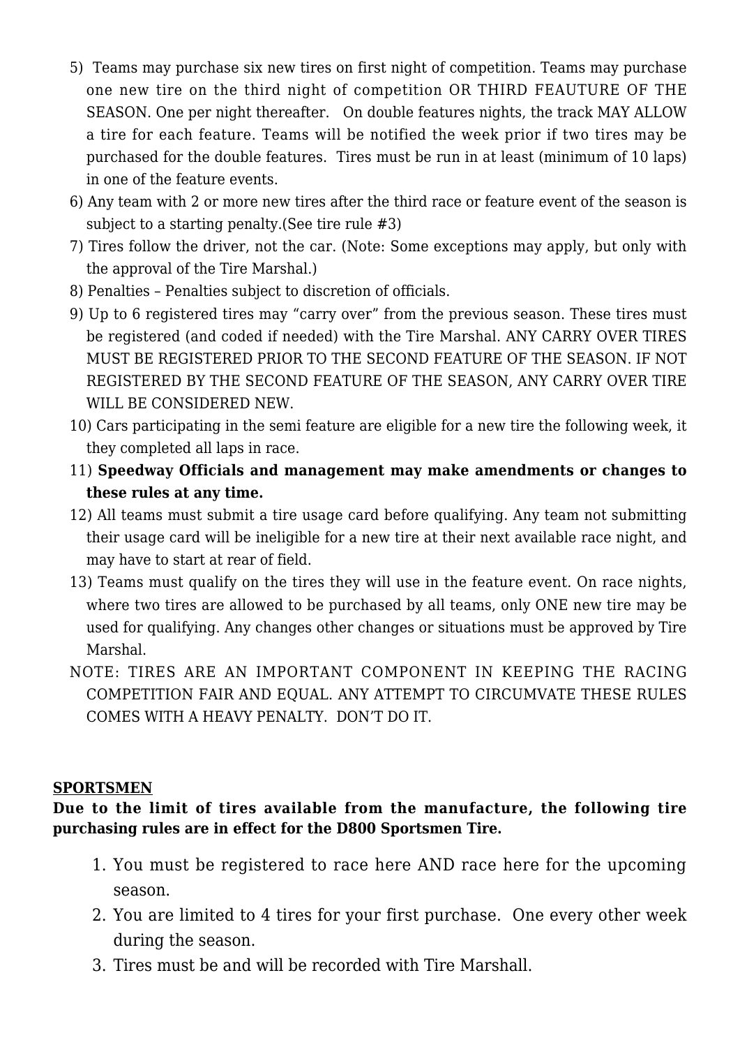5) Teams may purchase six new tires on first night of competition. Teams may purchase one new tire on the third night of competition OR THIRD FEAUTURE OF THE SEASON. One per night thereafter. On double features nights, the track MAY ALLOW a tire for each feature. Teams will be notified the week prior if two tires may be purchased for the double features. Tires must be run in at least (minimum of 10 laps) in one of the feature events.

6) Any team with 2 or more new tires after the third race or feature event of the season is subject to a starting penalty.(See tire rule #3)

7) Tires follow the driver, not the car. (Note: Some exceptions may apply, but only with the approval of the Tire Marshal.)

8) Penalties – Penalties subject to discretion of officials.

9) Up to 6 registered tires may "carry over" from the previous season. These tires must be registered (and coded if needed) with the Tire Marshal. ANY CARRY OVER TIRES MUST BE REGISTERED PRIOR TO THE SECOND FEATURE OF THE SEASON. IF NOT REGISTERED BY THE SECOND FEATURE OF THE SEASON, ANY CARRY OVER TIRE WILL BE CONSIDERED NEW.

10) Cars participating in the semi feature are eligible for a new tire the following week, it they completed all laps in race.

11) **Speedway Officials and management may make amendments or changes to these rules at any time.**

12) All teams must submit a tire usage card before qualifying. Any team not submitting their usage card will be ineligible for a new tire at their next available race night, and may have to start at rear of field.

13) Teams must qualify on the tires they will use in the feature event. On race nights, where two tires are allowed to be purchased by all teams, only ONE new tire may be used for qualifying. Any changes other changes or situations must be approved by Tire Marshal.

NOTE: TIRES ARE AN IMPORTANT COMPONENT IN KEEPING THE RACING COMPETITION FAIR AND EQUAL. ANY ATTEMPT TO CIRCUMVATE THESE RULES COMES WITH A HEAVY PENALTY. DON'T DO IT.

**SPORTSMEN**

**Due to the limit of tires available from the manufacture, the following tire purchasing rules are in effect for the D800 Sportsmen Tire.**

1. You must be registered to race here AND race here for the upcoming season.
2. You are limited to 4 tires for your first purchase. One every other week during the season.
3. Tires must be and will be recorded with Tire Marshall.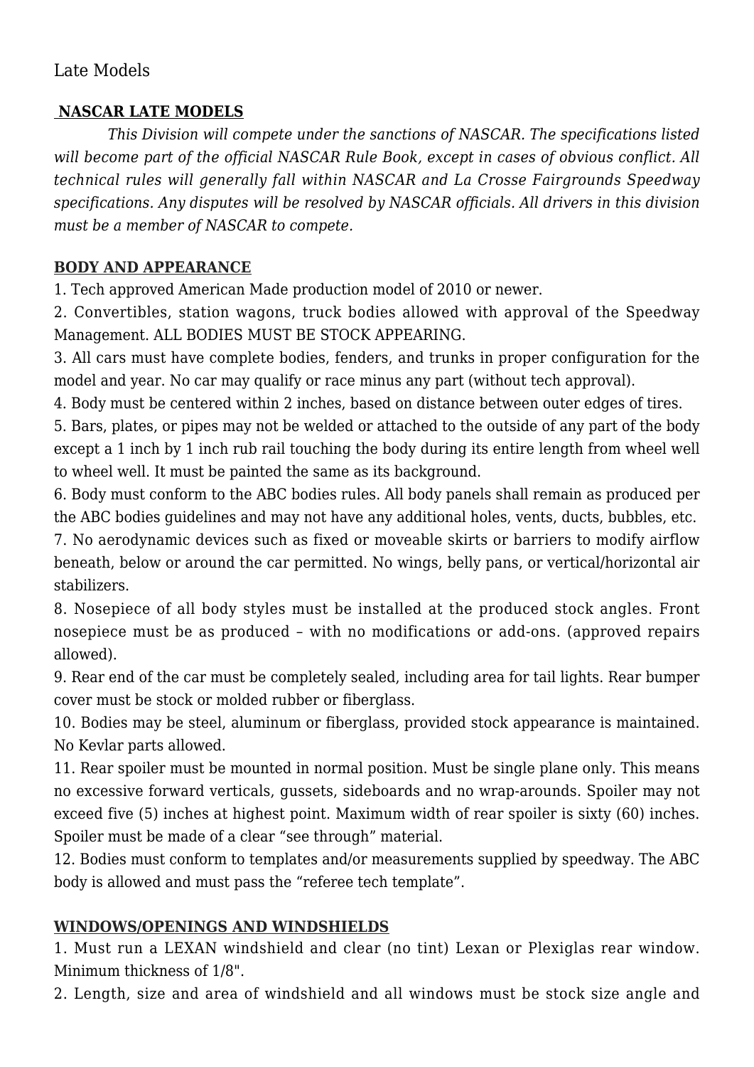Late Models

## NASCAR LATE MODELS

*This Division will compete under the sanctions of NASCAR. The specifications listed will become part of the official NASCAR Rule Book, except in cases of obvious conflict. All technical rules will generally fall within NASCAR and La Crosse Fairgrounds Speedway specifications. Any disputes will be resolved by NASCAR officials. All drivers in this division must be a member of NASCAR to compete.*

### BODY AND APPEARANCE

1. Tech approved American Made production model of 2010 or newer.
2. Convertibles, station wagons, truck bodies allowed with approval of the Speedway Management. ALL BODIES MUST BE STOCK APPEARING.
3. All cars must have complete bodies, fenders, and trunks in proper configuration for the model and year. No car may qualify or race minus any part (without tech approval).
4. Body must be centered within 2 inches, based on distance between outer edges of tires.
5. Bars, plates, or pipes may not be welded or attached to the outside of any part of the body except a 1 inch by 1 inch rub rail touching the body during its entire length from wheel well to wheel well. It must be painted the same as its background.
6. Body must conform to the ABC bodies rules. All body panels shall remain as produced per the ABC bodies guidelines and may not have any additional holes, vents, ducts, bubbles, etc.
7. No aerodynamic devices such as fixed or moveable skirts or barriers to modify airflow beneath, below or around the car permitted. No wings, belly pans, or vertical/horizontal air stabilizers.
8. Nosepiece of all body styles must be installed at the produced stock angles. Front nosepiece must be as produced – with no modifications or add-ons. (approved repairs allowed).
9. Rear end of the car must be completely sealed, including area for tail lights. Rear bumper cover must be stock or molded rubber or fiberglass.
10. Bodies may be steel, aluminum or fiberglass, provided stock appearance is maintained. No Kevlar parts allowed.
11. Rear spoiler must be mounted in normal position. Must be single plane only. This means no excessive forward verticals, gussets, sideboards and no wrap-arounds. Spoiler may not exceed five (5) inches at highest point. Maximum width of rear spoiler is sixty (60) inches. Spoiler must be made of a clear "see through" material.
12. Bodies must conform to templates and/or measurements supplied by speedway. The ABC body is allowed and must pass the "referee tech template".

### WINDOWS/OPENINGS AND WINDSHIELDS

1. Must run a LEXAN windshield and clear (no tint) Lexan or Plexiglas rear window. Minimum thickness of 1/8".
2. Length, size and area of windshield and all windows must be stock size angle and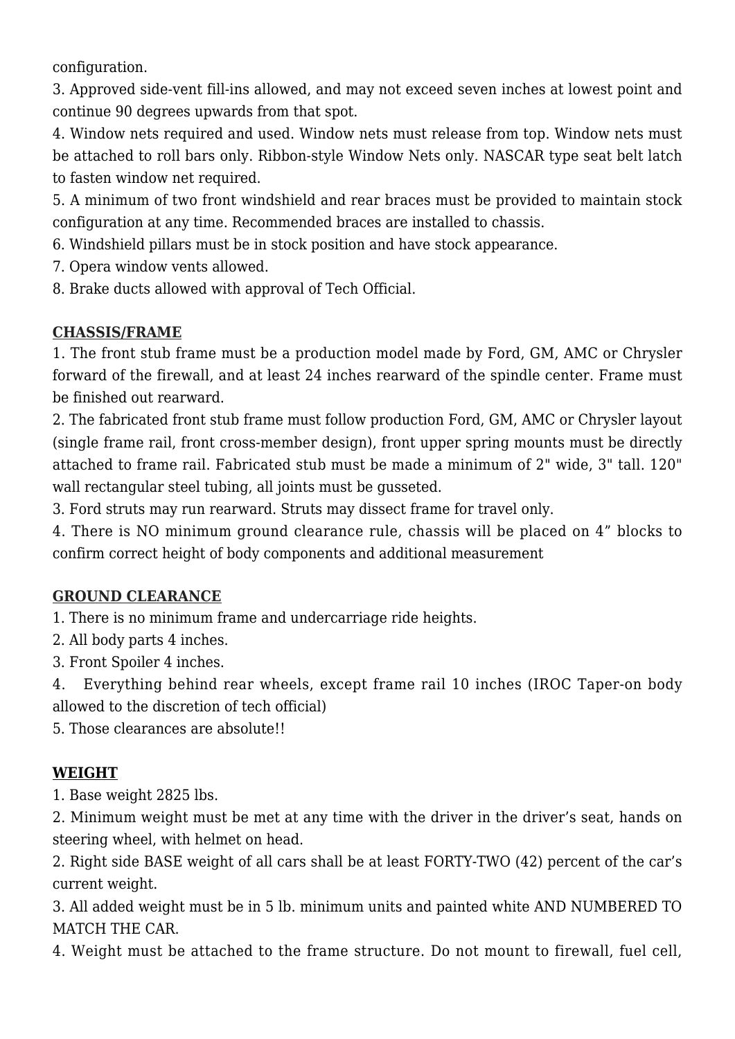configuration.

3. Approved side-vent fill-ins allowed, and may not exceed seven inches at lowest point and continue 90 degrees upwards from that spot.
4. Window nets required and used. Window nets must release from top. Window nets must be attached to roll bars only. Ribbon-style Window Nets only. NASCAR type seat belt latch to fasten window net required.
5. A minimum of two front windshield and rear braces must be provided to maintain stock configuration at any time. Recommended braces are installed to chassis.
6. Windshield pillars must be in stock position and have stock appearance.
7. Opera window vents allowed.
8. Brake ducts allowed with approval of Tech Official.

**CHASSIS/FRAME**

1. The front stub frame must be a production model made by Ford, GM, AMC or Chrysler forward of the firewall, and at least 24 inches rearward of the spindle center. Frame must be finished out rearward.
2. The fabricated front stub frame must follow production Ford, GM, AMC or Chrysler layout (single frame rail, front cross-member design), front upper spring mounts must be directly attached to frame rail. Fabricated stub must be made a minimum of 2" wide, 3" tall. 120" wall rectangular steel tubing, all joints must be gusseted.
3. Ford struts may run rearward. Struts may dissect frame for travel only.
4. There is NO minimum ground clearance rule, chassis will be placed on 4" blocks to confirm correct height of body components and additional measurement

**GROUND CLEARANCE**

1. There is no minimum frame and undercarriage ride heights.
2. All body parts 4 inches.
3. Front Spoiler 4 inches.
4. Everything behind rear wheels, except frame rail 10 inches (IROC Taper-on body allowed to the discretion of tech official)
5. Those clearances are absolute!!

**WEIGHT**

1. Base weight 2825 lbs.
2. Minimum weight must be met at any time with the driver in the driver's seat, hands on steering wheel, with helmet on head.
2. Right side BASE weight of all cars shall be at least FORTY-TWO (42) percent of the car's current weight.
3. All added weight must be in 5 lb. minimum units and painted white AND NUMBERED TO MATCH THE CAR.
4. Weight must be attached to the frame structure. Do not mount to firewall, fuel cell,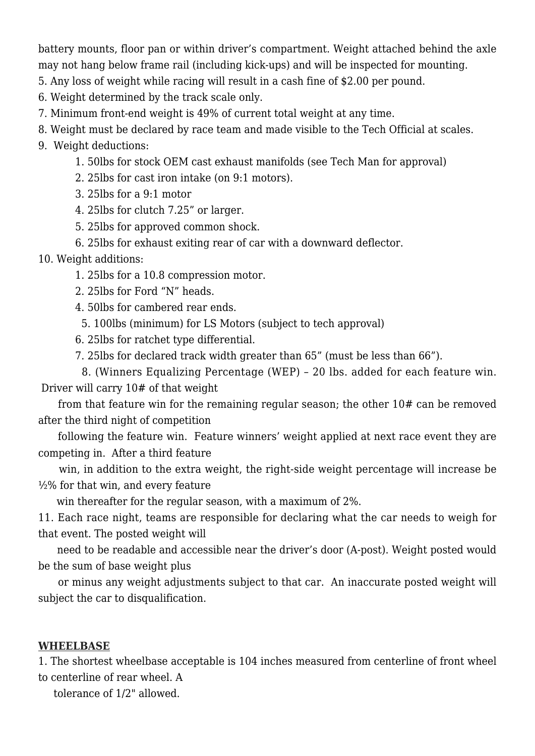battery mounts, floor pan or within driver's compartment. Weight attached behind the axle may not hang below frame rail (including kick-ups) and will be inspected for mounting.

5. Any loss of weight while racing will result in a cash fine of $2.00 per pound.
6. Weight determined by the track scale only.
7. Minimum front-end weight is 49% of current total weight at any time.
8. Weight must be declared by race team and made visible to the Tech Official at scales.
9. Weight deductions:
    1. 50lbs for stock OEM cast exhaust manifolds (see Tech Man for approval)
    2. 25lbs for cast iron intake (on 9:1 motors).
    3. 25lbs for a 9:1 motor
    4. 25lbs for clutch 7.25" or larger.
    5. 25lbs for approved common shock.
    6. 25lbs for exhaust exiting rear of car with a downward deflector.
10. Weight additions:
    1. 25lbs for a 10.8 compression motor.
    2. 25lbs for Ford "N" heads.
    4. 50lbs for cambered rear ends.
    5. 100lbs (minimum) for LS Motors (subject to tech approval)
    6. 25lbs for ratchet type differential.
    7. 25lbs for declared track width greater than 65" (must be less than 66").
    8. (Winners Equalizing Percentage (WEP) – 20 lbs. added for each feature win. Driver will carry 10# of that weight from that feature win for the remaining regular season; the other 10# can be removed after the third night of competition following the feature win. Feature winners' weight applied at next race event they are competing in. After a third feature win, in addition to the extra weight, the right-side weight percentage will increase be ½% for that win, and every feature win thereafter for the regular season, with a maximum of 2%.
11. Each race night, teams are responsible for declaring what the car needs to weigh for that event. The posted weight will need to be readable and accessible near the driver's door (A-post). Weight posted would be the sum of base weight plus or minus any weight adjustments subject to that car. An inaccurate posted weight will subject the car to disqualification.

**WHEELBASE**

1. The shortest wheelbase acceptable is 104 inches measured from centerline of front wheel to centerline of rear wheel. A tolerance of 1/2" allowed.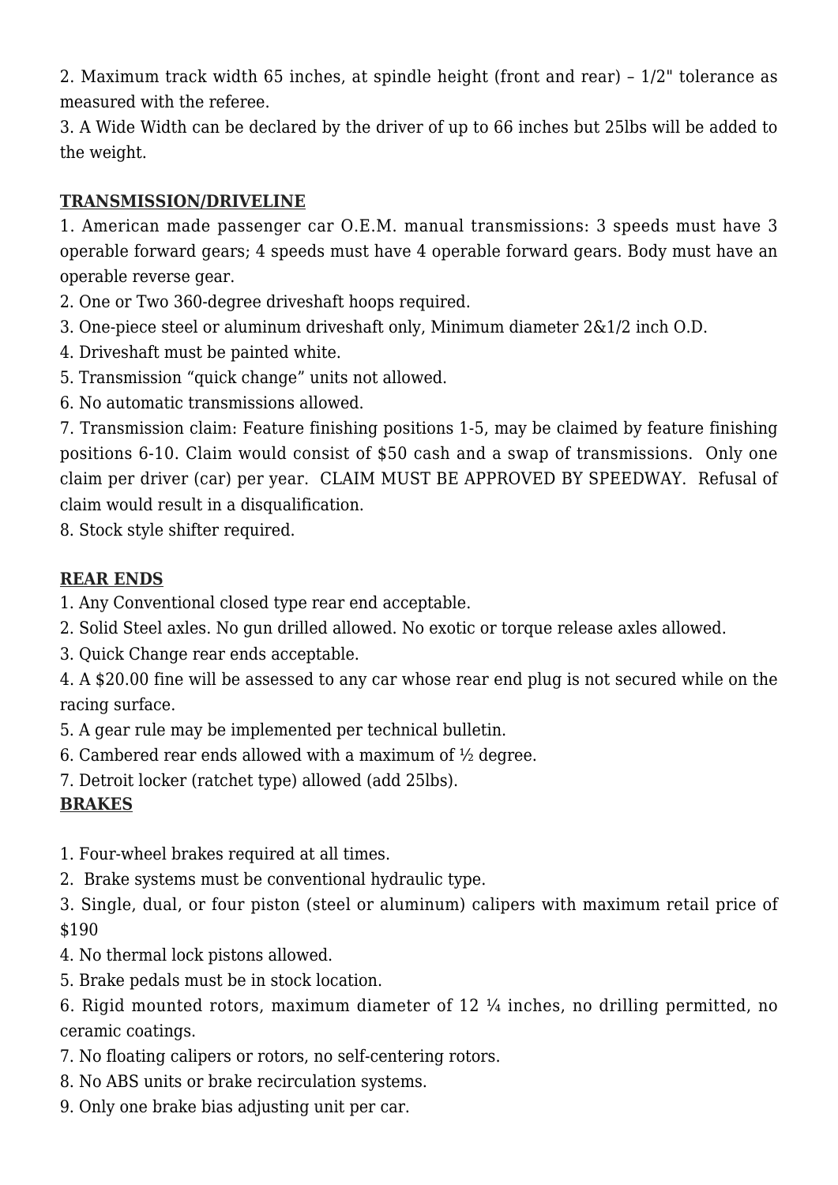2. Maximum track width 65 inches, at spindle height (front and rear) – 1/2" tolerance as measured with the referee.

3. A Wide Width can be declared by the driver of up to 66 inches but 25lbs will be added to the weight.

**TRANSMISSION/DRIVELINE**

1. American made passenger car O.E.M. manual transmissions: 3 speeds must have 3 operable forward gears; 4 speeds must have 4 operable forward gears. Body must have an operable reverse gear.
2. One or Two 360-degree driveshaft hoops required.
3. One-piece steel or aluminum driveshaft only, Minimum diameter 2&1/2 inch O.D.
4. Driveshaft must be painted white.
5. Transmission "quick change" units not allowed.
6. No automatic transmissions allowed.
7. Transmission claim: Feature finishing positions 1-5, may be claimed by feature finishing positions 6-10. Claim would consist of $50 cash and a swap of transmissions. Only one claim per driver (car) per year. CLAIM MUST BE APPROVED BY SPEEDWAY. Refusal of claim would result in a disqualification.
8. Stock style shifter required.

**REAR ENDS**

1. Any Conventional closed type rear end acceptable.
2. Solid Steel axles. No gun drilled allowed. No exotic or torque release axles allowed.
3. Quick Change rear ends acceptable.
4. A $20.00 fine will be assessed to any car whose rear end plug is not secured while on the racing surface.
5. A gear rule may be implemented per technical bulletin.
6. Cambered rear ends allowed with a maximum of ½ degree.
7. Detroit locker (ratchet type) allowed (add 25lbs).

**BRAKES**

1. Four-wheel brakes required at all times.
2. Brake systems must be conventional hydraulic type.
3. Single, dual, or four piston (steel or aluminum) calipers with maximum retail price of $190
4. No thermal lock pistons allowed.
5. Brake pedals must be in stock location.
6. Rigid mounted rotors, maximum diameter of 12 ¼ inches, no drilling permitted, no ceramic coatings.
7. No floating calipers or rotors, no self-centering rotors.
8. No ABS units or brake recirculation systems.
9. Only one brake bias adjusting unit per car.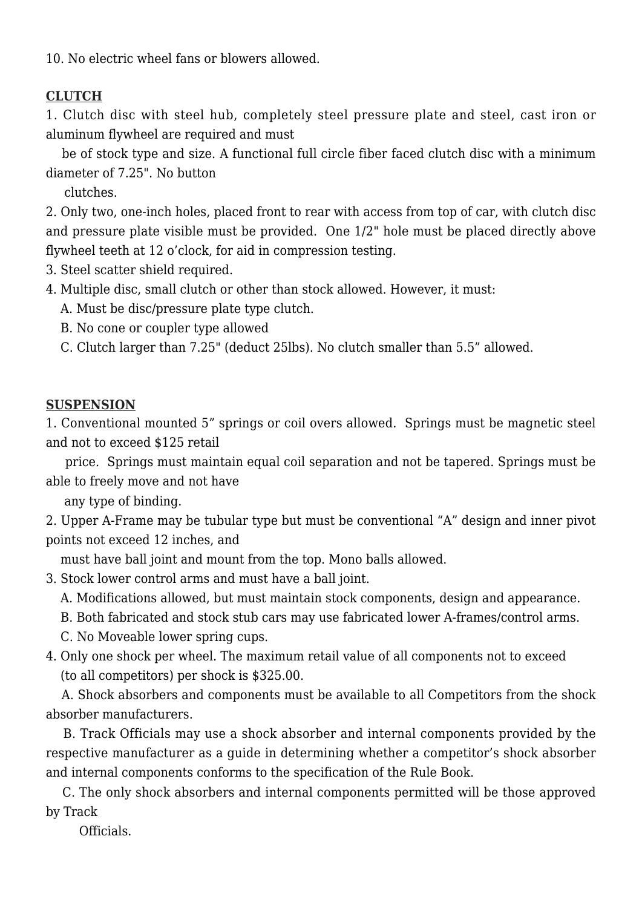10. No electric wheel fans or blowers allowed.

**CLUTCH**

1. Clutch disc with steel hub, completely steel pressure plate and steel, cast iron or aluminum flywheel are required and must be of stock type and size. A functional full circle fiber faced clutch disc with a minimum diameter of 7.25". No button clutches.
2. Only two, one-inch holes, placed front to rear with access from top of car, with clutch disc and pressure plate visible must be provided. One 1/2" hole must be placed directly above flywheel teeth at 12 o'clock, for aid in compression testing.
3. Steel scatter shield required.
4. Multiple disc, small clutch or other than stock allowed. However, it must:
   A. Must be disc/pressure plate type clutch.
   B. No cone or coupler type allowed
   C. Clutch larger than 7.25" (deduct 25lbs). No clutch smaller than 5.5" allowed.

**SUSPENSION**

1. Conventional mounted 5" springs or coil overs allowed. Springs must be magnetic steel and not to exceed $125 retail price. Springs must maintain equal coil separation and not be tapered. Springs must be able to freely move and not have any type of binding.
2. Upper A-Frame may be tubular type but must be conventional "A" design and inner pivot points not exceed 12 inches, and must have ball joint and mount from the top. Mono balls allowed.
3. Stock lower control arms and must have a ball joint.
   A. Modifications allowed, but must maintain stock components, design and appearance.
   B. Both fabricated and stock stub cars may use fabricated lower A-frames/control arms.
   C. No Moveable lower spring cups.
4. Only one shock per wheel. The maximum retail value of all components not to exceed (to all competitors) per shock is $325.00.
   A. Shock absorbers and components must be available to all Competitors from the shock absorber manufacturers.
   B. Track Officials may use a shock absorber and internal components provided by the respective manufacturer as a guide in determining whether a competitor's shock absorber and internal components conforms to the specification of the Rule Book.
   C. The only shock absorbers and internal components permitted will be those approved by Track Officials.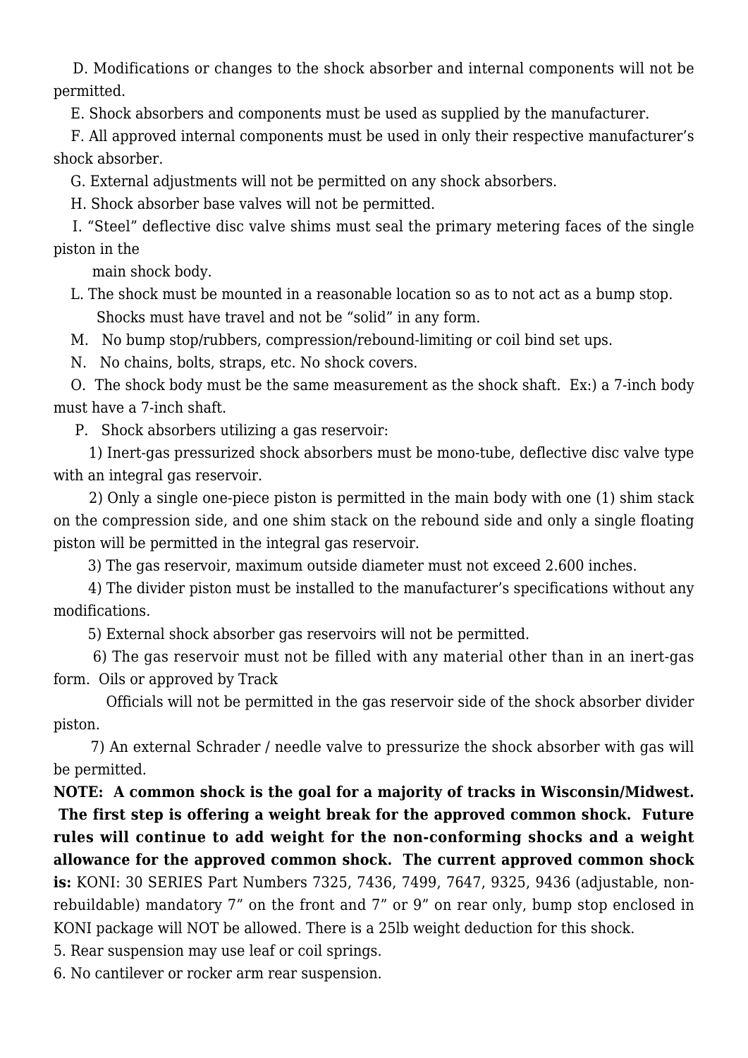D. Modifications or changes to the shock absorber and internal components will not be permitted.

E. Shock absorbers and components must be used as supplied by the manufacturer.

F. All approved internal components must be used in only their respective manufacturer's shock absorber.

G. External adjustments will not be permitted on any shock absorbers.

H. Shock absorber base valves will not be permitted.

I. "Steel" deflective disc valve shims must seal the primary metering faces of the single piston in the main shock body.

L. The shock must be mounted in a reasonable location so as to not act as a bump stop. Shocks must have travel and not be "solid" in any form.

M. No bump stop/rubbers, compression/rebound-limiting or coil bind set ups.

N. No chains, bolts, straps, etc. No shock covers.

O. The shock body must be the same measurement as the shock shaft. Ex:) a 7-inch body must have a 7-inch shaft.

P. Shock absorbers utilizing a gas reservoir:

1) Inert-gas pressurized shock absorbers must be mono-tube, deflective disc valve type with an integral gas reservoir.

2) Only a single one-piece piston is permitted in the main body with one (1) shim stack on the compression side, and one shim stack on the rebound side and only a single floating piston will be permitted in the integral gas reservoir.

3) The gas reservoir, maximum outside diameter must not exceed 2.600 inches.

4) The divider piston must be installed to the manufacturer's specifications without any modifications.

5) External shock absorber gas reservoirs will not be permitted.

6) The gas reservoir must not be filled with any material other than in an inert-gas form. Oils or approved by Track Officials will not be permitted in the gas reservoir side of the shock absorber divider piston.

7) An external Schrader / needle valve to pressurize the shock absorber with gas will be permitted.

**NOTE: A common shock is the goal for a majority of tracks in Wisconsin/Midwest. The first step is offering a weight break for the approved common shock. Future rules will continue to add weight for the non-conforming shocks and a weight allowance for the approved common shock. The current approved common shock is:** KONI: 30 SERIES Part Numbers 7325, 7436, 7499, 7647, 9325, 9436 (adjustable, non-rebuildable) mandatory 7" on the front and 7" or 9" on rear only, bump stop enclosed in KONI package will NOT be allowed. There is a 25lb weight deduction for this shock.

5. Rear suspension may use leaf or coil springs.

6. No cantilever or rocker arm rear suspension.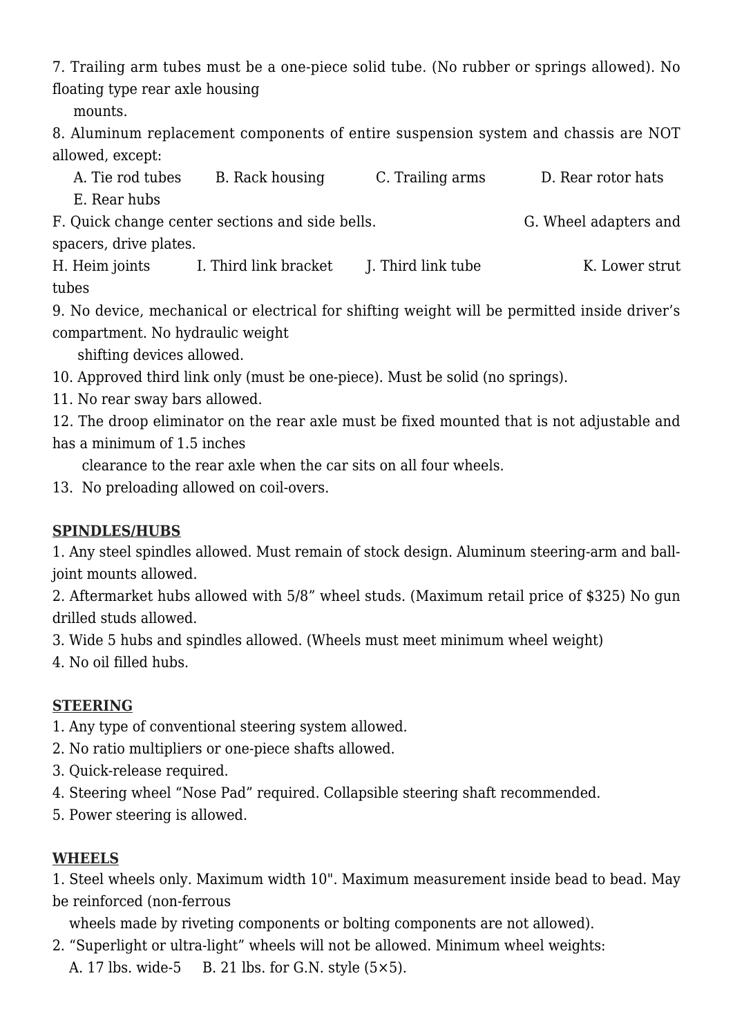7. Trailing arm tubes must be a one-piece solid tube. (No rubber or springs allowed). No floating type rear axle housing mounts.

8. Aluminum replacement components of entire suspension system and chassis are NOT allowed, except:

A. Tie rod tubes B. Rack housing C. Trailing arms D. Rear rotor hats E. Rear hubs
F. Quick change center sections and side bells. G. Wheel adapters and spacers, drive plates.
H. Heim joints I. Third link bracket J. Third link tube K. Lower strut tubes

9. No device, mechanical or electrical for shifting weight will be permitted inside driver's compartment. No hydraulic weight shifting devices allowed.

10. Approved third link only (must be one-piece). Must be solid (no springs).

11. No rear sway bars allowed.

12. The droop eliminator on the rear axle must be fixed mounted that is not adjustable and has a minimum of 1.5 inches clearance to the rear axle when the car sits on all four wheels.

13. No preloading allowed on coil-overs.

**SPINDLES/HUBS**

1. Any steel spindles allowed. Must remain of stock design. Aluminum steering-arm and ball-joint mounts allowed.
2. Aftermarket hubs allowed with 5/8" wheel studs. (Maximum retail price of $325) No gun drilled studs allowed.
3. Wide 5 hubs and spindles allowed. (Wheels must meet minimum wheel weight)
4. No oil filled hubs.

**STEERING**

1. Any type of conventional steering system allowed.
2. No ratio multipliers or one-piece shafts allowed.
3. Quick-release required.
4. Steering wheel "Nose Pad" required. Collapsible steering shaft recommended.
5. Power steering is allowed.

**WHEELS**

1. Steel wheels only. Maximum width 10". Maximum measurement inside bead to bead. May be reinforced (non-ferrous wheels made by riveting components or bolting components are not allowed).
2. "Superlight or ultra-light" wheels will not be allowed. Minimum wheel weights:
   A. 17 lbs. wide-5 B. 21 lbs. for G.N. style (5×5).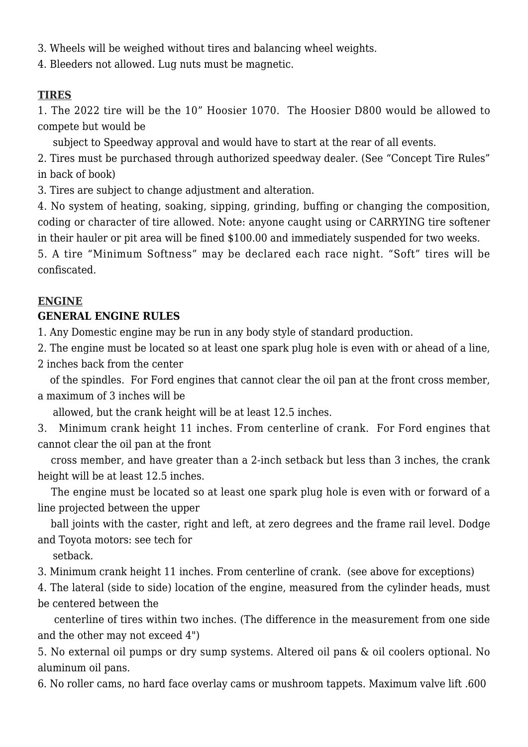3. Wheels will be weighed without tires and balancing wheel weights.

4. Bleeders not allowed. Lug nuts must be magnetic.

**TIRES**

1. The 2022 tire will be the 10" Hoosier 1070. The Hoosier D800 would be allowed to compete but would be subject to Speedway approval and would have to start at the rear of all events.

2. Tires must be purchased through authorized speedway dealer. (See "Concept Tire Rules" in back of book)

3. Tires are subject to change adjustment and alteration.

4. No system of heating, soaking, sipping, grinding, buffing or changing the composition, coding or character of tire allowed. Note: anyone caught using or CARRYING tire softener in their hauler or pit area will be fined $100.00 and immediately suspended for two weeks.

5. A tire "Minimum Softness" may be declared each race night. "Soft" tires will be confiscated.

**ENGINE**

**GENERAL ENGINE RULES**

1. Any Domestic engine may be run in any body style of standard production.

2. The engine must be located so at least one spark plug hole is even with or ahead of a line, 2 inches back from the center of the spindles. For Ford engines that cannot clear the oil pan at the front cross member, a maximum of 3 inches will be allowed, but the crank height will be at least 12.5 inches.

3. Minimum crank height 11 inches. From centerline of crank. For Ford engines that cannot clear the oil pan at the front cross member, and have greater than a 2-inch setback but less than 3 inches, the crank height will be at least 12.5 inches.
   The engine must be located so at least one spark plug hole is even with or forward of a line projected between the upper ball joints with the caster, right and left, at zero degrees and the frame rail level. Dodge and Toyota motors: see tech for setback.

3. Minimum crank height 11 inches. From centerline of crank. (see above for exceptions)

4. The lateral (side to side) location of the engine, measured from the cylinder heads, must be centered between the centerline of tires within two inches. (The difference in the measurement from one side and the other may not exceed 4")

5. No external oil pumps or dry sump systems. Altered oil pans & oil coolers optional. No aluminum oil pans.

6. No roller cams, no hard face overlay cams or mushroom tappets. Maximum valve lift .600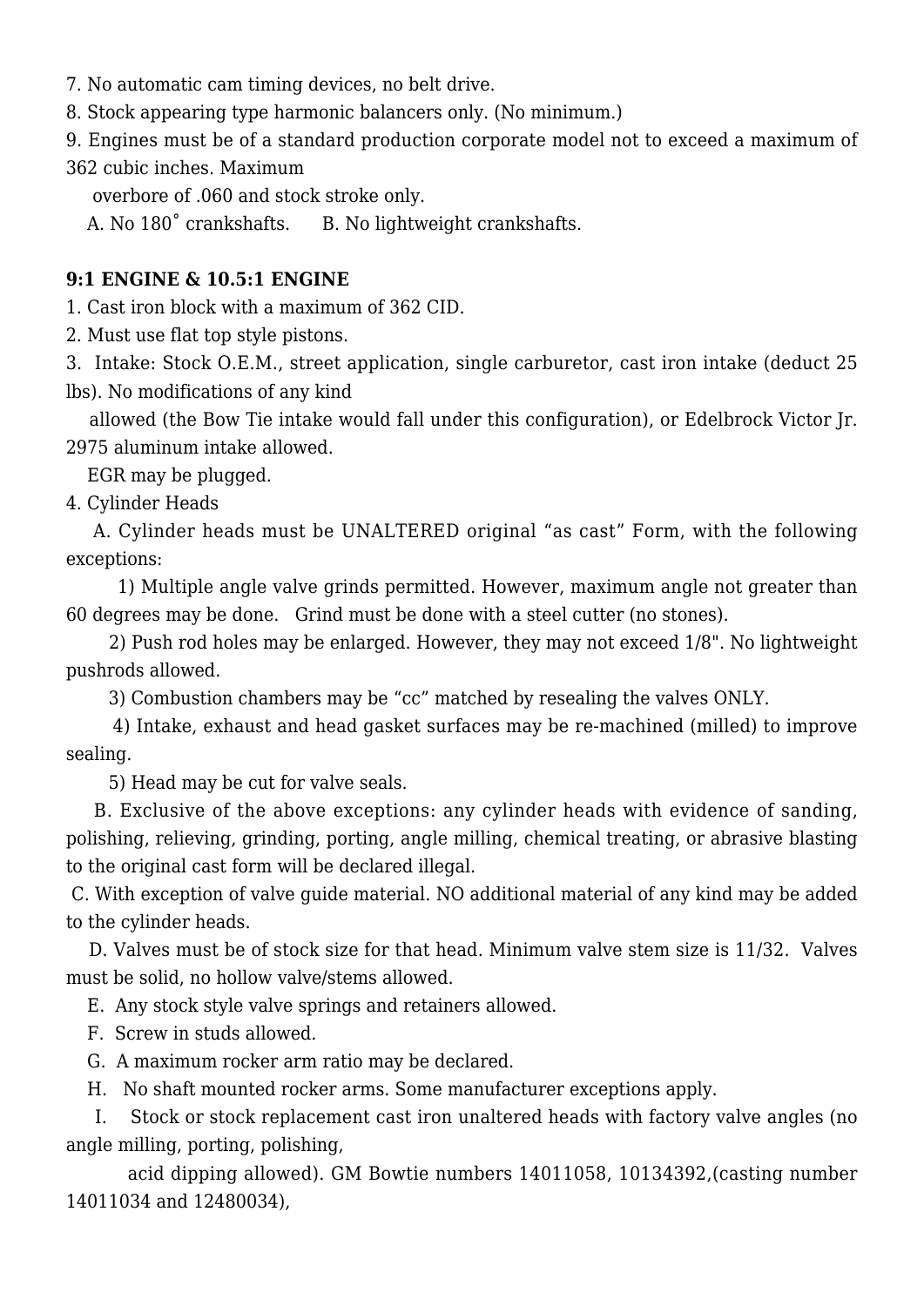7. No automatic cam timing devices, no belt drive.

8. Stock appearing type harmonic balancers only. (No minimum.)

9. Engines must be of a standard production corporate model not to exceed a maximum of 362 cubic inches. Maximum overbore of .060 and stock stroke only.

A. No 180˚ crankshafts.  B. No lightweight crankshafts.

**9:1 ENGINE & 10.5:1 ENGINE**

1. Cast iron block with a maximum of 362 CID.

2. Must use flat top style pistons.

3. Intake: Stock O.E.M., street application, single carburetor, cast iron intake (deduct 25 lbs). No modifications of any kind allowed (the Bow Tie intake would fall under this configuration), or Edelbrock Victor Jr. 2975 aluminum intake allowed.

EGR may be plugged.

4. Cylinder Heads

A. Cylinder heads must be UNALTERED original “as cast” Form, with the following exceptions:

1) Multiple angle valve grinds permitted. However, maximum angle not greater than 60 degrees may be done. Grind must be done with a steel cutter (no stones).

2) Push rod holes may be enlarged. However, they may not exceed 1/8". No lightweight pushrods allowed.

3) Combustion chambers may be “cc” matched by resealing the valves ONLY.

4) Intake, exhaust and head gasket surfaces may be re-machined (milled) to improve sealing.

5) Head may be cut for valve seals.

B. Exclusive of the above exceptions: any cylinder heads with evidence of sanding, polishing, relieving, grinding, porting, angle milling, chemical treating, or abrasive blasting to the original cast form will be declared illegal.

C. With exception of valve guide material. NO additional material of any kind may be added to the cylinder heads.

D. Valves must be of stock size for that head. Minimum valve stem size is 11/32. Valves must be solid, no hollow valve/stems allowed.

E. Any stock style valve springs and retainers allowed.

F. Screw in studs allowed.

G. A maximum rocker arm ratio may be declared.

H. No shaft mounted rocker arms. Some manufacturer exceptions apply.

I. Stock or stock replacement cast iron unaltered heads with factory valve angles (no angle milling, porting, polishing, acid dipping allowed). GM Bowtie numbers 14011058, 10134392,(casting number 14011034 and 12480034),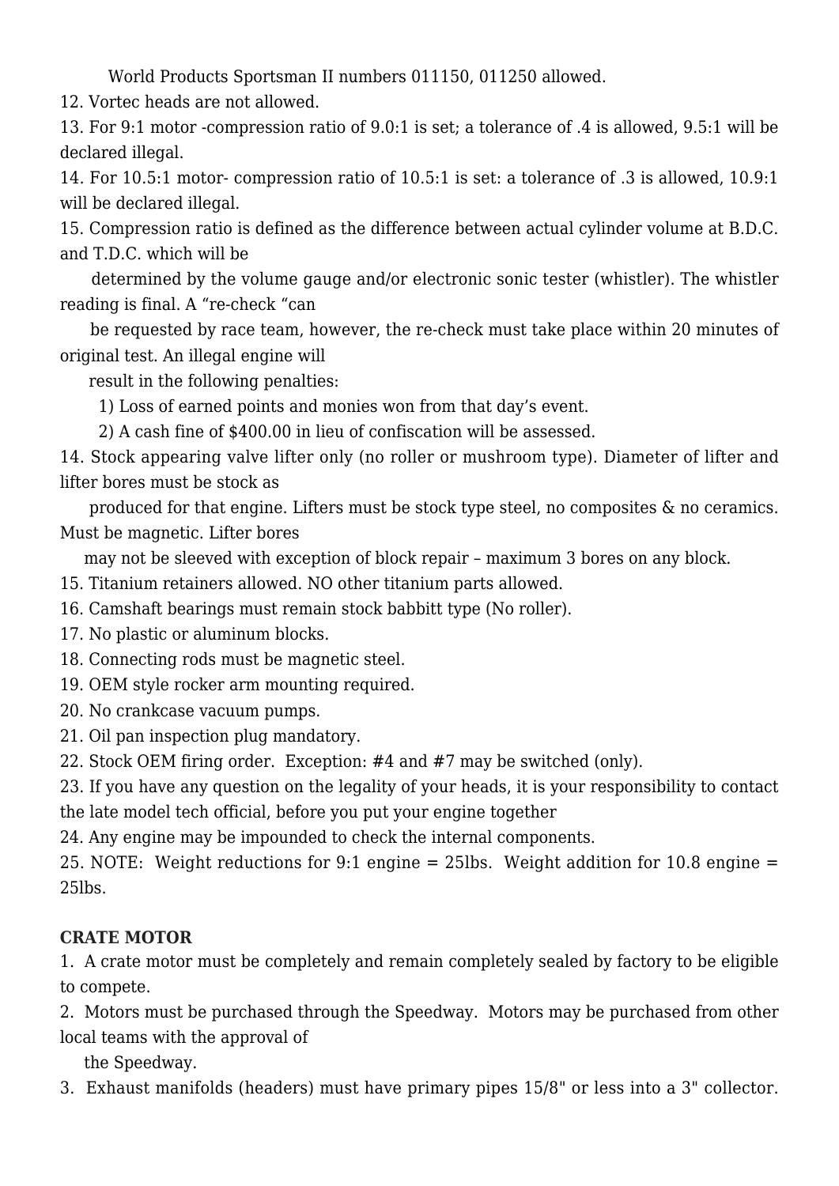World Products Sportsman II numbers 011150, 011250 allowed.

12. Vortec heads are not allowed.

13. For 9:1 motor -compression ratio of 9.0:1 is set; a tolerance of .4 is allowed, 9.5:1 will be declared illegal.

14. For 10.5:1 motor- compression ratio of 10.5:1 is set: a tolerance of .3 is allowed, 10.9:1 will be declared illegal.

15. Compression ratio is defined as the difference between actual cylinder volume at B.D.C. and T.D.C. which will be determined by the volume gauge and/or electronic sonic tester (whistler). The whistler reading is final. A "re-check "can be requested by race team, however, the re-check must take place within 20 minutes of original test. An illegal engine will result in the following penalties:

   1) Loss of earned points and monies won from that day's event.
   2) A cash fine of $400.00 in lieu of confiscation will be assessed.

14. Stock appearing valve lifter only (no roller or mushroom type). Diameter of lifter and lifter bores must be stock as produced for that engine. Lifters must be stock type steel, no composites & no ceramics. Must be magnetic. Lifter bores may not be sleeved with exception of block repair – maximum 3 bores on any block.

15. Titanium retainers allowed. NO other titanium parts allowed.

16. Camshaft bearings must remain stock babbitt type (No roller).

17. No plastic or aluminum blocks.

18. Connecting rods must be magnetic steel.

19. OEM style rocker arm mounting required.

20. No crankcase vacuum pumps.

21. Oil pan inspection plug mandatory.

22. Stock OEM firing order. Exception: #4 and #7 may be switched (only).

23. If you have any question on the legality of your heads, it is your responsibility to contact the late model tech official, before you put your engine together

24. Any engine may be impounded to check the internal components.

25. NOTE: Weight reductions for 9:1 engine = 25lbs. Weight addition for 10.8 engine = 25lbs.

**CRATE MOTOR**

1. A crate motor must be completely and remain completely sealed by factory to be eligible to compete.

2. Motors must be purchased through the Speedway. Motors may be purchased from other local teams with the approval of the Speedway.

3. Exhaust manifolds (headers) must have primary pipes 15/8" or less into a 3" collector.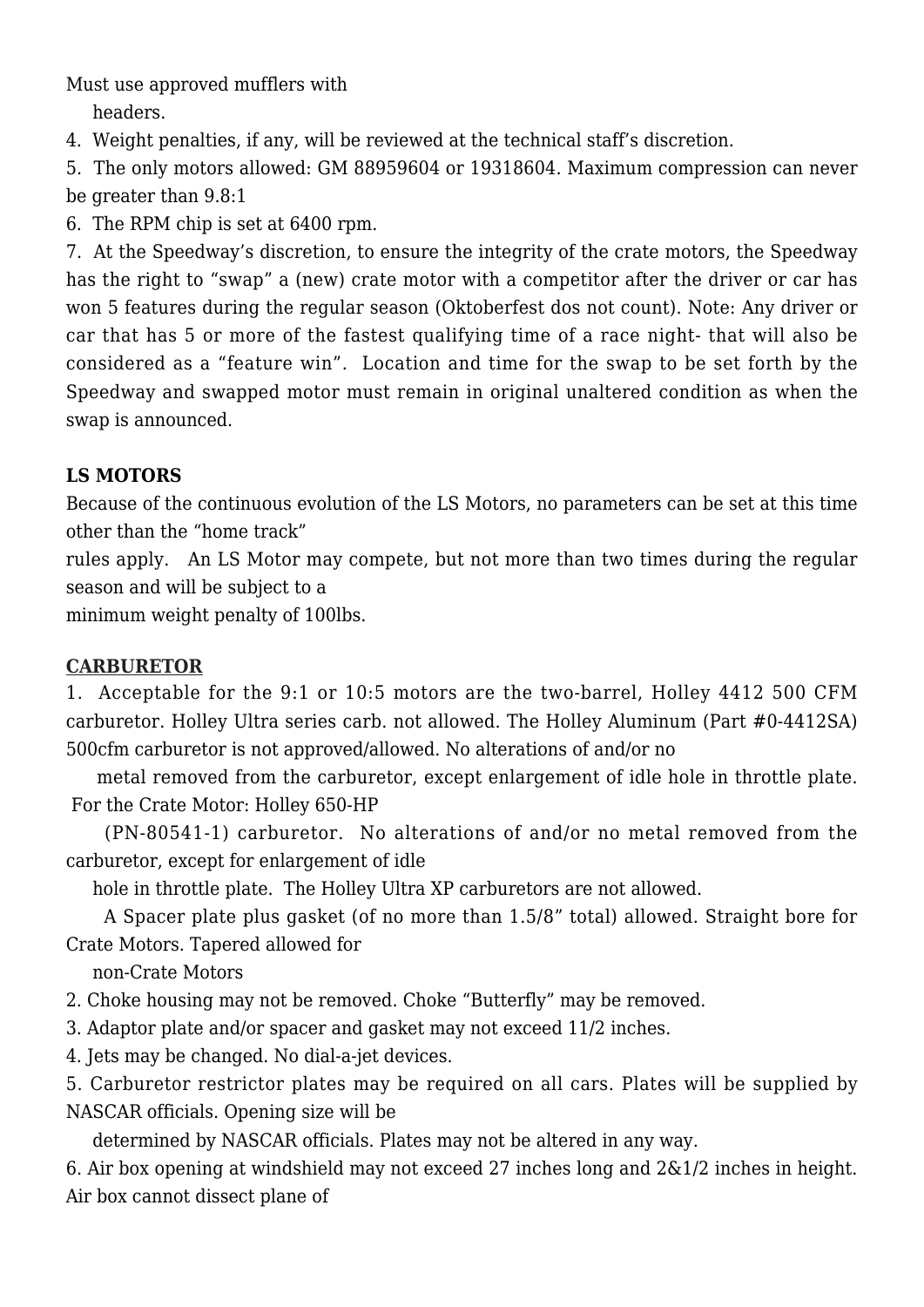Must use approved mufflers with headers.

4. Weight penalties, if any, will be reviewed at the technical staff's discretion.

5. The only motors allowed: GM 88959604 or 19318604. Maximum compression can never be greater than 9.8:1

6. The RPM chip is set at 6400 rpm.

7. At the Speedway's discretion, to ensure the integrity of the crate motors, the Speedway has the right to "swap" a (new) crate motor with a competitor after the driver or car has won 5 features during the regular season (Oktoberfest dos not count). Note: Any driver or car that has 5 or more of the fastest qualifying time of a race night- that will also be considered as a "feature win". Location and time for the swap to be set forth by the Speedway and swapped motor must remain in original unaltered condition as when the swap is announced.

**LS MOTORS**

Because of the continuous evolution of the LS Motors, no parameters can be set at this time other than the "home track" rules apply. An LS Motor may compete, but not more than two times during the regular season and will be subject to a minimum weight penalty of 100lbs.

**CARBURETOR**

1. Acceptable for the 9:1 or 10:5 motors are the two-barrel, Holley 4412 500 CFM carburetor. Holley Ultra series carb. not allowed. The Holley Aluminum (Part #0-4412SA) 500cfm carburetor is not approved/allowed. No alterations of and/or no metal removed from the carburetor, except enlargement of idle hole in throttle plate. For the Crate Motor: Holley 650-HP (PN-80541-1) carburetor. No alterations of and/or no metal removed from the carburetor, except for enlargement of idle hole in throttle plate. The Holley Ultra XP carburetors are not allowed.
   A Spacer plate plus gasket (of no more than 1.5/8" total) allowed. Straight bore for Crate Motors. Tapered allowed for non-Crate Motors

2. Choke housing may not be removed. Choke "Butterfly" may be removed.

3. Adaptor plate and/or spacer and gasket may not exceed 11/2 inches.

4. Jets may be changed. No dial-a-jet devices.

5. Carburetor restrictor plates may be required on all cars. Plates will be supplied by NASCAR officials. Opening size will be determined by NASCAR officials. Plates may not be altered in any way.

6. Air box opening at windshield may not exceed 27 inches long and 2&1/2 inches in height. Air box cannot dissect plane of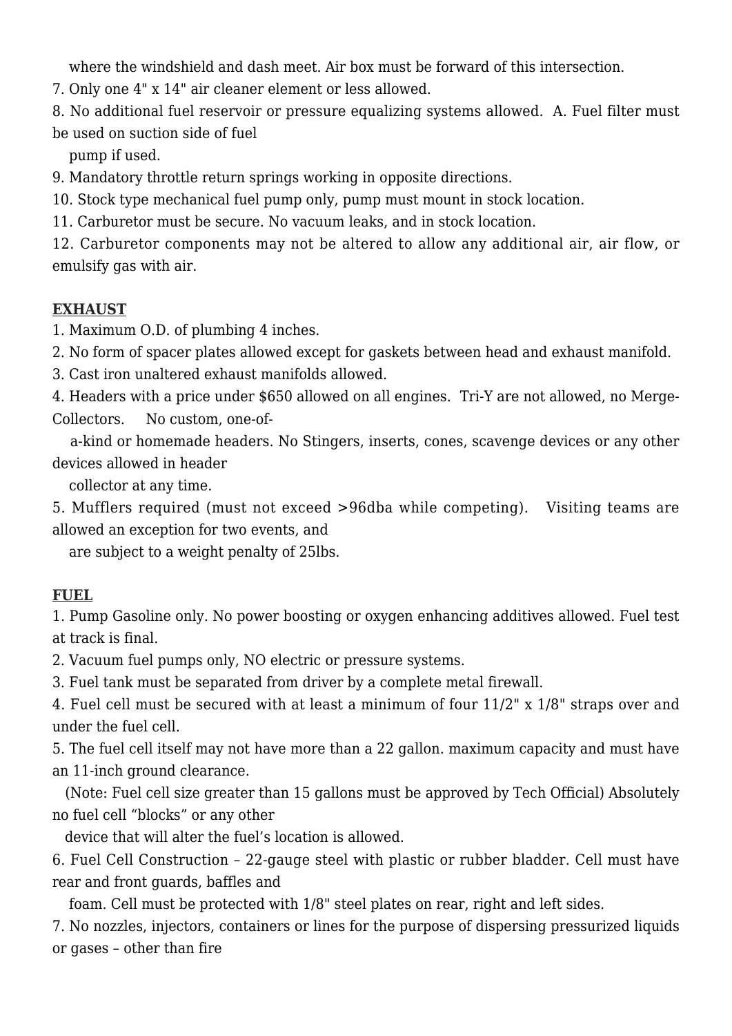where the windshield and dash meet. Air box must be forward of this intersection.

7. Only one 4" x 14" air cleaner element or less allowed.

8. No additional fuel reservoir or pressure equalizing systems allowed. A. Fuel filter must be used on suction side of fuel pump if used.

9. Mandatory throttle return springs working in opposite directions.

10. Stock type mechanical fuel pump only, pump must mount in stock location.

11. Carburetor must be secure. No vacuum leaks, and in stock location.

12. Carburetor components may not be altered to allow any additional air, air flow, or emulsify gas with air.

**EXHAUST**

1. Maximum O.D. of plumbing 4 inches.
2. No form of spacer plates allowed except for gaskets between head and exhaust manifold.
3. Cast iron unaltered exhaust manifolds allowed.
4. Headers with a price under $650 allowed on all engines. Tri-Y are not allowed, no Merge-Collectors. No custom, one-of-a-kind or homemade headers. No Stingers, inserts, cones, scavenge devices or any other devices allowed in header collector at any time.
5. Mufflers required (must not exceed >96dba while competing). Visiting teams are allowed an exception for two events, and are subject to a weight penalty of 25lbs.

**FUEL**

1. Pump Gasoline only. No power boosting or oxygen enhancing additives allowed. Fuel test at track is final.
2. Vacuum fuel pumps only, NO electric or pressure systems.
3. Fuel tank must be separated from driver by a complete metal firewall.
4. Fuel cell must be secured with at least a minimum of four 11/2" x 1/8" straps over and under the fuel cell.
5. The fuel cell itself may not have more than a 22 gallon. maximum capacity and must have an 11-inch ground clearance.
   (Note: Fuel cell size greater than 15 gallons must be approved by Tech Official) Absolutely no fuel cell “blocks” or any other device that will alter the fuel’s location is allowed.
6. Fuel Cell Construction – 22-gauge steel with plastic or rubber bladder. Cell must have rear and front guards, baffles and foam. Cell must be protected with 1/8" steel plates on rear, right and left sides.
7. No nozzles, injectors, containers or lines for the purpose of dispersing pressurized liquids or gases – other than fire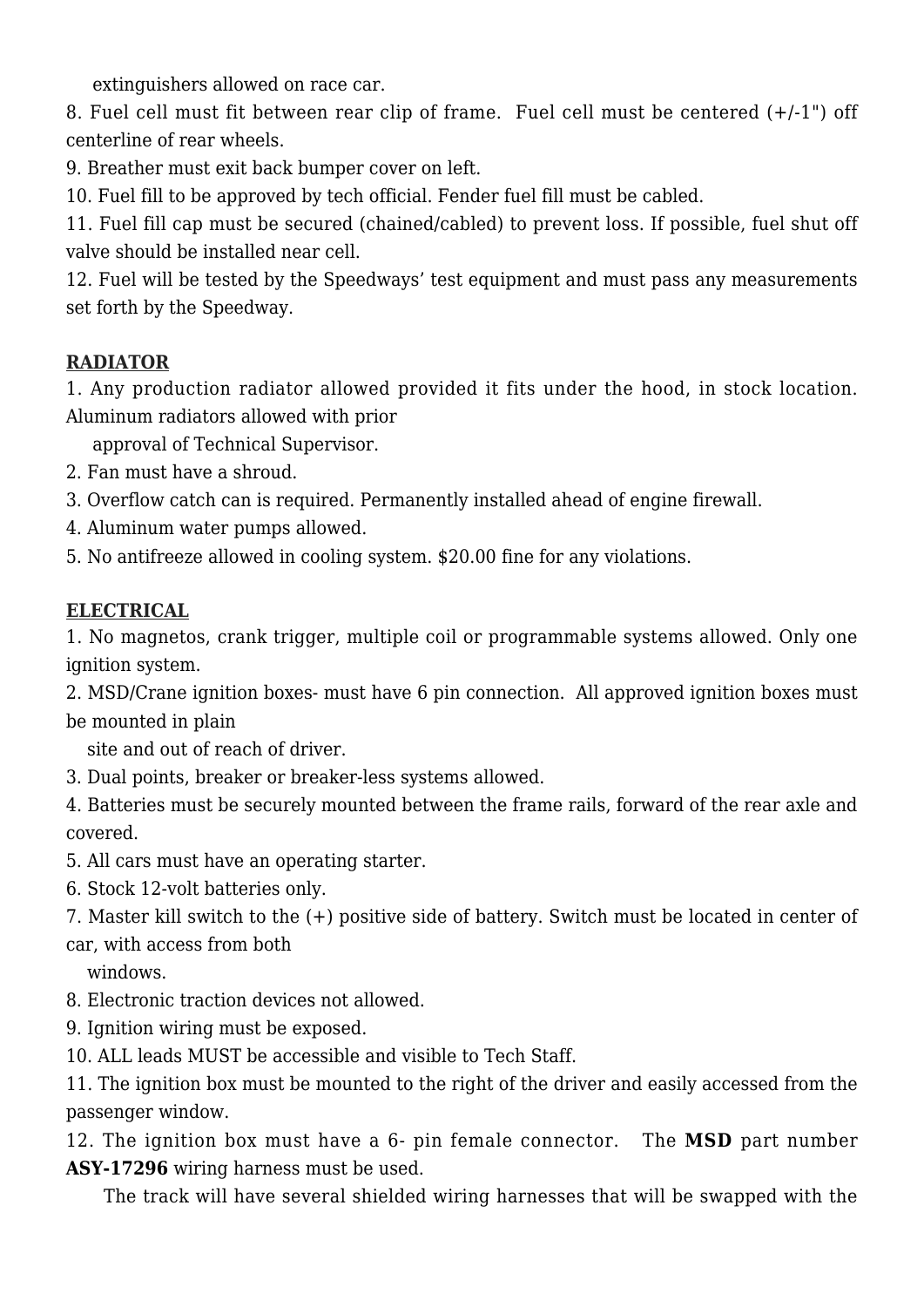extinguishers allowed on race car.

8. Fuel cell must fit between rear clip of frame. Fuel cell must be centered (+/-1") off centerline of rear wheels.
9. Breather must exit back bumper cover on left.
10. Fuel fill to be approved by tech official. Fender fuel fill must be cabled.
11. Fuel fill cap must be secured (chained/cabled) to prevent loss. If possible, fuel shut off valve should be installed near cell.
12. Fuel will be tested by the Speedways' test equipment and must pass any measurements set forth by the Speedway.

**RADIATOR**

1. Any production radiator allowed provided it fits under the hood, in stock location. Aluminum radiators allowed with prior approval of Technical Supervisor.
2. Fan must have a shroud.
3. Overflow catch can is required. Permanently installed ahead of engine firewall.
4. Aluminum water pumps allowed.
5. No antifreeze allowed in cooling system. $20.00 fine for any violations.

**ELECTRICAL**

1. No magnetos, crank trigger, multiple coil or programmable systems allowed. Only one ignition system.
2. MSD/Crane ignition boxes- must have 6 pin connection. All approved ignition boxes must be mounted in plain site and out of reach of driver.
3. Dual points, breaker or breaker-less systems allowed.
4. Batteries must be securely mounted between the frame rails, forward of the rear axle and covered.
5. All cars must have an operating starter.
6. Stock 12-volt batteries only.
7. Master kill switch to the (+) positive side of battery. Switch must be located in center of car, with access from both windows.
8. Electronic traction devices not allowed.
9. Ignition wiring must be exposed.
10. ALL leads MUST be accessible and visible to Tech Staff.
11. The ignition box must be mounted to the right of the driver and easily accessed from the passenger window.
12. The ignition box must have a 6- pin female connector. The **MSD** part number **ASY-17296** wiring harness must be used.

The track will have several shielded wiring harnesses that will be swapped with the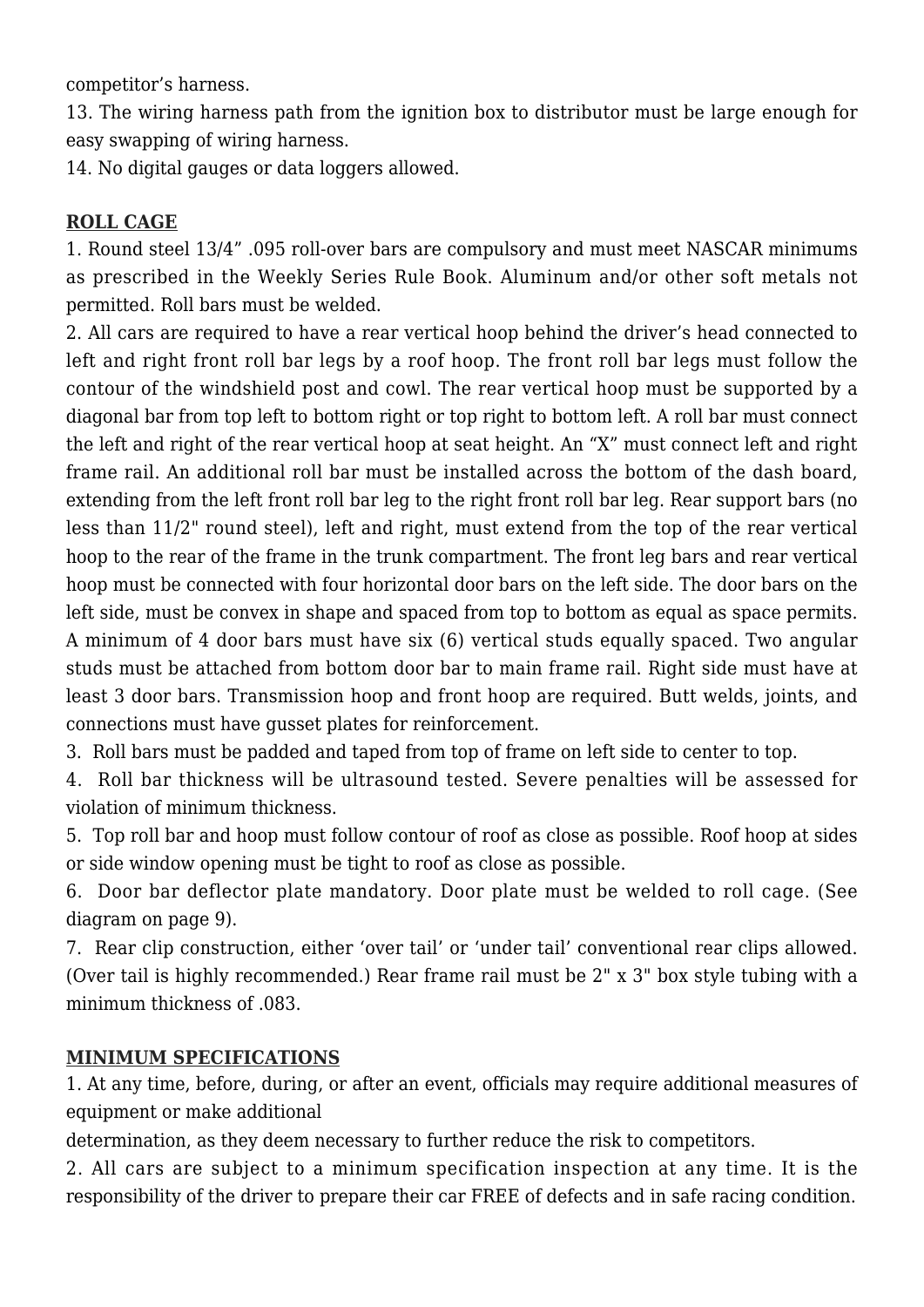competitor’s harness.

13. The wiring harness path from the ignition box to distributor must be large enough for easy swapping of wiring harness.

14. No digital gauges or data loggers allowed.

**ROLL CAGE**

1. Round steel 13/4” .095 roll-over bars are compulsory and must meet NASCAR minimums as prescribed in the Weekly Series Rule Book. Aluminum and/or other soft metals not permitted. Roll bars must be welded.

2. All cars are required to have a rear vertical hoop behind the driver’s head connected to left and right front roll bar legs by a roof hoop. The front roll bar legs must follow the contour of the windshield post and cowl. The rear vertical hoop must be supported by a diagonal bar from top left to bottom right or top right to bottom left. A roll bar must connect the left and right of the rear vertical hoop at seat height. An “X” must connect left and right frame rail. An additional roll bar must be installed across the bottom of the dash board, extending from the left front roll bar leg to the right front roll bar leg. Rear support bars (no less than 11/2" round steel), left and right, must extend from the top of the rear vertical hoop to the rear of the frame in the trunk compartment. The front leg bars and rear vertical hoop must be connected with four horizontal door bars on the left side. The door bars on the left side, must be convex in shape and spaced from top to bottom as equal as space permits. A minimum of 4 door bars must have six (6) vertical studs equally spaced. Two angular studs must be attached from bottom door bar to main frame rail. Right side must have at least 3 door bars. Transmission hoop and front hoop are required. Butt welds, joints, and connections must have gusset plates for reinforcement.

3. Roll bars must be padded and taped from top of frame on left side to center to top.

4. Roll bar thickness will be ultrasound tested. Severe penalties will be assessed for violation of minimum thickness.

5. Top roll bar and hoop must follow contour of roof as close as possible. Roof hoop at sides or side window opening must be tight to roof as close as possible.

6. Door bar deflector plate mandatory. Door plate must be welded to roll cage. (See diagram on page 9).

7. Rear clip construction, either ‘over tail’ or ‘under tail’ conventional rear clips allowed. (Over tail is highly recommended.) Rear frame rail must be 2" x 3" box style tubing with a minimum thickness of .083.

**MINIMUM SPECIFICATIONS**

1. At any time, before, during, or after an event, officials may require additional measures of equipment or make additional determination, as they deem necessary to further reduce the risk to competitors.

2. All cars are subject to a minimum specification inspection at any time. It is the responsibility of the driver to prepare their car FREE of defects and in safe racing condition.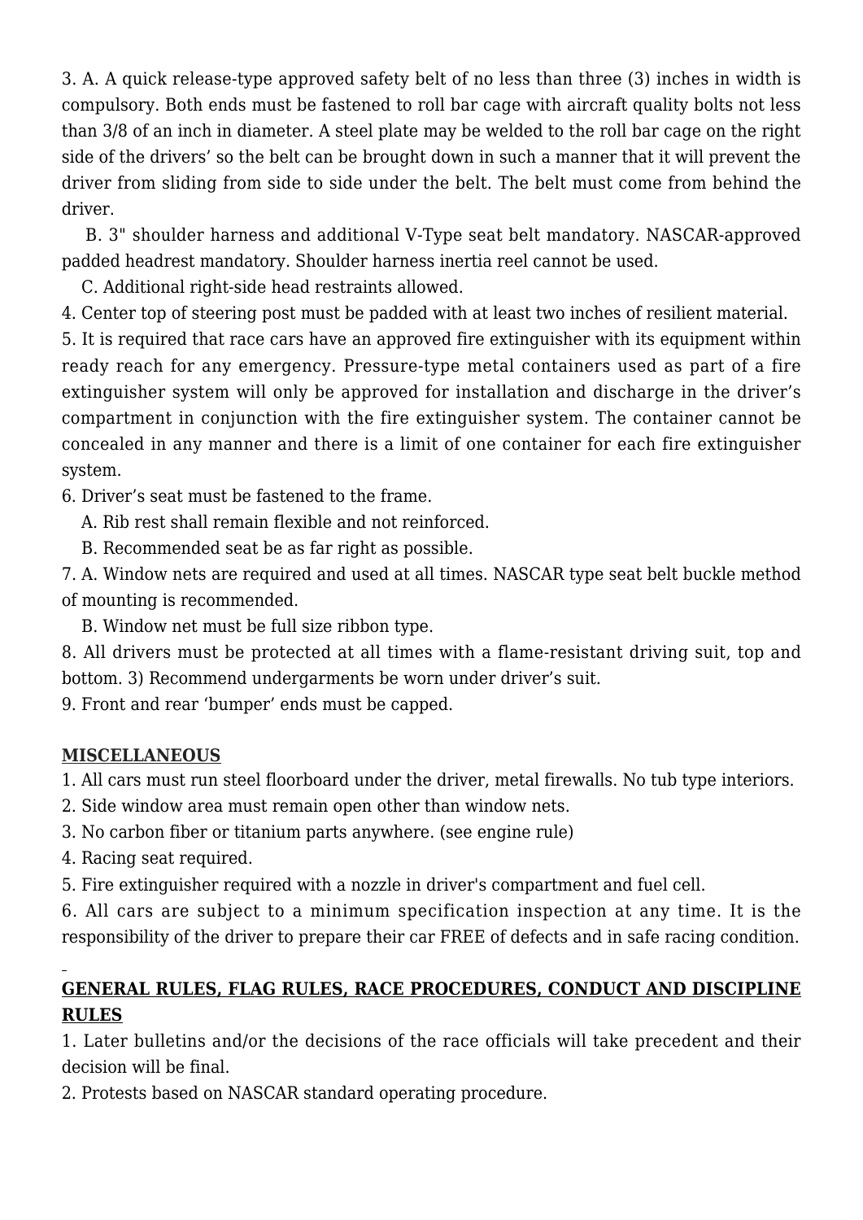3. A. A quick release-type approved safety belt of no less than three (3) inches in width is compulsory. Both ends must be fastened to roll bar cage with aircraft quality bolts not less than 3/8 of an inch in diameter. A steel plate may be welded to the roll bar cage on the right side of the drivers' so the belt can be brought down in such a manner that it will prevent the driver from sliding from side to side under the belt. The belt must come from behind the driver.

B. 3" shoulder harness and additional V-Type seat belt mandatory. NASCAR-approved padded headrest mandatory. Shoulder harness inertia reel cannot be used.

C. Additional right-side head restraints allowed.

4. Center top of steering post must be padded with at least two inches of resilient material.

5. It is required that race cars have an approved fire extinguisher with its equipment within ready reach for any emergency. Pressure-type metal containers used as part of a fire extinguisher system will only be approved for installation and discharge in the driver's compartment in conjunction with the fire extinguisher system. The container cannot be concealed in any manner and there is a limit of one container for each fire extinguisher system.

6. Driver's seat must be fastened to the frame.

A. Rib rest shall remain flexible and not reinforced.

B. Recommended seat be as far right as possible.

7. A. Window nets are required and used at all times. NASCAR type seat belt buckle method of mounting is recommended.

B. Window net must be full size ribbon type.

8. All drivers must be protected at all times with a flame-resistant driving suit, top and bottom. 3) Recommend undergarments be worn under driver's suit.

9. Front and rear 'bumper' ends must be capped.

**MISCELLANEOUS**

1. All cars must run steel floorboard under the driver, metal firewalls. No tub type interiors.
2. Side window area must remain open other than window nets.
3. No carbon fiber or titanium parts anywhere. (see engine rule)
4. Racing seat required.
5. Fire extinguisher required with a nozzle in driver's compartment and fuel cell.
6. All cars are subject to a minimum specification inspection at any time. It is the responsibility of the driver to prepare their car FREE of defects and in safe racing condition.

**GENERAL RULES, FLAG RULES, RACE PROCEDURES, CONDUCT AND DISCIPLINE RULES**

1. Later bulletins and/or the decisions of the race officials will take precedent and their decision will be final.
2. Protests based on NASCAR standard operating procedure.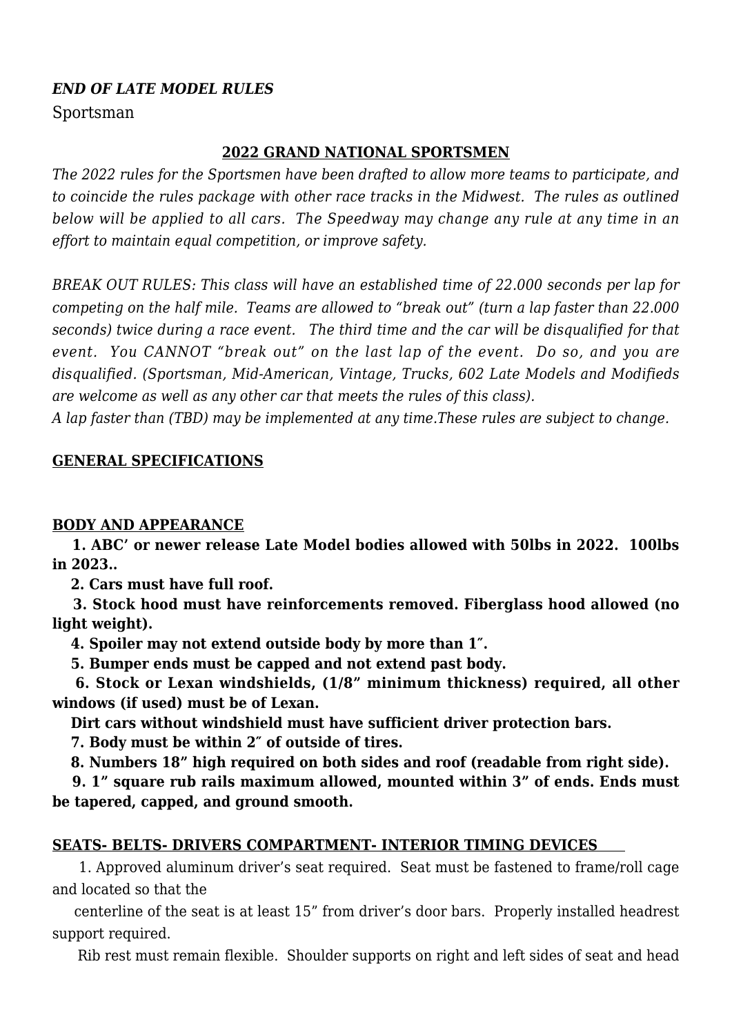***END OF LATE MODEL RULES***

Sportsman

## 2022 GRAND NATIONAL SPORTSMEN

*The 2022 rules for the Sportsmen have been drafted to allow more teams to participate, and to coincide the rules package with other race tracks in the Midwest. The rules as outlined below will be applied to all cars. The Speedway may change any rule at any time in an effort to maintain equal competition, or improve safety.*

*BREAK OUT RULES: This class will have an established time of 22.000 seconds per lap for competing on the half mile. Teams are allowed to "break out" (turn a lap faster than 22.000 seconds) twice during a race event. The third time and the car will be disqualified for that event. You CANNOT "break out" on the last lap of the event. Do so, and you are disqualified. (Sportsman, Mid-American, Vintage, Trucks, 602 Late Models and Modifieds are welcome as well as any other car that meets the rules of this class).*

*A lap faster than (TBD) may be implemented at any time.These rules are subject to change.*

### GENERAL SPECIFICATIONS

### BODY AND APPEARANCE

**1. ABC' or newer release Late Model bodies allowed with 50lbs in 2022. 100lbs in 2023..**

**2. Cars must have full roof.**

**3. Stock hood must have reinforcements removed. Fiberglass hood allowed (no light weight).**

**4. Spoiler may not extend outside body by more than 1″.**

**5. Bumper ends must be capped and not extend past body.**

**6. Stock or Lexan windshields, (1/8" minimum thickness) required, all other windows (if used) must be of Lexan.**

**Dirt cars without windshield must have sufficient driver protection bars.**

**7. Body must be within 2″ of outside of tires.**

**8. Numbers 18" high required on both sides and roof (readable from right side).**

**9. 1" square rub rails maximum allowed, mounted within 3" of ends. Ends must be tapered, capped, and ground smooth.**

### SEATS- BELTS- DRIVERS COMPARTMENT- INTERIOR TIMING DEVICES

1. Approved aluminum driver's seat required. Seat must be fastened to frame/roll cage and located so that the

centerline of the seat is at least 15" from driver's door bars. Properly installed headrest support required.

Rib rest must remain flexible. Shoulder supports on right and left sides of seat and head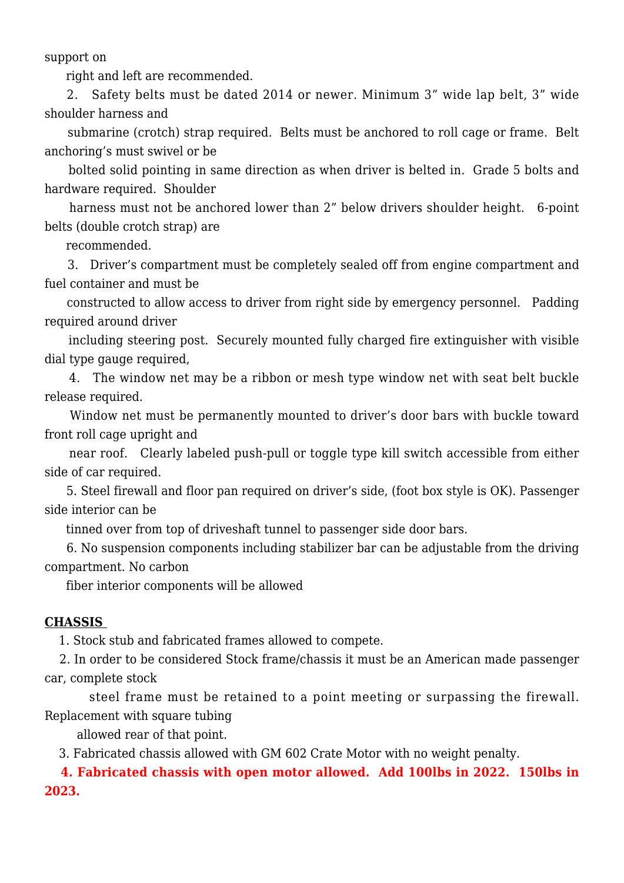support on right and left are recommended.

2. Safety belts must be dated 2014 or newer. Minimum 3" wide lap belt, 3" wide shoulder harness and submarine (crotch) strap required. Belts must be anchored to roll cage or frame. Belt anchoring's must swivel or be bolted solid pointing in same direction as when driver is belted in. Grade 5 bolts and hardware required. Shoulder harness must not be anchored lower than 2" below drivers shoulder height. 6-point belts (double crotch strap) are recommended.

3. Driver's compartment must be completely sealed off from engine compartment and fuel container and must be constructed to allow access to driver from right side by emergency personnel. Padding required around driver including steering post. Securely mounted fully charged fire extinguisher with visible dial type gauge required,

4. The window net may be a ribbon or mesh type window net with seat belt buckle release required. Window net must be permanently mounted to driver's door bars with buckle toward front roll cage upright and near roof. Clearly labeled push-pull or toggle type kill switch accessible from either side of car required.

5. Steel firewall and floor pan required on driver's side, (foot box style is OK). Passenger side interior can be tinned over from top of driveshaft tunnel to passenger side door bars.

6. No suspension components including stabilizer bar can be adjustable from the driving compartment. No carbon fiber interior components will be allowed

**CHASSIS**

1. Stock stub and fabricated frames allowed to compete.
2. In order to be considered Stock frame/chassis it must be an American made passenger car, complete stock steel frame must be retained to a point meeting or surpassing the firewall. Replacement with square tubing allowed rear of that point.
3. Fabricated chassis allowed with GM 602 Crate Motor with no weight penalty.
4. **Fabricated chassis with open motor allowed. Add 100lbs in 2022. 150lbs in 2023.**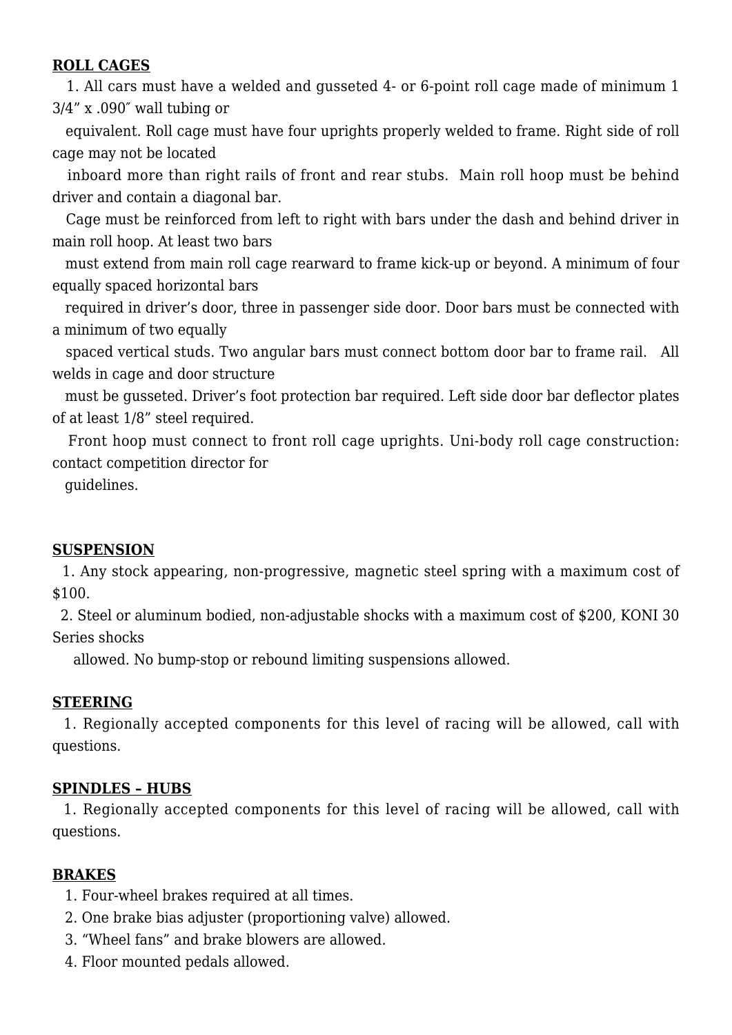**ROLL CAGES**

1. All cars must have a welded and gusseted 4- or 6-point roll cage made of minimum 1 3/4" x .090″ wall tubing or equivalent. Roll cage must have four uprights properly welded to frame. Right side of roll cage may not be located inboard more than right rails of front and rear stubs. Main roll hoop must be behind driver and contain a diagonal bar. Cage must be reinforced from left to right with bars under the dash and behind driver in main roll hoop. At least two bars must extend from main roll cage rearward to frame kick-up or beyond. A minimum of four equally spaced horizontal bars required in driver's door, three in passenger side door. Door bars must be connected with a minimum of two equally spaced vertical studs. Two angular bars must connect bottom door bar to frame rail. All welds in cage and door structure must be gusseted. Driver's foot protection bar required. Left side door bar deflector plates of at least 1/8" steel required. Front hoop must connect to front roll cage uprights. Uni-body roll cage construction: contact competition director for guidelines.

**SUSPENSION**

1. Any stock appearing, non-progressive, magnetic steel spring with a maximum cost of $100.
2. Steel or aluminum bodied, non-adjustable shocks with a maximum cost of $200, KONI 30 Series shocks allowed. No bump-stop or rebound limiting suspensions allowed.

**STEERING**

1. Regionally accepted components for this level of racing will be allowed, call with questions.

**SPINDLES – HUBS**

1. Regionally accepted components for this level of racing will be allowed, call with questions.

**BRAKES**

1. Four-wheel brakes required at all times.
2. One brake bias adjuster (proportioning valve) allowed.
3. "Wheel fans" and brake blowers are allowed.
4. Floor mounted pedals allowed.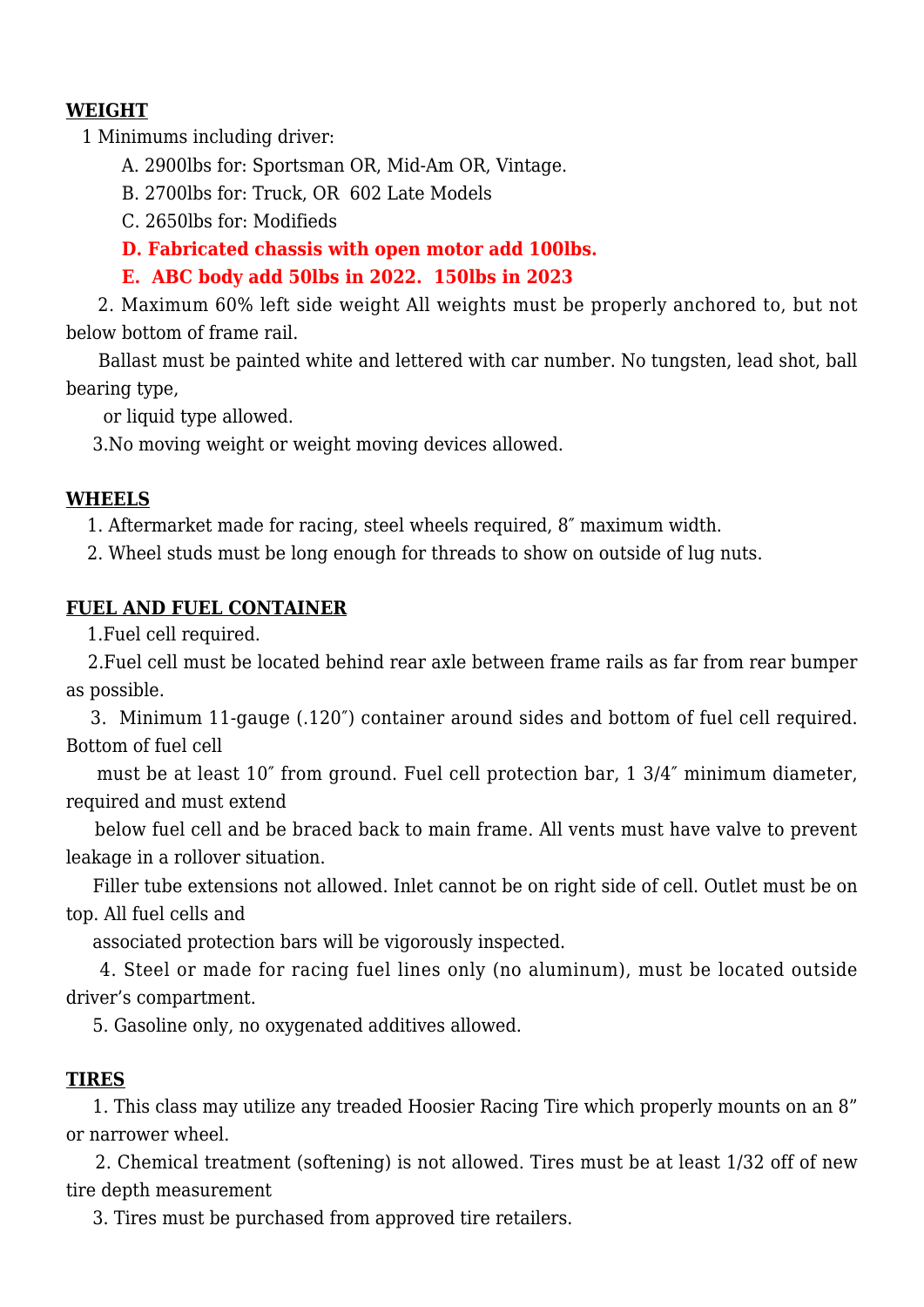**WEIGHT**

1 Minimums including driver:

A. 2900lbs for: Sportsman OR, Mid-Am OR, Vintage.

B. 2700lbs for: Truck, OR 602 Late Models

C. 2650lbs for: Modifieds

**D. Fabricated chassis with open motor add 100lbs.**

**E. ABC body add 50lbs in 2022. 150lbs in 2023**

2. Maximum 60% left side weight All weights must be properly anchored to, but not below bottom of frame rail.

Ballast must be painted white and lettered with car number. No tungsten, lead shot, ball bearing type, or liquid type allowed.

3.No moving weight or weight moving devices allowed.

**WHEELS**

1. Aftermarket made for racing, steel wheels required, 8″ maximum width.
2. Wheel studs must be long enough for threads to show on outside of lug nuts.

**FUEL AND FUEL CONTAINER**

1.Fuel cell required.

2.Fuel cell must be located behind rear axle between frame rails as far from rear bumper as possible.

3. Minimum 11-gauge (.120″) container around sides and bottom of fuel cell required. Bottom of fuel cell must be at least 10″ from ground. Fuel cell protection bar, 1 3/4″ minimum diameter, required and must extend below fuel cell and be braced back to main frame. All vents must have valve to prevent leakage in a rollover situation.

Filler tube extensions not allowed. Inlet cannot be on right side of cell. Outlet must be on top. All fuel cells and associated protection bars will be vigorously inspected.

4. Steel or made for racing fuel lines only (no aluminum), must be located outside driver's compartment.

5. Gasoline only, no oxygenated additives allowed.

**TIRES**

1. This class may utilize any treaded Hoosier Racing Tire which properly mounts on an 8" or narrower wheel.
2. Chemical treatment (softening) is not allowed. Tires must be at least 1/32 off of new tire depth measurement
3. Tires must be purchased from approved tire retailers.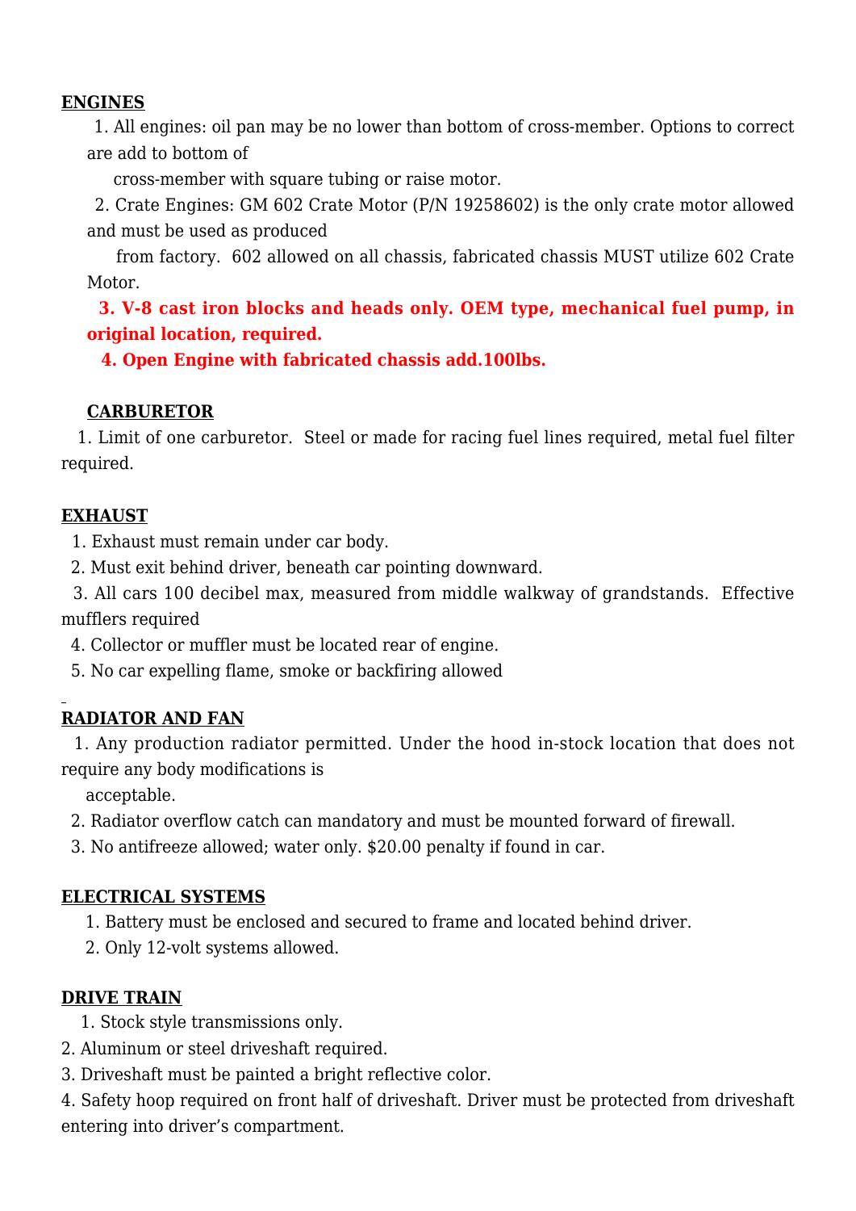**ENGINES**

1. All engines: oil pan may be no lower than bottom of cross-member. Options to correct are add to bottom of cross-member with square tubing or raise motor.
2. Crate Engines: GM 602 Crate Motor (P/N 19258602) is the only crate motor allowed and must be used as produced from factory. 602 allowed on all chassis, fabricated chassis MUST utilize 602 Crate Motor.
3. **V-8 cast iron blocks and heads only. OEM type, mechanical fuel pump, in original location, required.**
4. **Open Engine with fabricated chassis add.100lbs.**

**CARBURETOR**

1. Limit of one carburetor. Steel or made for racing fuel lines required, metal fuel filter required.

**EXHAUST**

1. Exhaust must remain under car body.
2. Must exit behind driver, beneath car pointing downward.
3. All cars 100 decibel max, measured from middle walkway of grandstands. Effective mufflers required
4. Collector or muffler must be located rear of engine.
5. No car expelling flame, smoke or backfiring allowed

**RADIATOR AND FAN**

1. Any production radiator permitted. Under the hood in-stock location that does not require any body modifications is acceptable.
2. Radiator overflow catch can mandatory and must be mounted forward of firewall.
3. No antifreeze allowed; water only. $20.00 penalty if found in car.

**ELECTRICAL SYSTEMS**

1. Battery must be enclosed and secured to frame and located behind driver.
2. Only 12-volt systems allowed.

**DRIVE TRAIN**

1. Stock style transmissions only.
2. Aluminum or steel driveshaft required.
3. Driveshaft must be painted a bright reflective color.
4. Safety hoop required on front half of driveshaft. Driver must be protected from driveshaft entering into driver's compartment.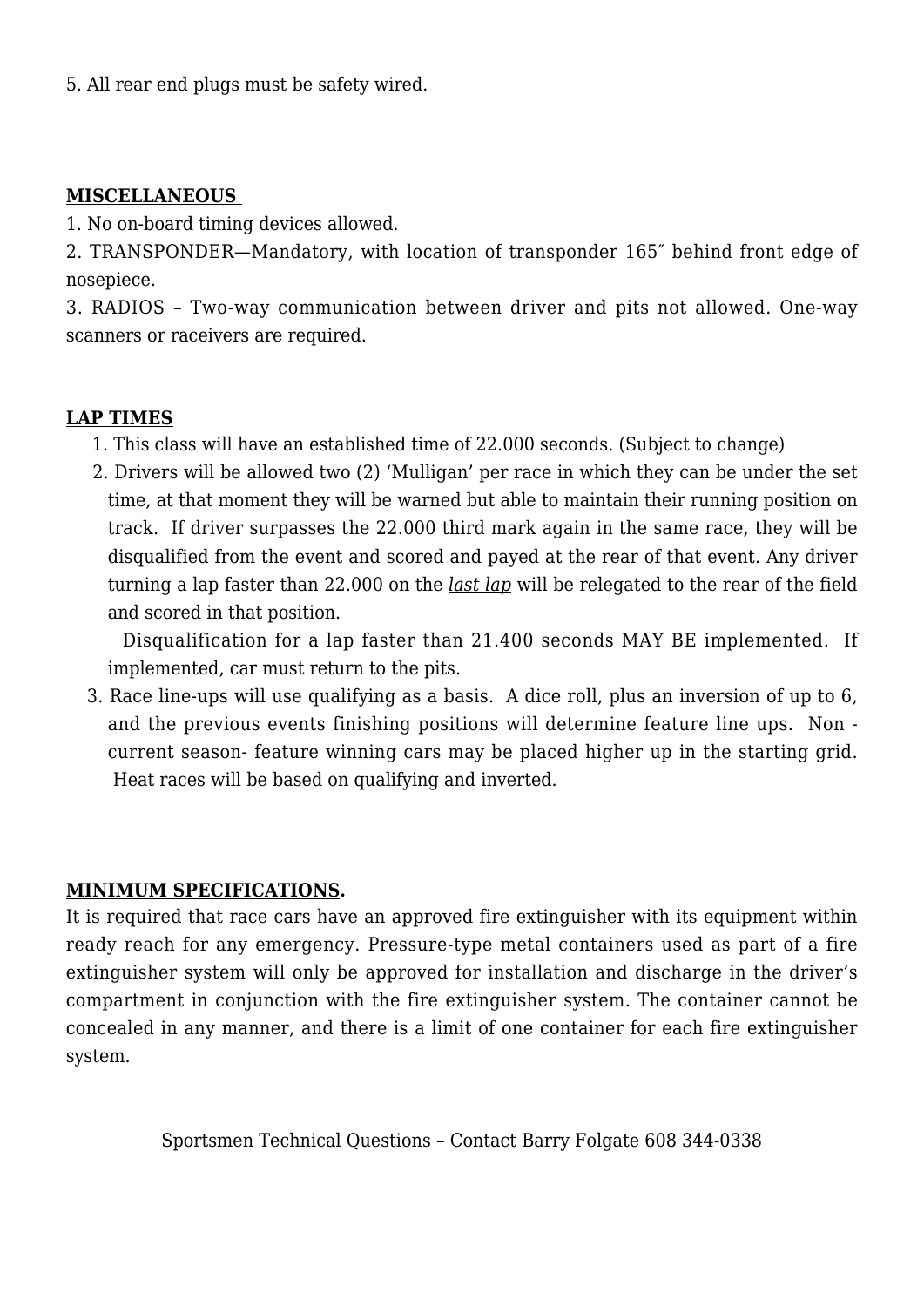5. All rear end plugs must be safety wired.

**MISCELLANEOUS**

1. No on-board timing devices allowed.
2. TRANSPONDER—Mandatory, with location of transponder 165″ behind front edge of nosepiece.
3. RADIOS – Two-way communication between driver and pits not allowed. One-way scanners or raceivers are required.

**LAP TIMES**

1. This class will have an established time of 22.000 seconds. (Subject to change)
2. Drivers will be allowed two (2) 'Mulligan' per race in which they can be under the set time, at that moment they will be warned but able to maintain their running position on track. If driver surpasses the 22.000 third mark again in the same race, they will be disqualified from the event and scored and payed at the rear of that event. Any driver turning a lap faster than 22.000 on the *last lap* will be relegated to the rear of the field and scored in that position.

   Disqualification for a lap faster than 21.400 seconds MAY BE implemented. If implemented, car must return to the pits.
3. Race line-ups will use qualifying as a basis. A dice roll, plus an inversion of up to 6, and the previous events finishing positions will determine feature line ups. Non - current season- feature winning cars may be placed higher up in the starting grid. Heat races will be based on qualifying and inverted.

**MINIMUM SPECIFICATIONS.**

It is required that race cars have an approved fire extinguisher with its equipment within ready reach for any emergency. Pressure-type metal containers used as part of a fire extinguisher system will only be approved for installation and discharge in the driver's compartment in conjunction with the fire extinguisher system. The container cannot be concealed in any manner, and there is a limit of one container for each fire extinguisher system.

Sportsmen Technical Questions – Contact Barry Folgate 608 344-0338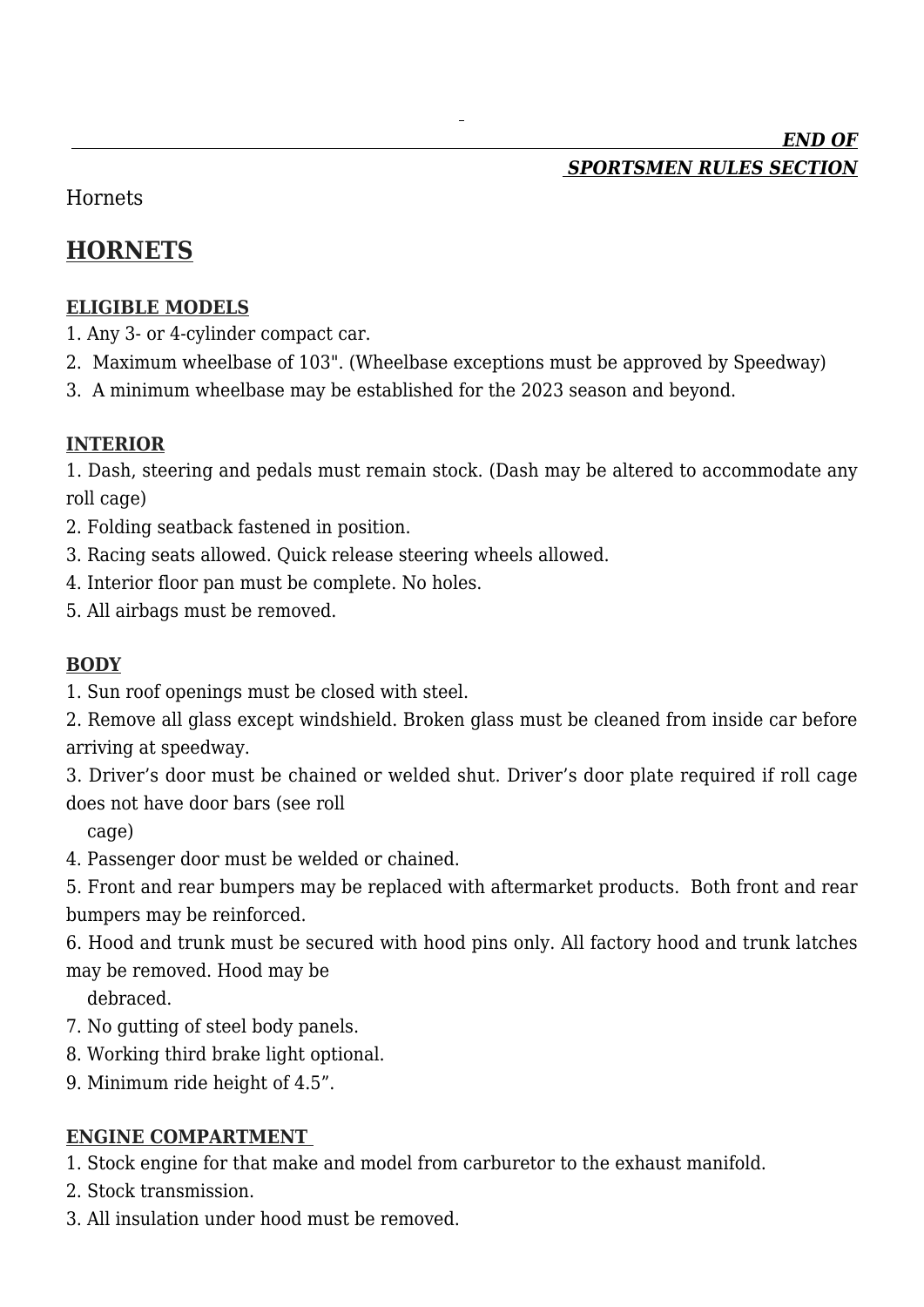***END OF SPORTSMEN RULES SECTION***

Hornets

## HORNETS

**ELIGIBLE MODELS**

1. Any 3- or 4-cylinder compact car.
2. Maximum wheelbase of 103". (Wheelbase exceptions must be approved by Speedway)
3. A minimum wheelbase may be established for the 2023 season and beyond.

**INTERIOR**

1. Dash, steering and pedals must remain stock. (Dash may be altered to accommodate any roll cage)
2. Folding seatback fastened in position.
3. Racing seats allowed. Quick release steering wheels allowed.
4. Interior floor pan must be complete. No holes.
5. All airbags must be removed.

**BODY**

1. Sun roof openings must be closed with steel.
2. Remove all glass except windshield. Broken glass must be cleaned from inside car before arriving at speedway.
3. Driver's door must be chained or welded shut. Driver's door plate required if roll cage does not have door bars (see roll cage)
4. Passenger door must be welded or chained.
5. Front and rear bumpers may be replaced with aftermarket products. Both front and rear bumpers may be reinforced.
6. Hood and trunk must be secured with hood pins only. All factory hood and trunk latches may be removed. Hood may be debraced.
7. No gutting of steel body panels.
8. Working third brake light optional.
9. Minimum ride height of 4.5".

**ENGINE COMPARTMENT**

1. Stock engine for that make and model from carburetor to the exhaust manifold.
2. Stock transmission.
3. All insulation under hood must be removed.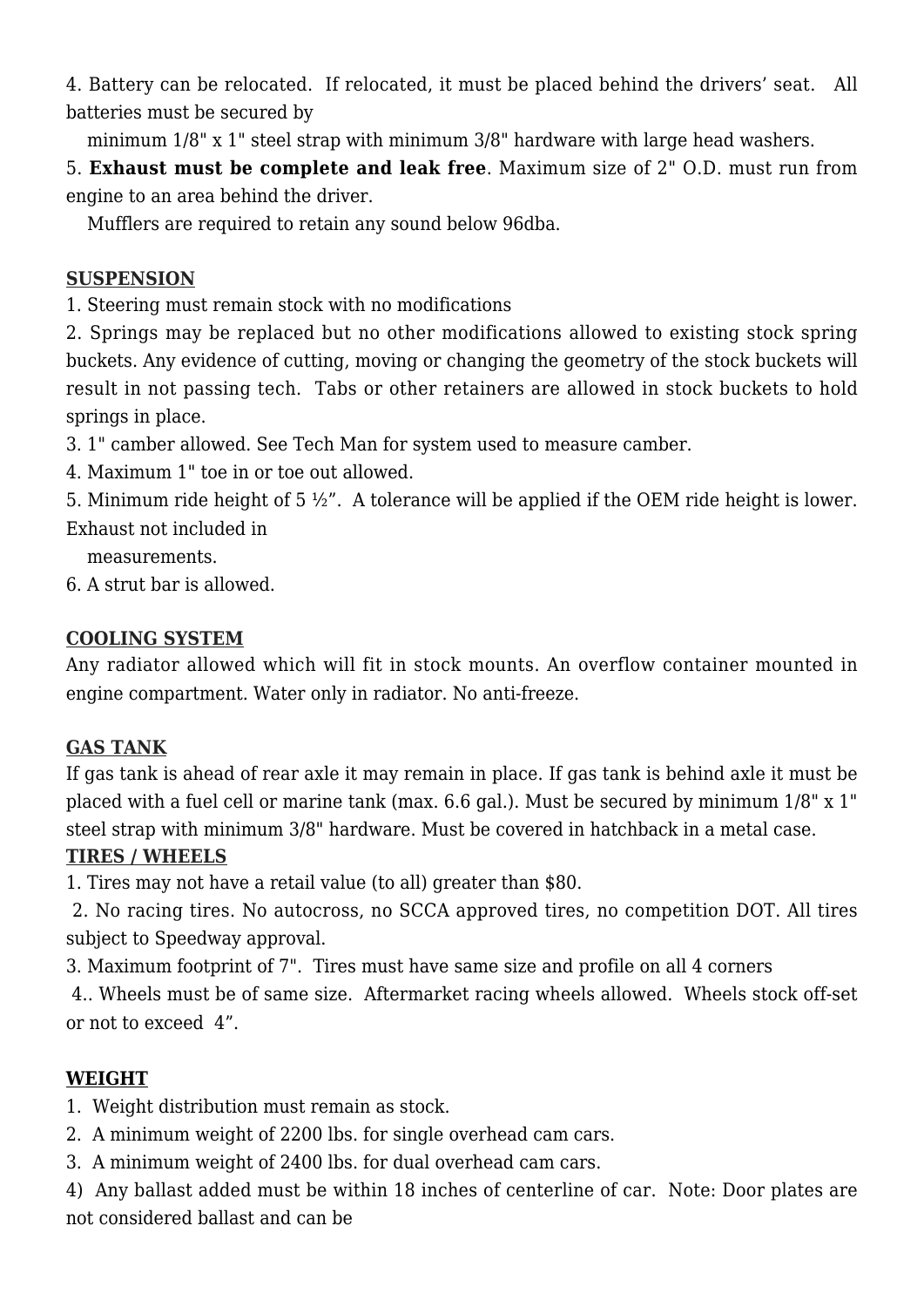4. Battery can be relocated. If relocated, it must be placed behind the drivers' seat. All batteries must be secured by

minimum 1/8" x 1" steel strap with minimum 3/8" hardware with large head washers.

5. **Exhaust must be complete and leak free**. Maximum size of 2" O.D. must run from engine to an area behind the driver.

Mufflers are required to retain any sound below 96dba.

**SUSPENSION**

1. Steering must remain stock with no modifications
2. Springs may be replaced but no other modifications allowed to existing stock spring buckets. Any evidence of cutting, moving or changing the geometry of the stock buckets will result in not passing tech. Tabs or other retainers are allowed in stock buckets to hold springs in place.
3. 1" camber allowed. See Tech Man for system used to measure camber.
4. Maximum 1" toe in or toe out allowed.
5. Minimum ride height of 5 ½". A tolerance will be applied if the OEM ride height is lower. Exhaust not included in

   measurements.
6. A strut bar is allowed.

**COOLING SYSTEM**

Any radiator allowed which will fit in stock mounts. An overflow container mounted in engine compartment. Water only in radiator. No anti-freeze.

**GAS TANK**

If gas tank is ahead of rear axle it may remain in place. If gas tank is behind axle it must be placed with a fuel cell or marine tank (max. 6.6 gal.). Must be secured by minimum 1/8" x 1" steel strap with minimum 3/8" hardware. Must be covered in hatchback in a metal case.

**TIRES / WHEELS**

1. Tires may not have a retail value (to all) greater than $80.
2. No racing tires. No autocross, no SCCA approved tires, no competition DOT. All tires subject to Speedway approval.
3. Maximum footprint of 7". Tires must have same size and profile on all 4 corners
4. Wheels must be of same size. Aftermarket racing wheels allowed. Wheels stock off-set or not to exceed 4".

**WEIGHT**

1. Weight distribution must remain as stock.
2. A minimum weight of 2200 lbs. for single overhead cam cars.
3. A minimum weight of 2400 lbs. for dual overhead cam cars.

4) Any ballast added must be within 18 inches of centerline of car. Note: Door plates are not considered ballast and can be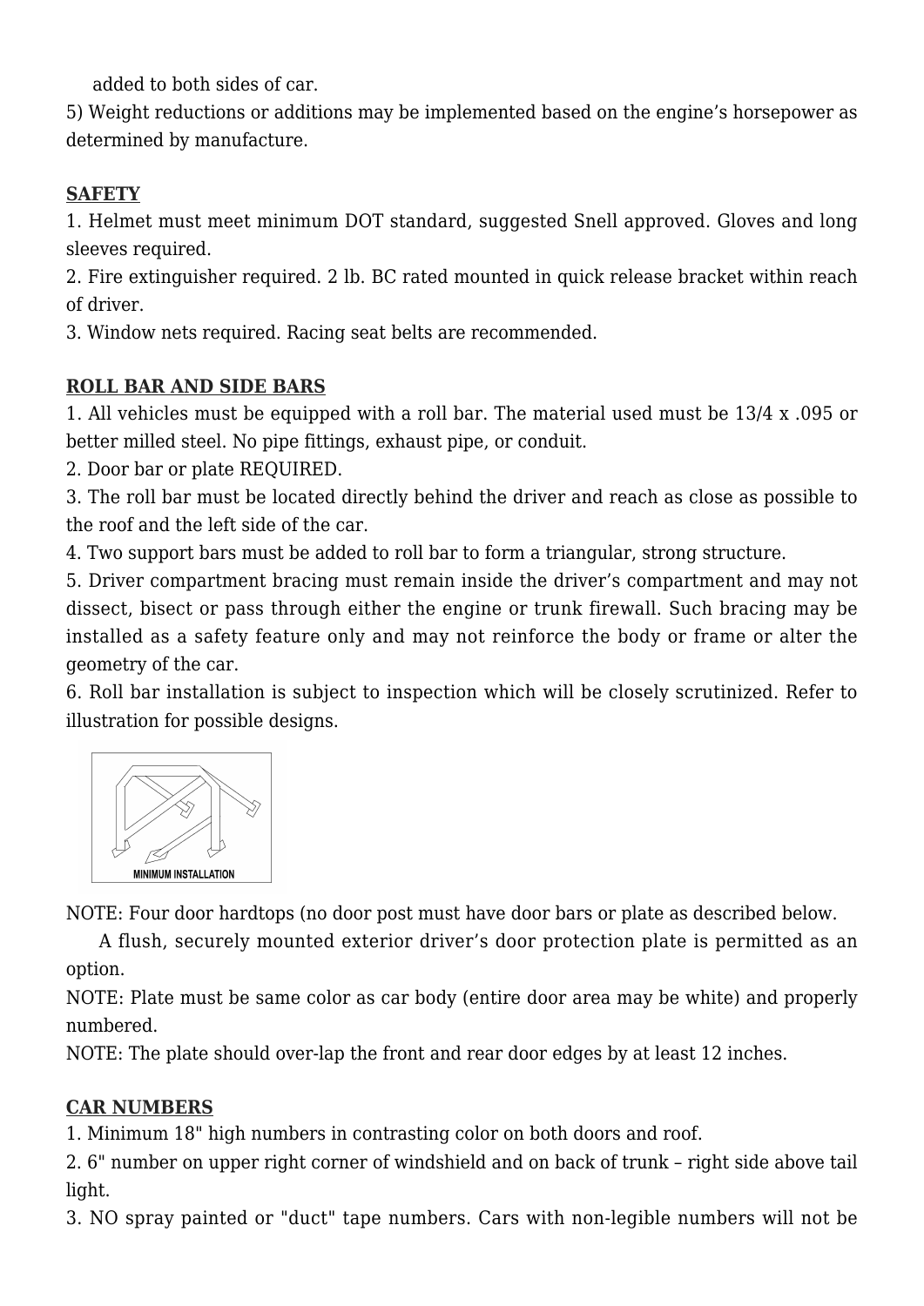added to both sides of car.

5) Weight reductions or additions may be implemented based on the engine's horsepower as determined by manufacture.

**SAFETY**

1. Helmet must meet minimum DOT standard, suggested Snell approved. Gloves and long sleeves required.
2. Fire extinguisher required. 2 lb. BC rated mounted in quick release bracket within reach of driver.
3. Window nets required. Racing seat belts are recommended.

**ROLL BAR AND SIDE BARS**

1. All vehicles must be equipped with a roll bar. The material used must be 13/4 x .095 or better milled steel. No pipe fittings, exhaust pipe, or conduit.
2. Door bar or plate REQUIRED.
3. The roll bar must be located directly behind the driver and reach as close as possible to the roof and the left side of the car.
4. Two support bars must be added to roll bar to form a triangular, strong structure.
5. Driver compartment bracing must remain inside the driver's compartment and may not dissect, bisect or pass through either the engine or trunk firewall. Such bracing may be installed as a safety feature only and may not reinforce the body or frame or alter the geometry of the car.
6. Roll bar installation is subject to inspection which will be closely scrutinized. Refer to illustration for possible designs.

MINIMUM INSTALLATION

NOTE: Four door hardtops (no door post must have door bars or plate as described below.

A flush, securely mounted exterior driver's door protection plate is permitted as an option.

NOTE: Plate must be same color as car body (entire door area may be white) and properly numbered.

NOTE: The plate should over-lap the front and rear door edges by at least 12 inches.

**CAR NUMBERS**

1. Minimum 18" high numbers in contrasting color on both doors and roof.
2. 6" number on upper right corner of windshield and on back of trunk – right side above tail light.
3. NO spray painted or "duct" tape numbers. Cars with non-legible numbers will not be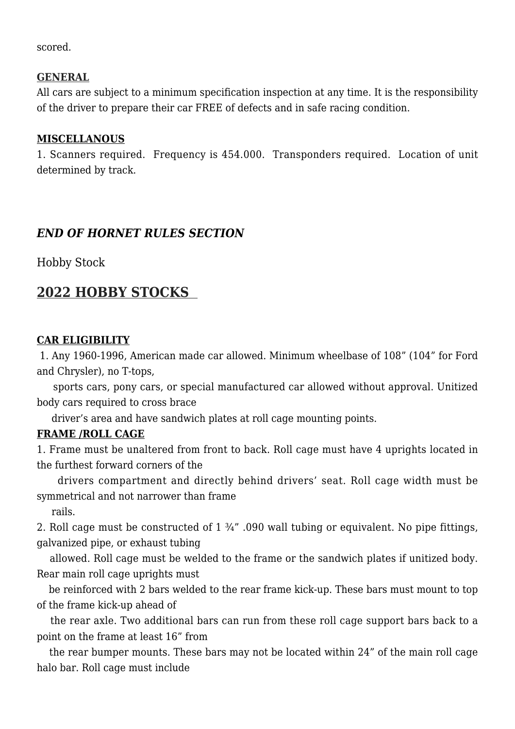scored.

**GENERAL**

All cars are subject to a minimum specification inspection at any time. It is the responsibility of the driver to prepare their car FREE of defects and in safe racing condition.

**MISCELLANOUS**

1. Scanners required.  Frequency is 454.000.  Transponders required.  Location of unit determined by track.

### *END OF HORNET RULES SECTION*

Hobby Stock

## 2022 HOBBY STOCKS

**CAR ELIGIBILITY**

1. Any 1960-1996, American made car allowed. Minimum wheelbase of 108” (104” for Ford and Chrysler), no T-tops, sports cars, pony cars, or special manufactured car allowed without approval. Unitized body cars required to cross brace driver’s area and have sandwich plates at roll cage mounting points.

**FRAME /ROLL CAGE**

1. Frame must be unaltered from front to back. Roll cage must have 4 uprights located in the furthest forward corners of the drivers compartment and directly behind drivers’ seat. Roll cage width must be symmetrical and not narrower than frame rails.
2. Roll cage must be constructed of 1 ¾” .090 wall tubing or equivalent. No pipe fittings, galvanized pipe, or exhaust tubing allowed. Roll cage must be welded to the frame or the sandwich plates if unitized body. Rear main roll cage uprights must be reinforced with 2 bars welded to the rear frame kick-up. These bars must mount to top of the frame kick-up ahead of the rear axle. Two additional bars can run from these roll cage support bars back to a point on the frame at least 16” from the rear bumper mounts. These bars may not be located within 24” of the main roll cage halo bar. Roll cage must include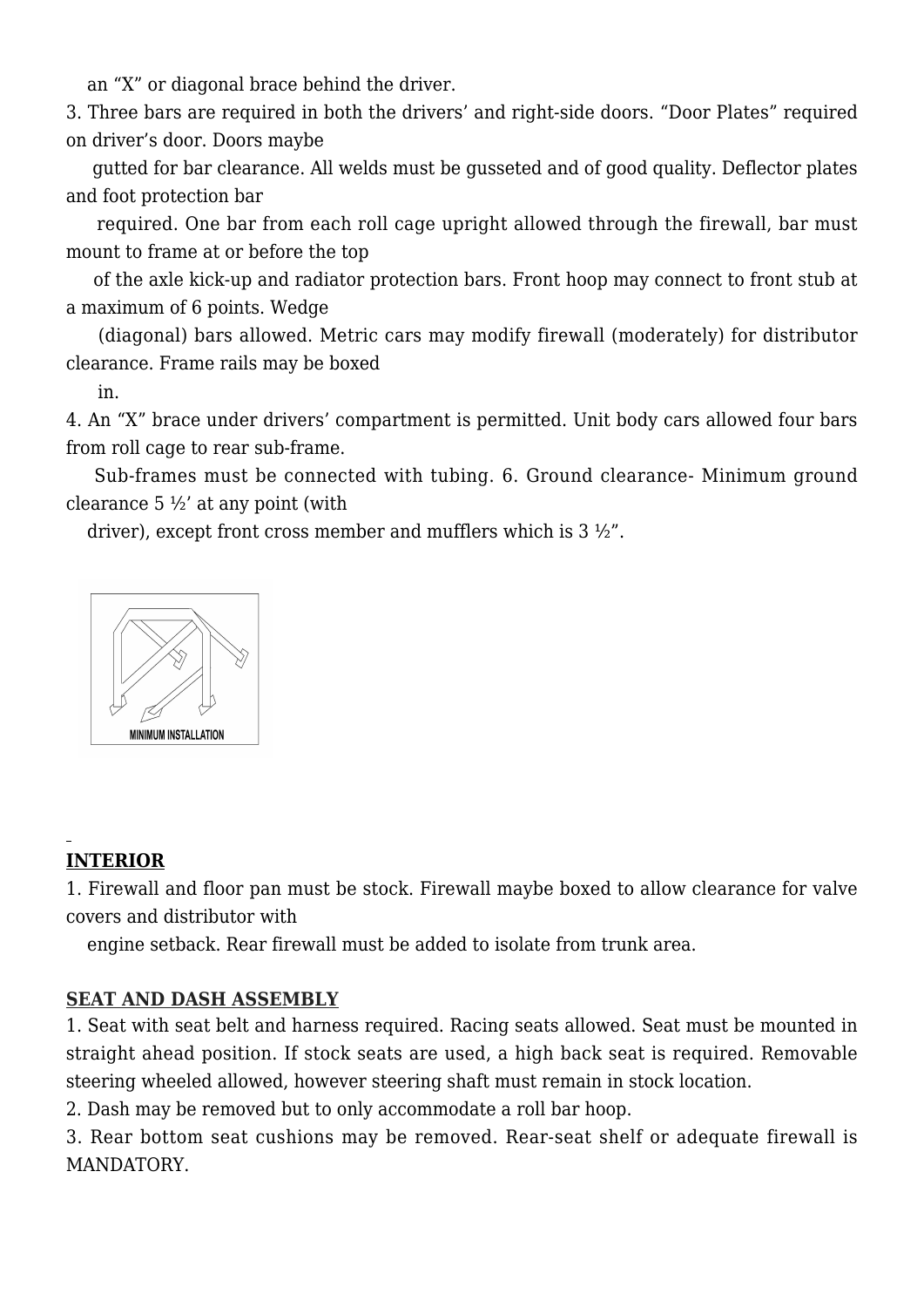an "X" or diagonal brace behind the driver.

3. Three bars are required in both the drivers' and right-side doors. "Door Plates" required on driver's door. Doors maybe gutted for bar clearance. All welds must be gusseted and of good quality. Deflector plates and foot protection bar required. One bar from each roll cage upright allowed through the firewall, bar must mount to frame at or before the top of the axle kick-up and radiator protection bars. Front hoop may connect to front stub at a maximum of 6 points. Wedge (diagonal) bars allowed. Metric cars may modify firewall (moderately) for distributor clearance. Frame rails may be boxed in.

4. An "X" brace under drivers' compartment is permitted. Unit body cars allowed four bars from roll cage to rear sub-frame. Sub-frames must be connected with tubing. 6. Ground clearance- Minimum ground clearance 5 ½' at any point (with driver), except front cross member and mufflers which is 3 ½".

MINIMUM INSTALLATION

## INTERIOR

1. Firewall and floor pan must be stock. Firewall maybe boxed to allow clearance for valve covers and distributor with engine setback. Rear firewall must be added to isolate from trunk area.

## SEAT AND DASH ASSEMBLY

1. Seat with seat belt and harness required. Racing seats allowed. Seat must be mounted in straight ahead position. If stock seats are used, a high back seat is required. Removable steering wheeled allowed, however steering shaft must remain in stock location.
2. Dash may be removed but to only accommodate a roll bar hoop.
3. Rear bottom seat cushions may be removed. Rear-seat shelf or adequate firewall is MANDATORY.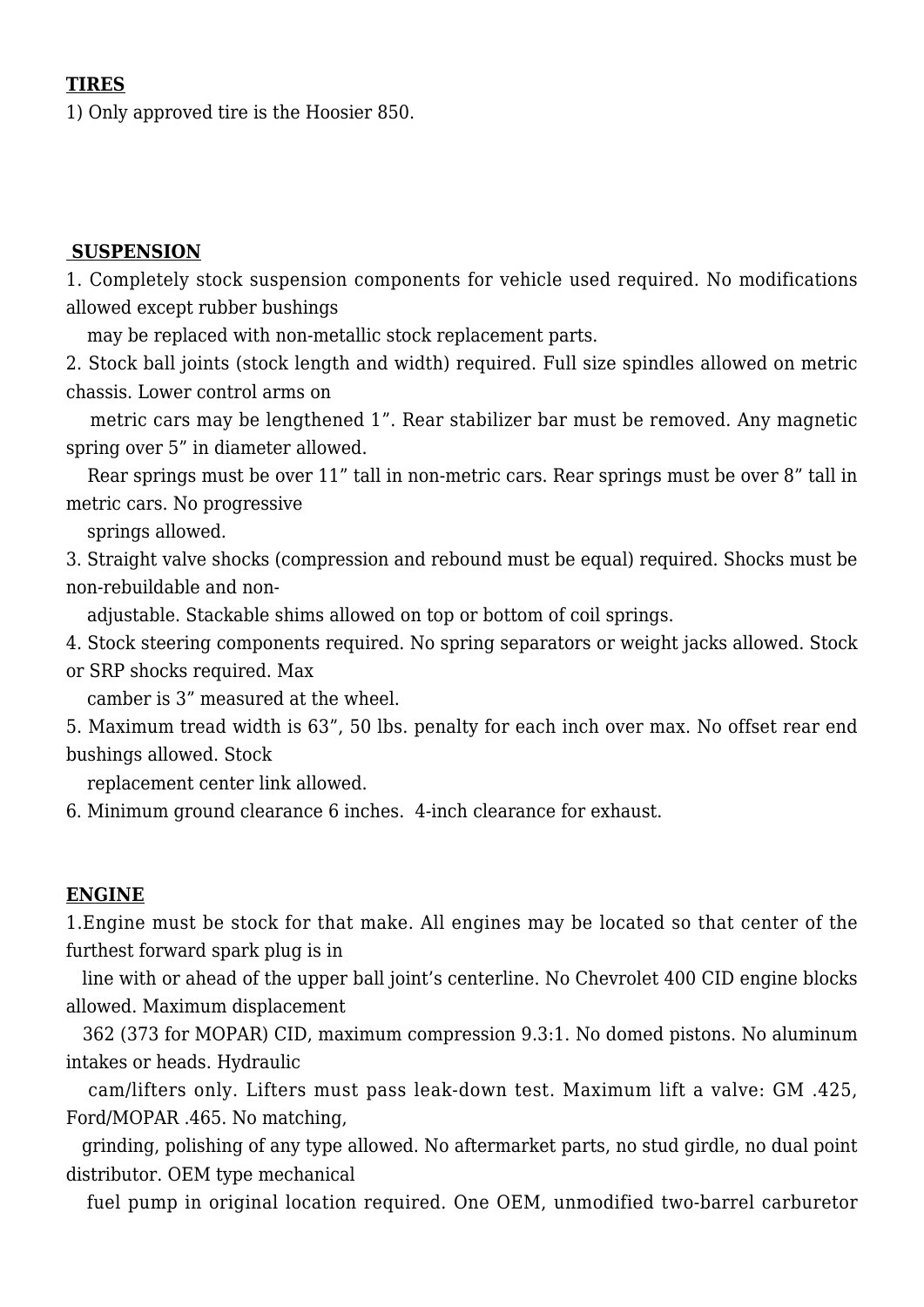**TIRES**

1) Only approved tire is the Hoosier 850.

**SUSPENSION**

1. Completely stock suspension components for vehicle used required. No modifications allowed except rubber bushings may be replaced with non-metallic stock replacement parts.
2. Stock ball joints (stock length and width) required. Full size spindles allowed on metric chassis. Lower control arms on metric cars may be lengthened 1”. Rear stabilizer bar must be removed. Any magnetic spring over 5” in diameter allowed. Rear springs must be over 11” tall in non-metric cars. Rear springs must be over 8” tall in metric cars. No progressive springs allowed.
3. Straight valve shocks (compression and rebound must be equal) required. Shocks must be non-rebuildable and non-adjustable. Stackable shims allowed on top or bottom of coil springs.
4. Stock steering components required. No spring separators or weight jacks allowed. Stock or SRP shocks required. Max camber is 3” measured at the wheel.
5. Maximum tread width is 63”, 50 lbs. penalty for each inch over max. No offset rear end bushings allowed. Stock replacement center link allowed.
6. Minimum ground clearance 6 inches. 4-inch clearance for exhaust.

**ENGINE**

1.Engine must be stock for that make. All engines may be located so that center of the furthest forward spark plug is in line with or ahead of the upper ball joint’s centerline. No Chevrolet 400 CID engine blocks allowed. Maximum displacement 362 (373 for MOPAR) CID, maximum compression 9.3:1. No domed pistons. No aluminum intakes or heads. Hydraulic cam/lifters only. Lifters must pass leak-down test. Maximum lift a valve: GM .425, Ford/MOPAR .465. No matching, grinding, polishing of any type allowed. No aftermarket parts, no stud girdle, no dual point distributor. OEM type mechanical fuel pump in original location required. One OEM, unmodified two-barrel carburetor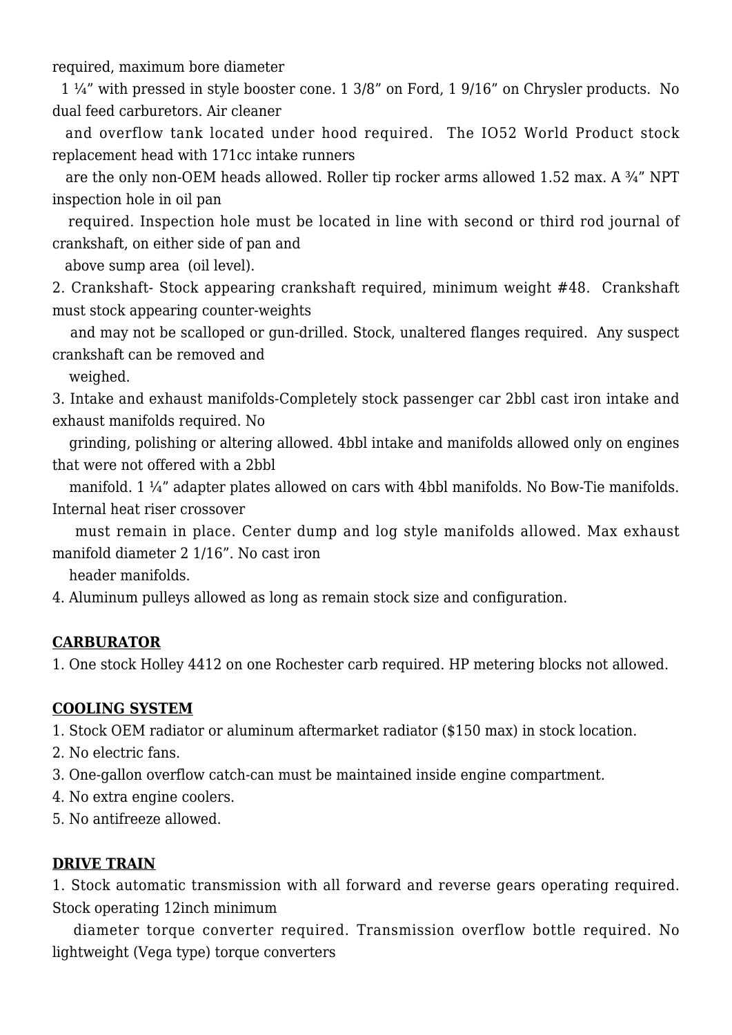required, maximum bore diameter 1 ¼" with pressed in style booster cone. 1 3/8" on Ford, 1 9/16" on Chrysler products. No dual feed carburetors. Air cleaner and overflow tank located under hood required. The IO52 World Product stock replacement head with 171cc intake runners are the only non-OEM heads allowed. Roller tip rocker arms allowed 1.52 max. A ¾" NPT inspection hole in oil pan required. Inspection hole must be located in line with second or third rod journal of crankshaft, on either side of pan and above sump area (oil level).

2. Crankshaft- Stock appearing crankshaft required, minimum weight #48. Crankshaft must stock appearing counter-weights and may not be scalloped or gun-drilled. Stock, unaltered flanges required. Any suspect crankshaft can be removed and weighed.

3. Intake and exhaust manifolds-Completely stock passenger car 2bbl cast iron intake and exhaust manifolds required. No grinding, polishing or altering allowed. 4bbl intake and manifolds allowed only on engines that were not offered with a 2bbl manifold. 1 ¼" adapter plates allowed on cars with 4bbl manifolds. No Bow-Tie manifolds. Internal heat riser crossover must remain in place. Center dump and log style manifolds allowed. Max exhaust manifold diameter 2 1/16". No cast iron header manifolds.

4. Aluminum pulleys allowed as long as remain stock size and configuration.

**CARBURATOR**

1. One stock Holley 4412 on one Rochester carb required. HP metering blocks not allowed.

**COOLING SYSTEM**

1. Stock OEM radiator or aluminum aftermarket radiator ($150 max) in stock location.
2. No electric fans.
3. One-gallon overflow catch-can must be maintained inside engine compartment.
4. No extra engine coolers.
5. No antifreeze allowed.

**DRIVE TRAIN**

1. Stock automatic transmission with all forward and reverse gears operating required. Stock operating 12inch minimum diameter torque converter required. Transmission overflow bottle required. No lightweight (Vega type) torque converters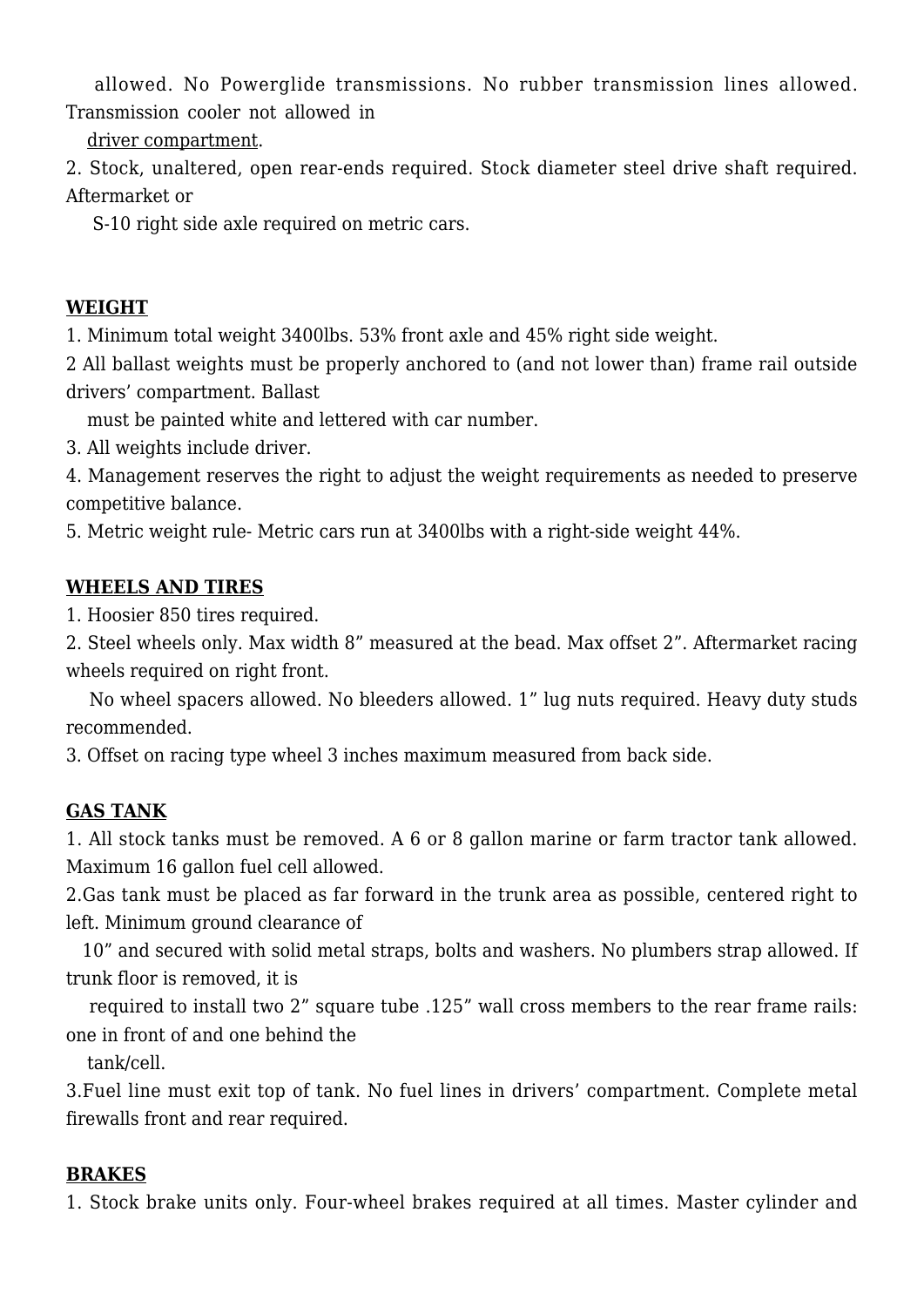allowed. No Powerglide transmissions. No rubber transmission lines allowed. Transmission cooler not allowed in driver compartment.

2. Stock, unaltered, open rear-ends required. Stock diameter steel drive shaft required. Aftermarket or S-10 right side axle required on metric cars.

**WEIGHT**

1. Minimum total weight 3400lbs. 53% front axle and 45% right side weight.

2 All ballast weights must be properly anchored to (and not lower than) frame rail outside drivers' compartment. Ballast must be painted white and lettered with car number.

3. All weights include driver.

4. Management reserves the right to adjust the weight requirements as needed to preserve competitive balance.

5. Metric weight rule- Metric cars run at 3400lbs with a right-side weight 44%.

**WHEELS AND TIRES**

1. Hoosier 850 tires required.

2. Steel wheels only. Max width 8" measured at the bead. Max offset 2". Aftermarket racing wheels required on right front. No wheel spacers allowed. No bleeders allowed. 1" lug nuts required. Heavy duty studs recommended.

3. Offset on racing type wheel 3 inches maximum measured from back side.

**GAS TANK**

1. All stock tanks must be removed. A 6 or 8 gallon marine or farm tractor tank allowed. Maximum 16 gallon fuel cell allowed.

2.Gas tank must be placed as far forward in the trunk area as possible, centered right to left. Minimum ground clearance of 10" and secured with solid metal straps, bolts and washers. No plumbers strap allowed. If trunk floor is removed, it is required to install two 2" square tube .125" wall cross members to the rear frame rails: one in front of and one behind the tank/cell.

3.Fuel line must exit top of tank. No fuel lines in drivers' compartment. Complete metal firewalls front and rear required.

**BRAKES**

1. Stock brake units only. Four-wheel brakes required at all times. Master cylinder and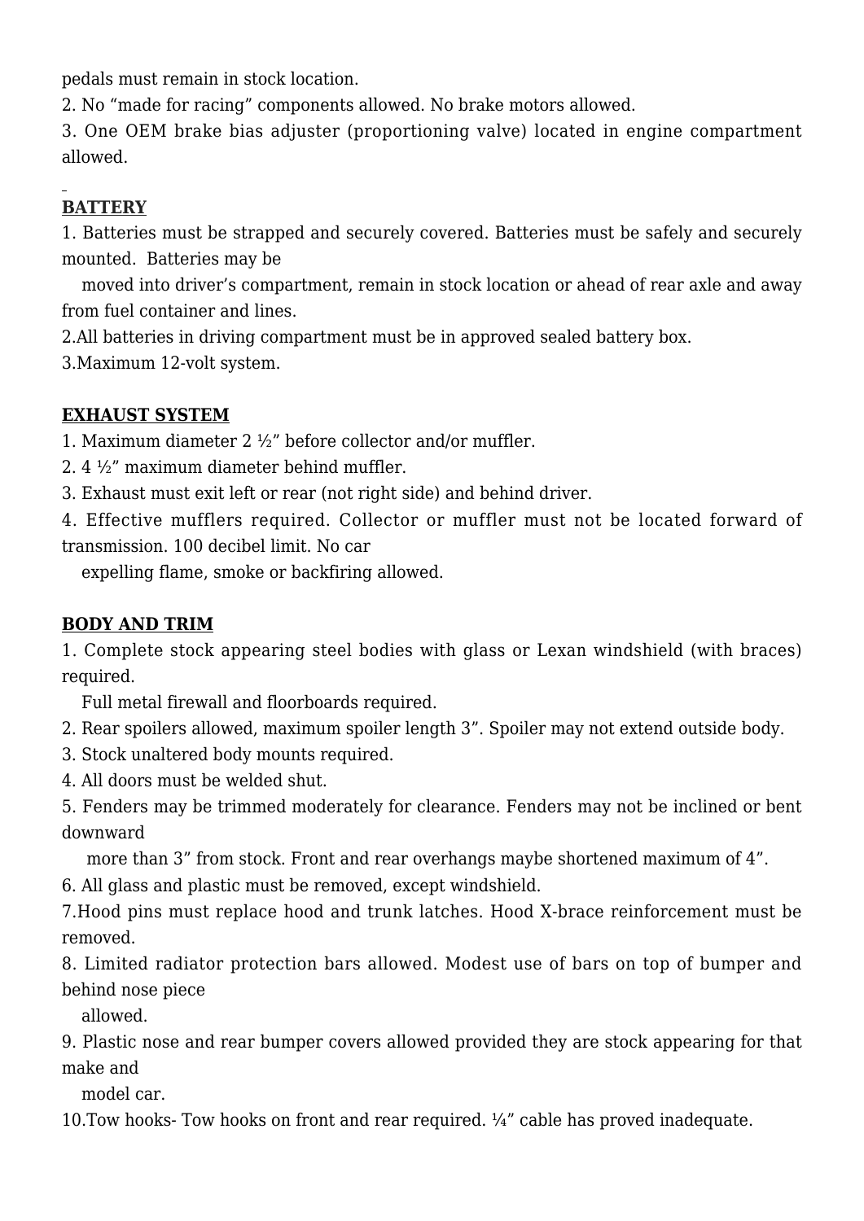pedals must remain in stock location.

2. No “made for racing” components allowed. No brake motors allowed.

3. One OEM brake bias adjuster (proportioning valve) located in engine compartment allowed.

**BATTERY**

1. Batteries must be strapped and securely covered. Batteries must be safely and securely mounted. Batteries may be moved into driver’s compartment, remain in stock location or ahead of rear axle and away from fuel container and lines.

2. All batteries in driving compartment must be in approved sealed battery box.

3. Maximum 12-volt system.

**EXHAUST SYSTEM**

1. Maximum diameter 2 ½” before collector and/or muffler.

2. 4 ½” maximum diameter behind muffler.

3. Exhaust must exit left or rear (not right side) and behind driver.

4. Effective mufflers required. Collector or muffler must not be located forward of transmission. 100 decibel limit. No car expelling flame, smoke or backfiring allowed.

**BODY AND TRIM**

1. Complete stock appearing steel bodies with glass or Lexan windshield (with braces) required. Full metal firewall and floorboards required.

2. Rear spoilers allowed, maximum spoiler length 3”. Spoiler may not extend outside body.

3. Stock unaltered body mounts required.

4. All doors must be welded shut.

5. Fenders may be trimmed moderately for clearance. Fenders may not be inclined or bent downward more than 3” from stock. Front and rear overhangs maybe shortened maximum of 4”.

6. All glass and plastic must be removed, except windshield.

7. Hood pins must replace hood and trunk latches. Hood X-brace reinforcement must be removed.

8. Limited radiator protection bars allowed. Modest use of bars on top of bumper and behind nose piece allowed.

9. Plastic nose and rear bumper covers allowed provided they are stock appearing for that make and model car.

10. Tow hooks- Tow hooks on front and rear required. ¼” cable has proved inadequate.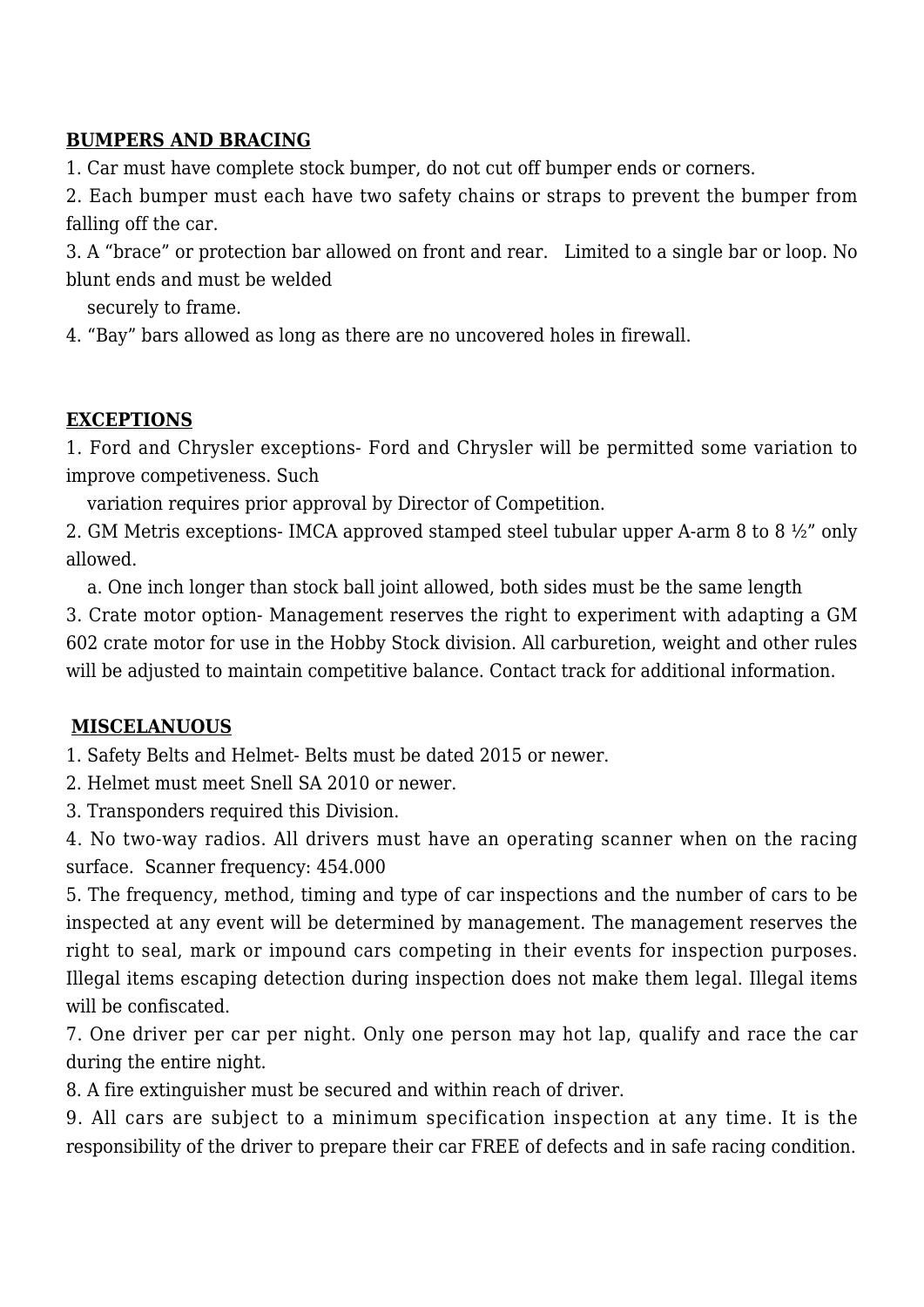**BUMPERS AND BRACING**

1. Car must have complete stock bumper, do not cut off bumper ends or corners.
2. Each bumper must each have two safety chains or straps to prevent the bumper from falling off the car.
3. A "brace" or protection bar allowed on front and rear. Limited to a single bar or loop. No blunt ends and must be welded
   securely to frame.
4. "Bay" bars allowed as long as there are no uncovered holes in firewall.

**EXCEPTIONS**

1. Ford and Chrysler exceptions- Ford and Chrysler will be permitted some variation to improve competiveness. Such
   variation requires prior approval by Director of Competition.
2. GM Metris exceptions- IMCA approved stamped steel tubular upper A-arm 8 to 8 ½" only allowed.
   a. One inch longer than stock ball joint allowed, both sides must be the same length
3. Crate motor option- Management reserves the right to experiment with adapting a GM 602 crate motor for use in the Hobby Stock division. All carburetion, weight and other rules will be adjusted to maintain competitive balance. Contact track for additional information.

**MISCELANUOUS**

1. Safety Belts and Helmet- Belts must be dated 2015 or newer.
2. Helmet must meet Snell SA 2010 or newer.
3. Transponders required this Division.
4. No two-way radios. All drivers must have an operating scanner when on the racing surface. Scanner frequency: 454.000
5. The frequency, method, timing and type of car inspections and the number of cars to be inspected at any event will be determined by management. The management reserves the right to seal, mark or impound cars competing in their events for inspection purposes. Illegal items escaping detection during inspection does not make them legal. Illegal items will be confiscated.
7. One driver per car per night. Only one person may hot lap, qualify and race the car during the entire night.
8. A fire extinguisher must be secured and within reach of driver.
9. All cars are subject to a minimum specification inspection at any time. It is the responsibility of the driver to prepare their car FREE of defects and in safe racing condition.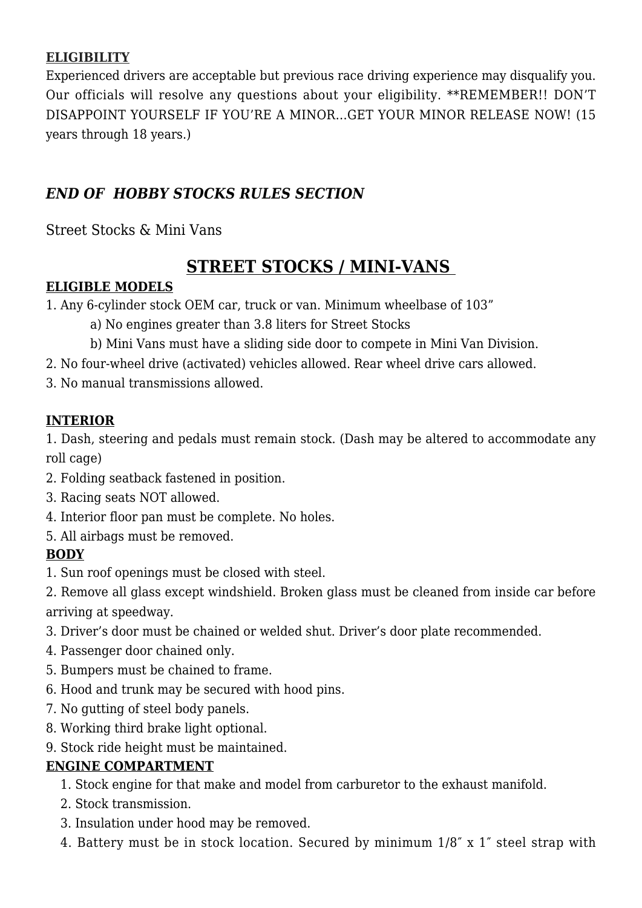**ELIGIBILITY**

Experienced drivers are acceptable but previous race driving experience may disqualify you. Our officials will resolve any questions about your eligibility. **REMEMBER!! DON'T DISAPPOINT YOURSELF IF YOU'RE A MINOR…GET YOUR MINOR RELEASE NOW! (15 years through 18 years.)

### *END OF HOBBY STOCKS RULES SECTION*

Street Stocks & Mini Vans

## STREET STOCKS / MINI-VANS

**ELIGIBLE MODELS**

1. Any 6-cylinder stock OEM car, truck or van. Minimum wheelbase of 103"
   a) No engines greater than 3.8 liters for Street Stocks
   b) Mini Vans must have a sliding side door to compete in Mini Van Division.
2. No four-wheel drive (activated) vehicles allowed. Rear wheel drive cars allowed.
3. No manual transmissions allowed.

**INTERIOR**

1. Dash, steering and pedals must remain stock. (Dash may be altered to accommodate any roll cage)
2. Folding seatback fastened in position.
3. Racing seats NOT allowed.
4. Interior floor pan must be complete. No holes.
5. All airbags must be removed.

**BODY**

1. Sun roof openings must be closed with steel.
2. Remove all glass except windshield. Broken glass must be cleaned from inside car before arriving at speedway.
3. Driver's door must be chained or welded shut. Driver's door plate recommended.
4. Passenger door chained only.
5. Bumpers must be chained to frame.
6. Hood and trunk may be secured with hood pins.
7. No gutting of steel body panels.
8. Working third brake light optional.
9. Stock ride height must be maintained.

**ENGINE COMPARTMENT**

1. Stock engine for that make and model from carburetor to the exhaust manifold.
2. Stock transmission.
3. Insulation under hood may be removed.
4. Battery must be in stock location. Secured by minimum 1/8″ x 1″ steel strap with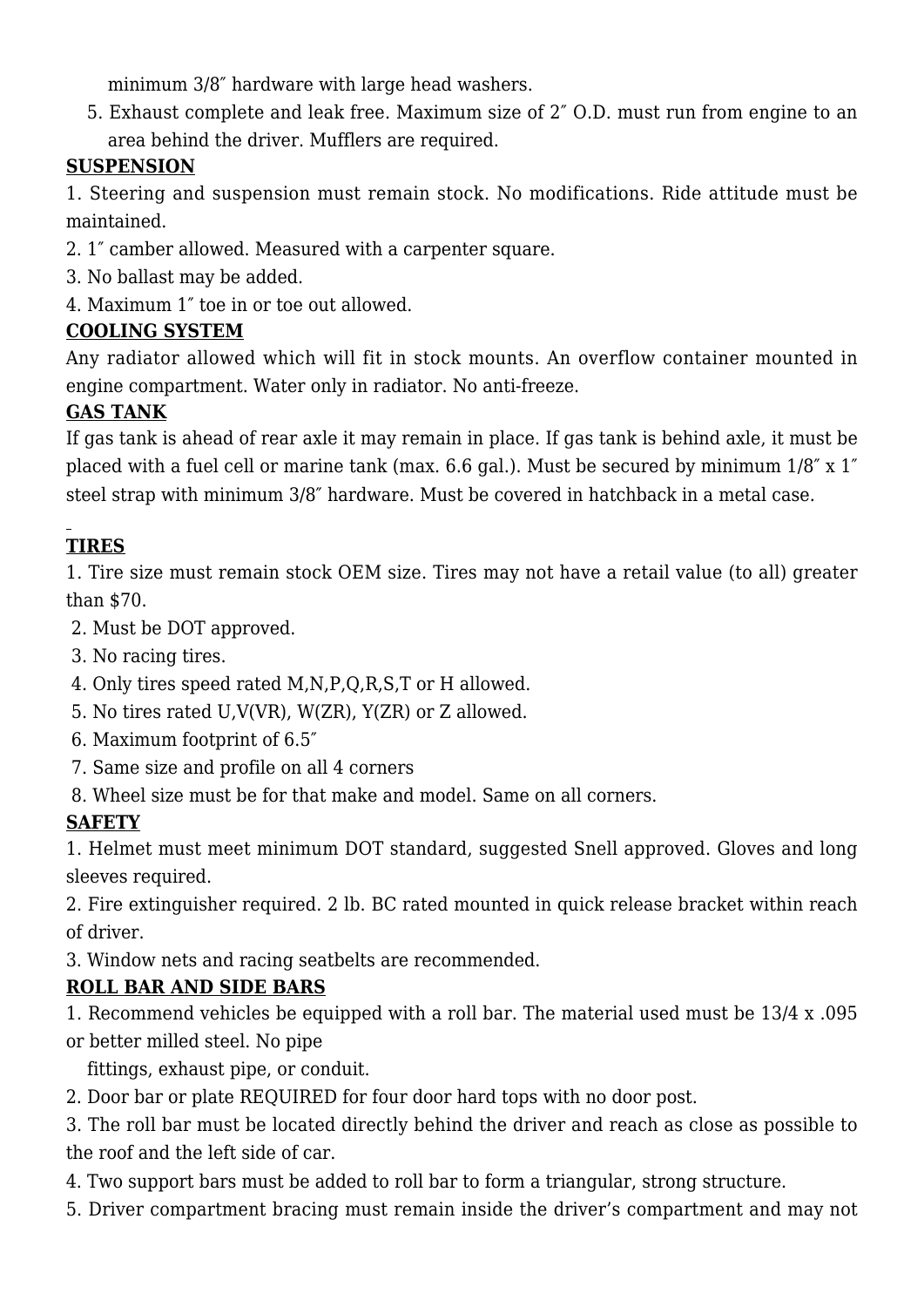minimum 3/8″ hardware with large head washers.

5. Exhaust complete and leak free. Maximum size of 2″ O.D. must run from engine to an area behind the driver. Mufflers are required.

**SUSPENSION**

1. Steering and suspension must remain stock. No modifications. Ride attitude must be maintained.
2. 1″ camber allowed. Measured with a carpenter square.
3. No ballast may be added.
4. Maximum 1″ toe in or toe out allowed.

**COOLING SYSTEM**

Any radiator allowed which will fit in stock mounts. An overflow container mounted in engine compartment. Water only in radiator. No anti-freeze.

**GAS TANK**

If gas tank is ahead of rear axle it may remain in place. If gas tank is behind axle, it must be placed with a fuel cell or marine tank (max. 6.6 gal.). Must be secured by minimum 1/8″ x 1″ steel strap with minimum 3/8″ hardware. Must be covered in hatchback in a metal case.

**TIRES**

1. Tire size must remain stock OEM size. Tires may not have a retail value (to all) greater than $70.
2. Must be DOT approved.
3. No racing tires.
4. Only tires speed rated M,N,P,Q,R,S,T or H allowed.
5. No tires rated U,V(VR), W(ZR), Y(ZR) or Z allowed.
6. Maximum footprint of 6.5″
7. Same size and profile on all 4 corners
8. Wheel size must be for that make and model. Same on all corners.

**SAFETY**

1. Helmet must meet minimum DOT standard, suggested Snell approved. Gloves and long sleeves required.
2. Fire extinguisher required. 2 lb. BC rated mounted in quick release bracket within reach of driver.
3. Window nets and racing seatbelts are recommended.

**ROLL BAR AND SIDE BARS**

1. Recommend vehicles be equipped with a roll bar. The material used must be 13/4 x .095 or better milled steel. No pipe fittings, exhaust pipe, or conduit.
2. Door bar or plate REQUIRED for four door hard tops with no door post.
3. The roll bar must be located directly behind the driver and reach as close as possible to the roof and the left side of car.
4. Two support bars must be added to roll bar to form a triangular, strong structure.
5. Driver compartment bracing must remain inside the driver's compartment and may not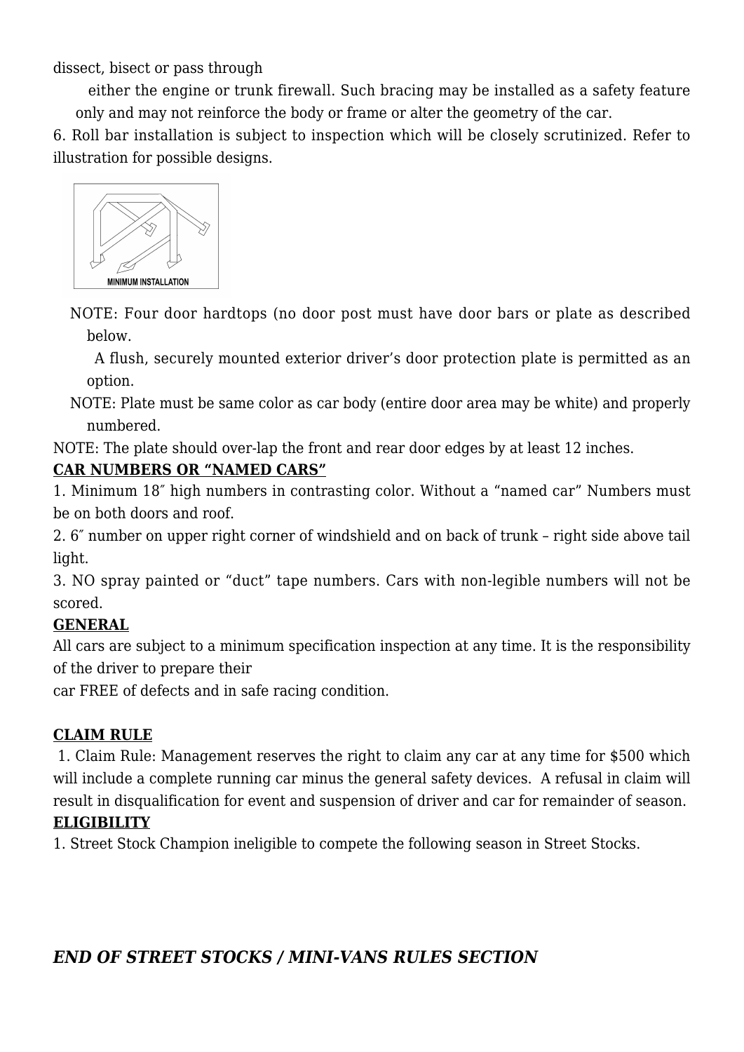dissect, bisect or pass through

either the engine or trunk firewall. Such bracing may be installed as a safety feature only and may not reinforce the body or frame or alter the geometry of the car.

6. Roll bar installation is subject to inspection which will be closely scrutinized. Refer to illustration for possible designs.

MINIMUM INSTALLATION

NOTE: Four door hardtops (no door post must have door bars or plate as described below.

A flush, securely mounted exterior driver's door protection plate is permitted as an option.

NOTE: Plate must be same color as car body (entire door area may be white) and properly numbered.

NOTE: The plate should over-lap the front and rear door edges by at least 12 inches.

**CAR NUMBERS OR "NAMED CARS"**

1. Minimum 18″ high numbers in contrasting color. Without a "named car" Numbers must be on both doors and roof.
2. 6″ number on upper right corner of windshield and on back of trunk – right side above tail light.
3. NO spray painted or "duct" tape numbers. Cars with non-legible numbers will not be scored.

**GENERAL**

All cars are subject to a minimum specification inspection at any time. It is the responsibility of the driver to prepare their car FREE of defects and in safe racing condition.

**CLAIM RULE**

1. Claim Rule: Management reserves the right to claim any car at any time for $500 which will include a complete running car minus the general safety devices. A refusal in claim will result in disqualification for event and suspension of driver and car for remainder of season.

**ELIGIBILITY**

1. Street Stock Champion ineligible to compete the following season in Street Stocks.

***END OF STREET STOCKS / MINI-VANS RULES SECTION***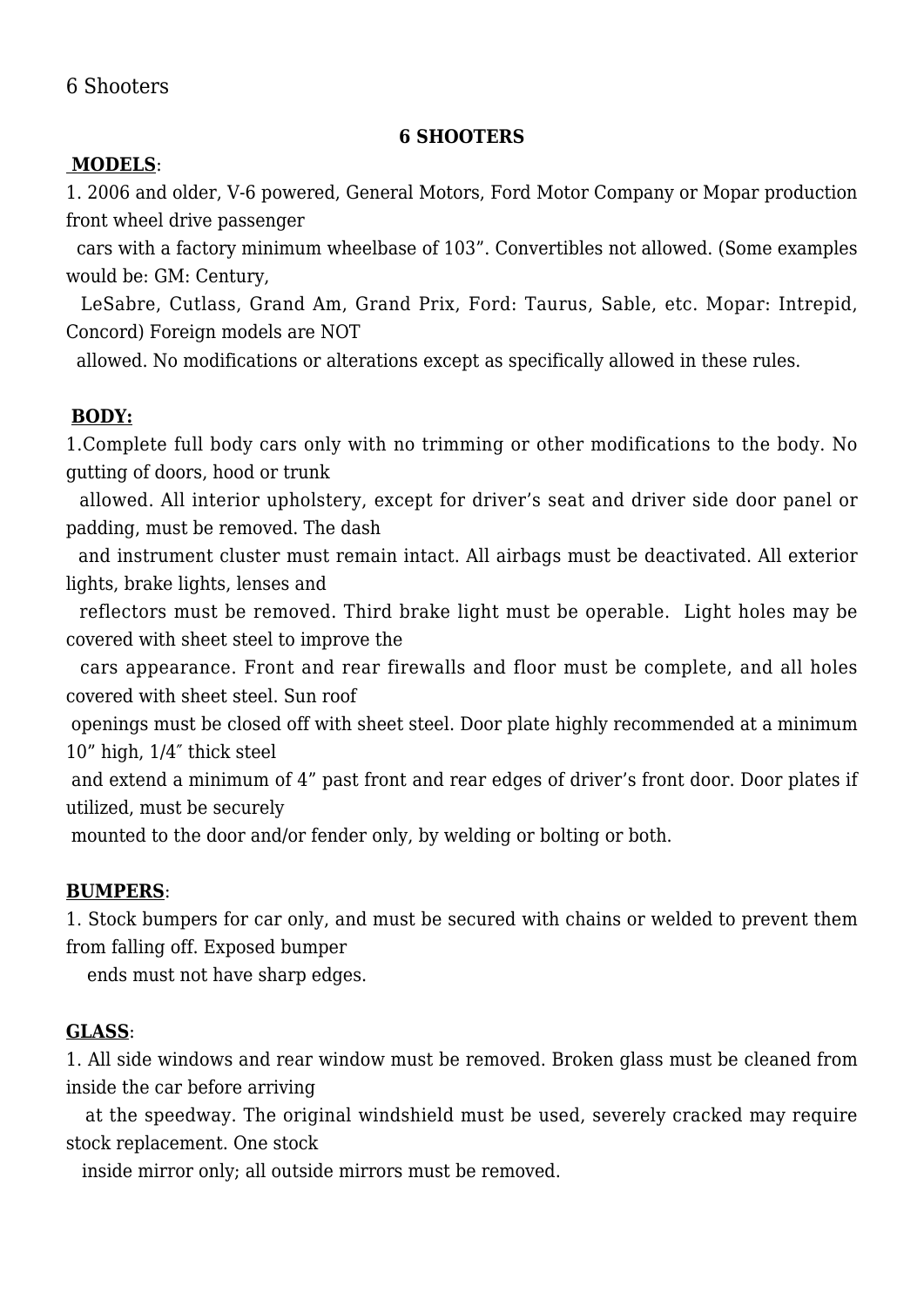6 Shooters

## 6 SHOOTERS

**MODELS**:

1. 2006 and older, V-6 powered, General Motors, Ford Motor Company or Mopar production front wheel drive passenger cars with a factory minimum wheelbase of 103". Convertibles not allowed. (Some examples would be: GM: Century, LeSabre, Cutlass, Grand Am, Grand Prix, Ford: Taurus, Sable, etc. Mopar: Intrepid, Concord) Foreign models are NOT allowed. No modifications or alterations except as specifically allowed in these rules.

**BODY:**

1.Complete full body cars only with no trimming or other modifications to the body. No gutting of doors, hood or trunk allowed. All interior upholstery, except for driver's seat and driver side door panel or padding, must be removed. The dash and instrument cluster must remain intact. All airbags must be deactivated. All exterior lights, brake lights, lenses and reflectors must be removed. Third brake light must be operable. Light holes may be covered with sheet steel to improve the cars appearance. Front and rear firewalls and floor must be complete, and all holes covered with sheet steel. Sun roof openings must be closed off with sheet steel. Door plate highly recommended at a minimum 10" high, 1/4" thick steel and extend a minimum of 4" past front and rear edges of driver's front door. Door plates if utilized, must be securely mounted to the door and/or fender only, by welding or bolting or both.

**BUMPERS**:

1. Stock bumpers for car only, and must be secured with chains or welded to prevent them from falling off. Exposed bumper ends must not have sharp edges.

**GLASS**:

1. All side windows and rear window must be removed. Broken glass must be cleaned from inside the car before arriving at the speedway. The original windshield must be used, severely cracked may require stock replacement. One stock inside mirror only; all outside mirrors must be removed.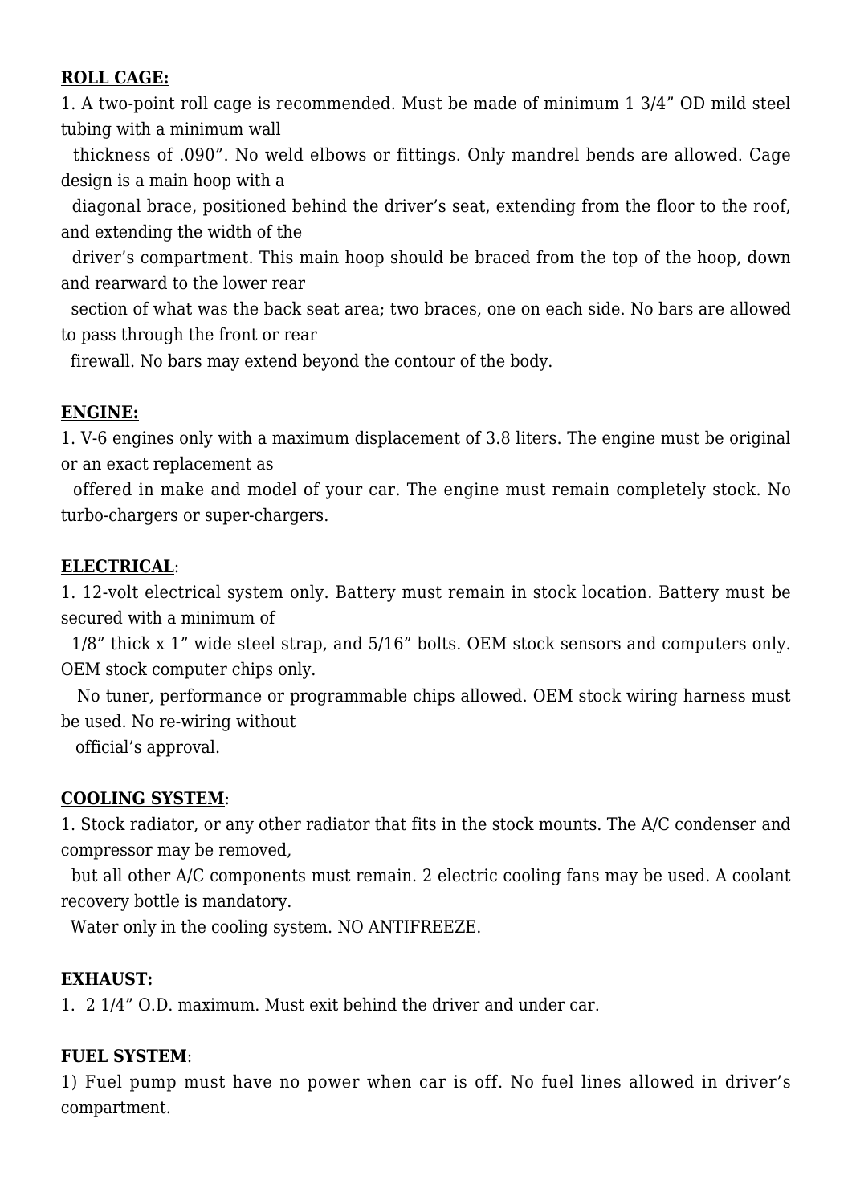**ROLL CAGE:**

1. A two-point roll cage is recommended. Must be made of minimum 1 3/4” OD mild steel tubing with a minimum wall thickness of .090”. No weld elbows or fittings. Only mandrel bends are allowed. Cage design is a main hoop with a diagonal brace, positioned behind the driver’s seat, extending from the floor to the roof, and extending the width of the driver’s compartment. This main hoop should be braced from the top of the hoop, down and rearward to the lower rear section of what was the back seat area; two braces, one on each side. No bars are allowed to pass through the front or rear firewall. No bars may extend beyond the contour of the body.

**ENGINE:**

1. V-6 engines only with a maximum displacement of 3.8 liters. The engine must be original or an exact replacement as offered in make and model of your car. The engine must remain completely stock. No turbo-chargers or super-chargers.

**ELECTRICAL**:

1. 12-volt electrical system only. Battery must remain in stock location. Battery must be secured with a minimum of 1/8” thick x 1” wide steel strap, and 5/16” bolts. OEM stock sensors and computers only. OEM stock computer chips only. No tuner, performance or programmable chips allowed. OEM stock wiring harness must be used. No re-wiring without official’s approval.

**COOLING SYSTEM**:

1. Stock radiator, or any other radiator that fits in the stock mounts. The A/C condenser and compressor may be removed, but all other A/C components must remain. 2 electric cooling fans may be used. A coolant recovery bottle is mandatory. Water only in the cooling system. NO ANTIFREEZE.

**EXHAUST:**

1. 2 1/4” O.D. maximum. Must exit behind the driver and under car.

**FUEL SYSTEM**:

1) Fuel pump must have no power when car is off. No fuel lines allowed in driver’s compartment.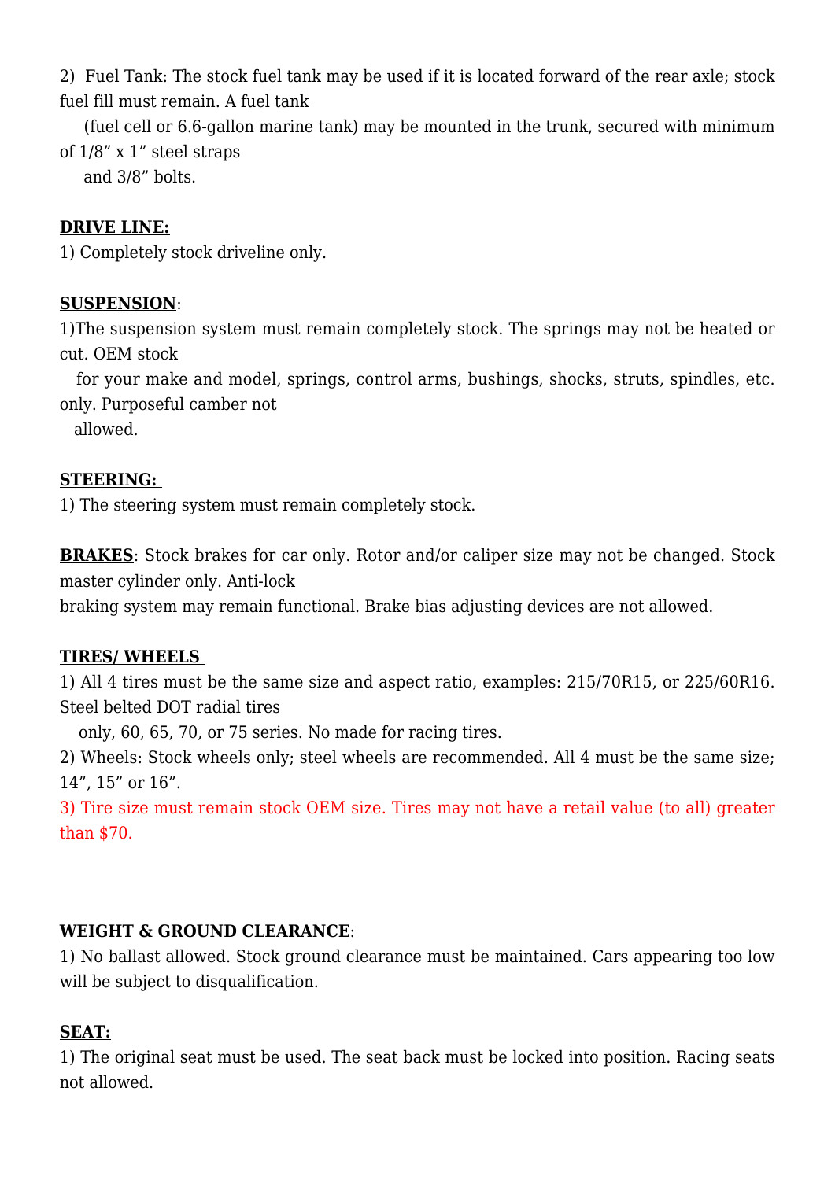2) Fuel Tank: The stock fuel tank may be used if it is located forward of the rear axle; stock fuel fill must remain. A fuel tank (fuel cell or 6.6-gallon marine tank) may be mounted in the trunk, secured with minimum of 1/8” x 1” steel straps and 3/8” bolts.

**DRIVE LINE:**

1) Completely stock driveline only.

**SUSPENSION**:

1)The suspension system must remain completely stock. The springs may not be heated or cut. OEM stock for your make and model, springs, control arms, bushings, shocks, struts, spindles, etc. only. Purposeful camber not allowed.

**STEERING:**

1) The steering system must remain completely stock.

**BRAKES**: Stock brakes for car only. Rotor and/or caliper size may not be changed. Stock master cylinder only. Anti-lock braking system may remain functional. Brake bias adjusting devices are not allowed.

**TIRES/ WHEELS**

1) All 4 tires must be the same size and aspect ratio, examples: 215/70R15, or 225/60R16. Steel belted DOT radial tires only, 60, 65, 70, or 75 series. No made for racing tires.

2) Wheels: Stock wheels only; steel wheels are recommended. All 4 must be the same size; 14”, 15” or 16”.

3) Tire size must remain stock OEM size. Tires may not have a retail value (to all) greater than $70.

**WEIGHT & GROUND CLEARANCE**:

1) No ballast allowed. Stock ground clearance must be maintained. Cars appearing too low will be subject to disqualification.

**SEAT:**

1) The original seat must be used. The seat back must be locked into position. Racing seats not allowed.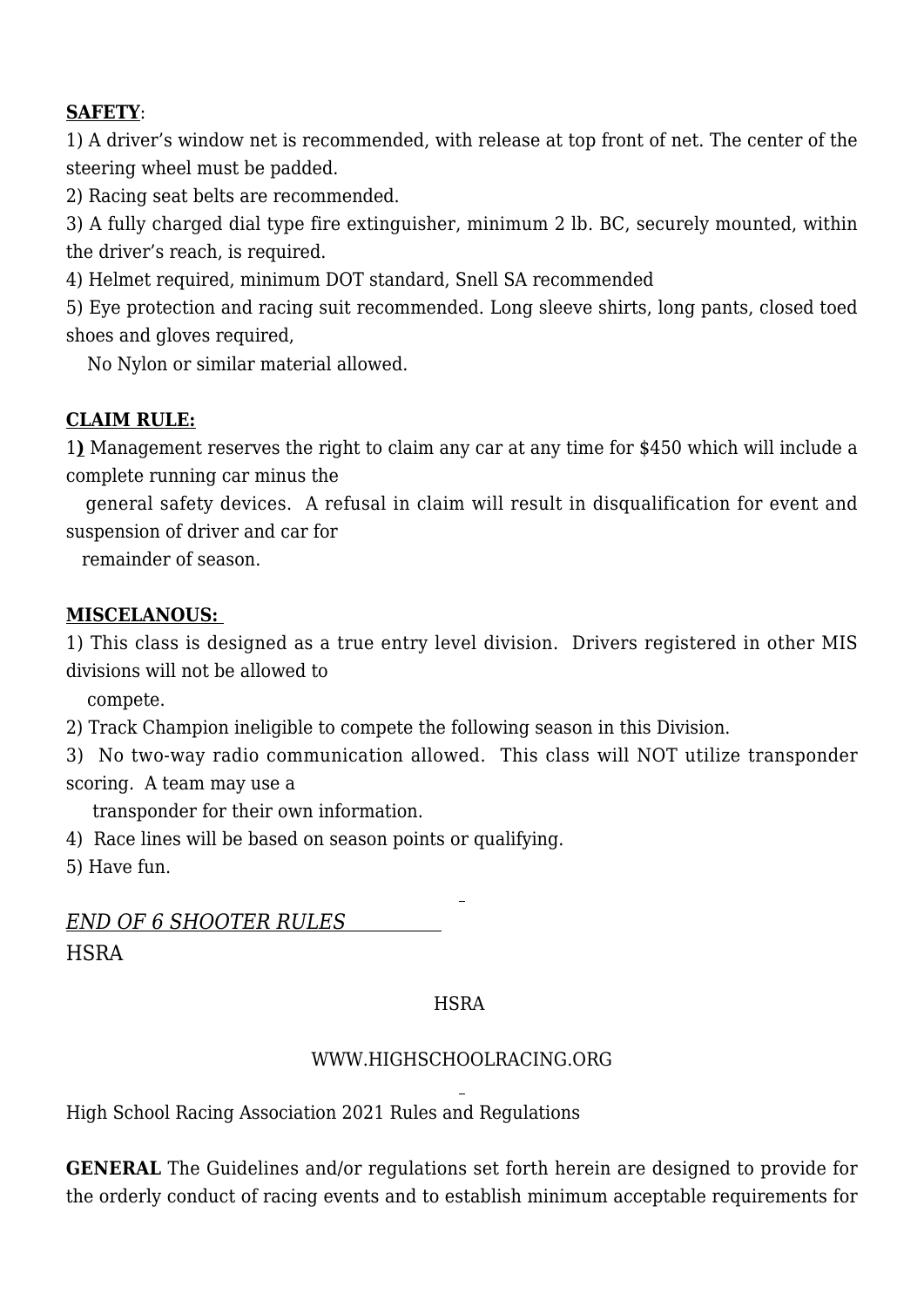**SAFETY**:

1) A driver's window net is recommended, with release at top front of net. The center of the steering wheel must be padded.
2) Racing seat belts are recommended.
3) A fully charged dial type fire extinguisher, minimum 2 lb. BC, securely mounted, within the driver's reach, is required.
4) Helmet required, minimum DOT standard, Snell SA recommended
5) Eye protection and racing suit recommended. Long sleeve shirts, long pants, closed toed shoes and gloves required,
   No Nylon or similar material allowed.

**CLAIM RULE:**

1**)** Management reserves the right to claim any car at any time for $450 which will include a complete running car minus the
   general safety devices.  A refusal in claim will result in disqualification for event and suspension of driver and car for
   remainder of season.

**MISCELANOUS:**

1) This class is designed as a true entry level division.  Drivers registered in other MIS divisions will not be allowed to
   compete.
2) Track Champion ineligible to compete the following season in this Division.
3)  No two-way radio communication allowed.  This class will NOT utilize transponder scoring.  A team may use a
    transponder for their own information.
4)  Race lines will be based on season points or qualifying.
5) Have fun.

*END OF 6 SHOOTER RULES*

HSRA

HSRA

WWW.HIGHSCHOOLRACING.ORG

High School Racing Association 2021 Rules and Regulations

**GENERAL** The Guidelines and/or regulations set forth herein are designed to provide for the orderly conduct of racing events and to establish minimum acceptable requirements for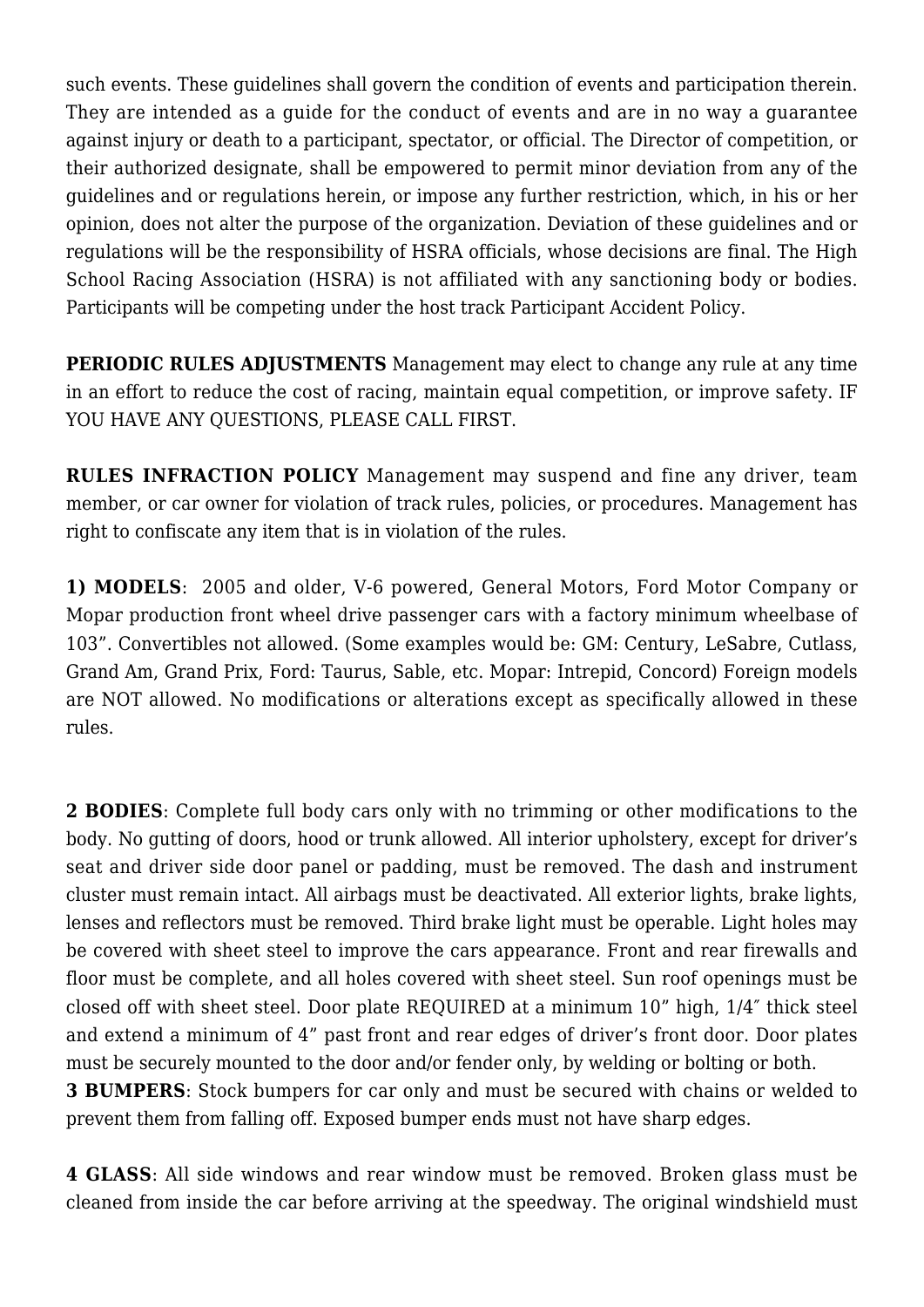such events. These guidelines shall govern the condition of events and participation therein. They are intended as a guide for the conduct of events and are in no way a guarantee against injury or death to a participant, spectator, or official. The Director of competition, or their authorized designate, shall be empowered to permit minor deviation from any of the guidelines and or regulations herein, or impose any further restriction, which, in his or her opinion, does not alter the purpose of the organization. Deviation of these guidelines and or regulations will be the responsibility of HSRA officials, whose decisions are final. The High School Racing Association (HSRA) is not affiliated with any sanctioning body or bodies. Participants will be competing under the host track Participant Accident Policy.

**PERIODIC RULES ADJUSTMENTS** Management may elect to change any rule at any time in an effort to reduce the cost of racing, maintain equal competition, or improve safety. IF YOU HAVE ANY QUESTIONS, PLEASE CALL FIRST.

**RULES INFRACTION POLICY** Management may suspend and fine any driver, team member, or car owner for violation of track rules, policies, or procedures. Management has right to confiscate any item that is in violation of the rules.

**1) MODELS**: 2005 and older, V-6 powered, General Motors, Ford Motor Company or Mopar production front wheel drive passenger cars with a factory minimum wheelbase of 103”. Convertibles not allowed. (Some examples would be: GM: Century, LeSabre, Cutlass, Grand Am, Grand Prix, Ford: Taurus, Sable, etc. Mopar: Intrepid, Concord) Foreign models are NOT allowed. No modifications or alterations except as specifically allowed in these rules.

**2 BODIES**: Complete full body cars only with no trimming or other modifications to the body. No gutting of doors, hood or trunk allowed. All interior upholstery, except for driver’s seat and driver side door panel or padding, must be removed. The dash and instrument cluster must remain intact. All airbags must be deactivated. All exterior lights, brake lights, lenses and reflectors must be removed. Third brake light must be operable. Light holes may be covered with sheet steel to improve the cars appearance. Front and rear firewalls and floor must be complete, and all holes covered with sheet steel. Sun roof openings must be closed off with sheet steel. Door plate REQUIRED at a minimum 10” high, 1/4″ thick steel and extend a minimum of 4” past front and rear edges of driver’s front door. Door plates must be securely mounted to the door and/or fender only, by welding or bolting or both.

**3 BUMPERS**: Stock bumpers for car only and must be secured with chains or welded to prevent them from falling off. Exposed bumper ends must not have sharp edges.

**4 GLASS**: All side windows and rear window must be removed. Broken glass must be cleaned from inside the car before arriving at the speedway. The original windshield must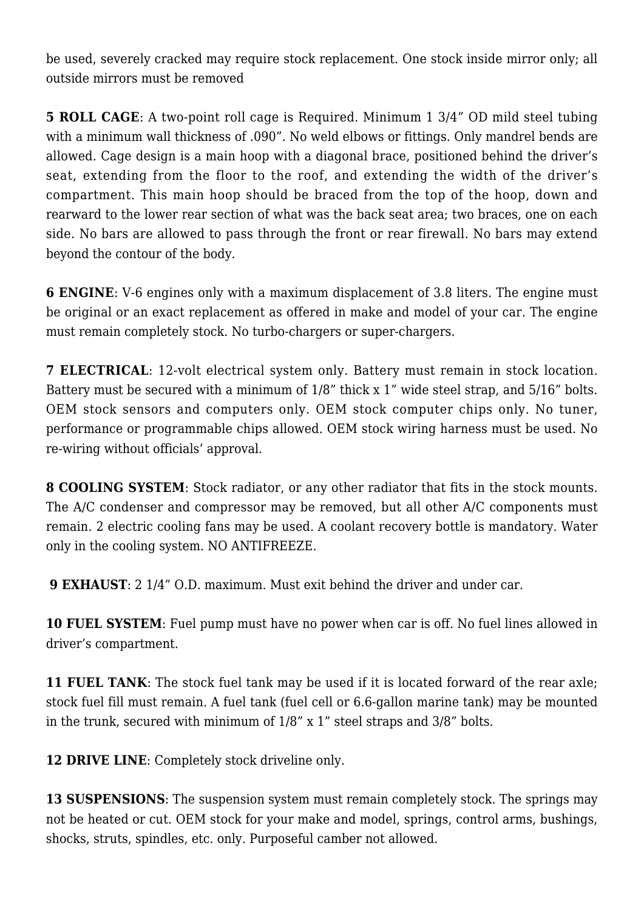be used, severely cracked may require stock replacement. One stock inside mirror only; all outside mirrors must be removed

**5 ROLL CAGE**: A two-point roll cage is Required. Minimum 1 3/4" OD mild steel tubing with a minimum wall thickness of .090". No weld elbows or fittings. Only mandrel bends are allowed. Cage design is a main hoop with a diagonal brace, positioned behind the driver's seat, extending from the floor to the roof, and extending the width of the driver's compartment. This main hoop should be braced from the top of the hoop, down and rearward to the lower rear section of what was the back seat area; two braces, one on each side. No bars are allowed to pass through the front or rear firewall. No bars may extend beyond the contour of the body.

**6 ENGINE**: V-6 engines only with a maximum displacement of 3.8 liters. The engine must be original or an exact replacement as offered in make and model of your car. The engine must remain completely stock. No turbo-chargers or super-chargers.

**7 ELECTRICAL**: 12-volt electrical system only. Battery must remain in stock location. Battery must be secured with a minimum of 1/8" thick x 1" wide steel strap, and 5/16" bolts. OEM stock sensors and computers only. OEM stock computer chips only. No tuner, performance or programmable chips allowed. OEM stock wiring harness must be used. No re-wiring without officials' approval.

**8 COOLING SYSTEM**: Stock radiator, or any other radiator that fits in the stock mounts. The A/C condenser and compressor may be removed, but all other A/C components must remain. 2 electric cooling fans may be used. A coolant recovery bottle is mandatory. Water only in the cooling system. NO ANTIFREEZE.

**9 EXHAUST**: 2 1/4" O.D. maximum. Must exit behind the driver and under car.

**10 FUEL SYSTEM**: Fuel pump must have no power when car is off. No fuel lines allowed in driver's compartment.

**11 FUEL TANK**: The stock fuel tank may be used if it is located forward of the rear axle; stock fuel fill must remain. A fuel tank (fuel cell or 6.6-gallon marine tank) may be mounted in the trunk, secured with minimum of 1/8" x 1" steel straps and 3/8" bolts.

**12 DRIVE LINE**: Completely stock driveline only.

**13 SUSPENSIONS**: The suspension system must remain completely stock. The springs may not be heated or cut. OEM stock for your make and model, springs, control arms, bushings, shocks, struts, spindles, etc. only. Purposeful camber not allowed.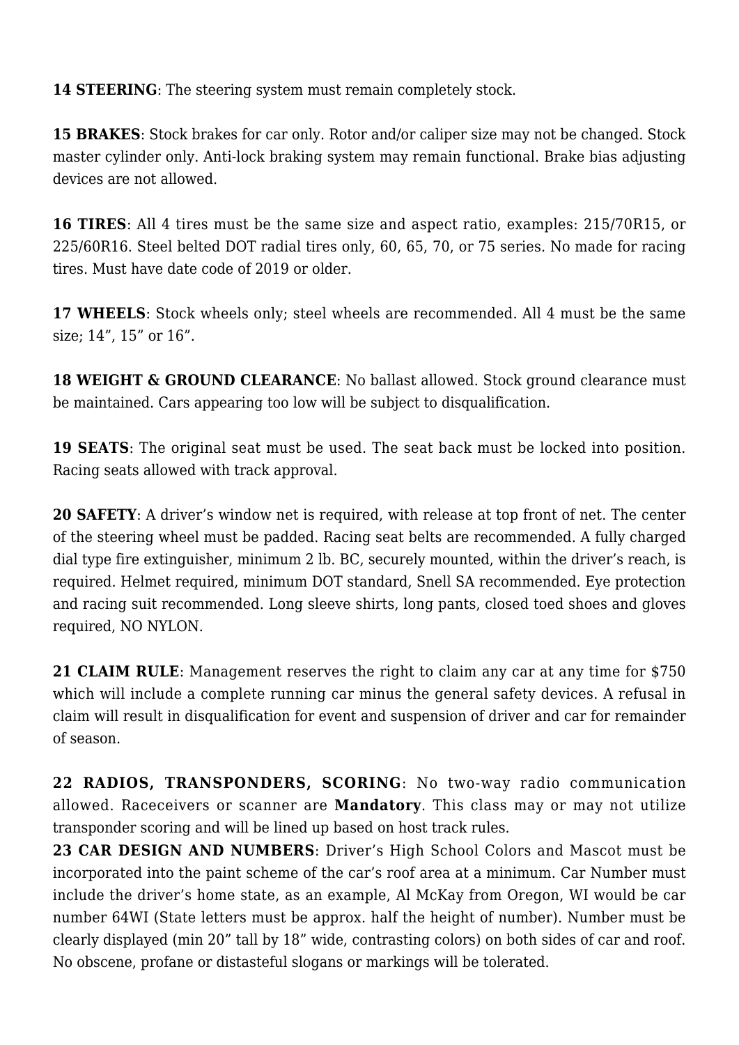**14 STEERING**: The steering system must remain completely stock.

**15 BRAKES**: Stock brakes for car only. Rotor and/or caliper size may not be changed. Stock master cylinder only. Anti-lock braking system may remain functional. Brake bias adjusting devices are not allowed.

**16 TIRES**: All 4 tires must be the same size and aspect ratio, examples: 215/70R15, or 225/60R16. Steel belted DOT radial tires only, 60, 65, 70, or 75 series. No made for racing tires. Must have date code of 2019 or older.

**17 WHEELS**: Stock wheels only; steel wheels are recommended. All 4 must be the same size; 14", 15" or 16".

**18 WEIGHT & GROUND CLEARANCE**: No ballast allowed. Stock ground clearance must be maintained. Cars appearing too low will be subject to disqualification.

**19 SEATS**: The original seat must be used. The seat back must be locked into position. Racing seats allowed with track approval.

**20 SAFETY**: A driver's window net is required, with release at top front of net. The center of the steering wheel must be padded. Racing seat belts are recommended. A fully charged dial type fire extinguisher, minimum 2 lb. BC, securely mounted, within the driver's reach, is required. Helmet required, minimum DOT standard, Snell SA recommended. Eye protection and racing suit recommended. Long sleeve shirts, long pants, closed toed shoes and gloves required, NO NYLON.

**21 CLAIM RULE**: Management reserves the right to claim any car at any time for $750 which will include a complete running car minus the general safety devices. A refusal in claim will result in disqualification for event and suspension of driver and car for remainder of season.

**22 RADIOS, TRANSPONDERS, SCORING**: No two-way radio communication allowed. Raceceivers or scanner are **Mandatory**. This class may or may not utilize transponder scoring and will be lined up based on host track rules.

**23 CAR DESIGN AND NUMBERS**: Driver's High School Colors and Mascot must be incorporated into the paint scheme of the car's roof area at a minimum. Car Number must include the driver's home state, as an example, Al McKay from Oregon, WI would be car number 64WI (State letters must be approx. half the height of number). Number must be clearly displayed (min 20" tall by 18" wide, contrasting colors) on both sides of car and roof. No obscene, profane or distasteful slogans or markings will be tolerated.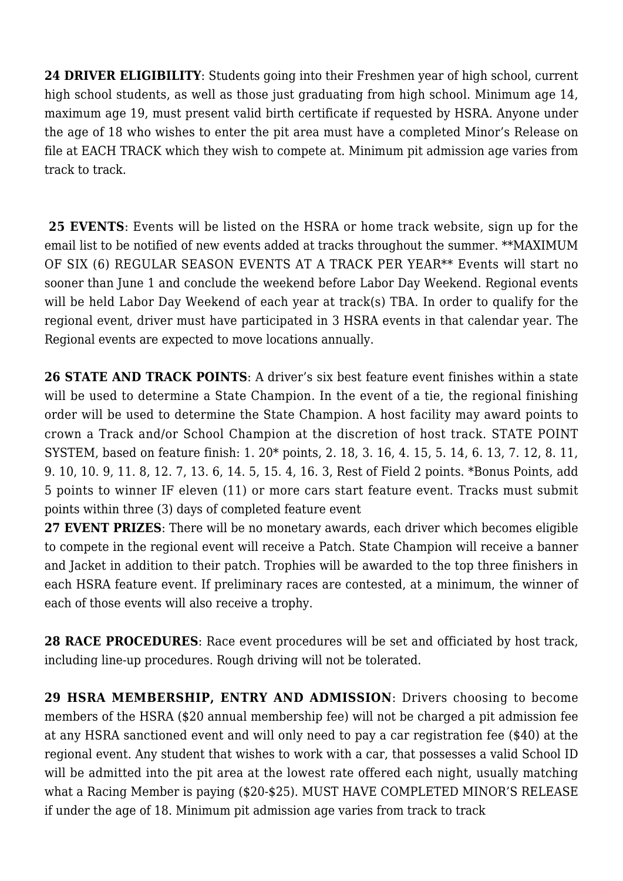**24 DRIVER ELIGIBILITY**: Students going into their Freshmen year of high school, current high school students, as well as those just graduating from high school. Minimum age 14, maximum age 19, must present valid birth certificate if requested by HSRA. Anyone under the age of 18 who wishes to enter the pit area must have a completed Minor's Release on file at EACH TRACK which they wish to compete at. Minimum pit admission age varies from track to track.

**25 EVENTS**: Events will be listed on the HSRA or home track website, sign up for the email list to be notified of new events added at tracks throughout the summer. **MAXIMUM OF SIX (6) REGULAR SEASON EVENTS AT A TRACK PER YEAR** Events will start no sooner than June 1 and conclude the weekend before Labor Day Weekend. Regional events will be held Labor Day Weekend of each year at track(s) TBA. In order to qualify for the regional event, driver must have participated in 3 HSRA events in that calendar year. The Regional events are expected to move locations annually.

**26 STATE AND TRACK POINTS**: A driver's six best feature event finishes within a state will be used to determine a State Champion. In the event of a tie, the regional finishing order will be used to determine the State Champion. A host facility may award points to crown a Track and/or School Champion at the discretion of host track. STATE POINT SYSTEM, based on feature finish: 1. 20* points, 2. 18, 3. 16, 4. 15, 5. 14, 6. 13, 7. 12, 8. 11, 9. 10, 10. 9, 11. 8, 12. 7, 13. 6, 14. 5, 15. 4, 16. 3, Rest of Field 2 points. *Bonus Points, add 5 points to winner IF eleven (11) or more cars start feature event. Tracks must submit points within three (3) days of completed feature event

**27 EVENT PRIZES**: There will be no monetary awards, each driver which becomes eligible to compete in the regional event will receive a Patch. State Champion will receive a banner and Jacket in addition to their patch. Trophies will be awarded to the top three finishers in each HSRA feature event. If preliminary races are contested, at a minimum, the winner of each of those events will also receive a trophy.

**28 RACE PROCEDURES**: Race event procedures will be set and officiated by host track, including line-up procedures. Rough driving will not be tolerated.

**29 HSRA MEMBERSHIP, ENTRY AND ADMISSION**: Drivers choosing to become members of the HSRA ($20 annual membership fee) will not be charged a pit admission fee at any HSRA sanctioned event and will only need to pay a car registration fee ($40) at the regional event. Any student that wishes to work with a car, that possesses a valid School ID will be admitted into the pit area at the lowest rate offered each night, usually matching what a Racing Member is paying ($20-$25). MUST HAVE COMPLETED MINOR'S RELEASE if under the age of 18. Minimum pit admission age varies from track to track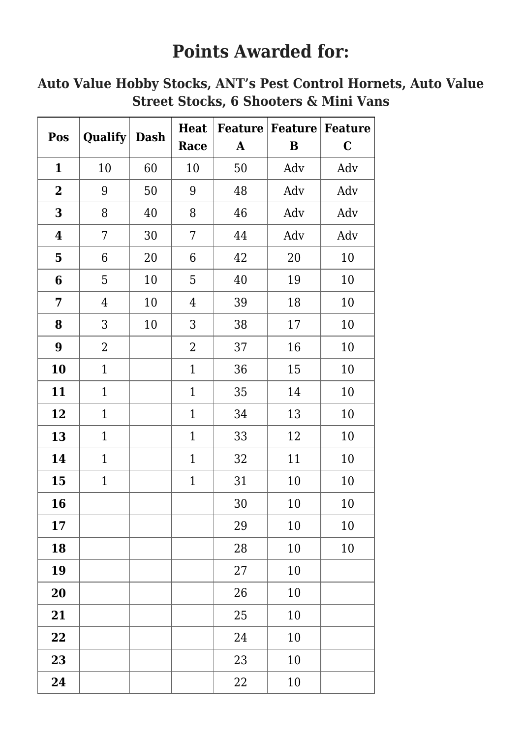# Points Awarded for:

## Auto Value Hobby Stocks, ANT's Pest Control Hornets, Auto Value Street Stocks, 6 Shooters & Mini Vans

| Pos | Qualify | Dash | Heat Race | Feature A | Feature B | Feature C |
|---|---|---|---|---|---|---|
| **1** | 10 | 60 | 10 | 50 | Adv | Adv |
| **2** | 9 | 50 | 9 | 48 | Adv | Adv |
| **3** | 8 | 40 | 8 | 46 | Adv | Adv |
| **4** | 7 | 30 | 7 | 44 | Adv | Adv |
| **5** | 6 | 20 | 6 | 42 | 20 | 10 |
| **6** | 5 | 10 | 5 | 40 | 19 | 10 |
| **7** | 4 | 10 | 4 | 39 | 18 | 10 |
| **8** | 3 | 10 | 3 | 38 | 17 | 10 |
| **9** | 2 | | 2 | 37 | 16 | 10 |
| **10** | 1 | | 1 | 36 | 15 | 10 |
| **11** | 1 | | 1 | 35 | 14 | 10 |
| **12** | 1 | | 1 | 34 | 13 | 10 |
| **13** | 1 | | 1 | 33 | 12 | 10 |
| **14** | 1 | | 1 | 32 | 11 | 10 |
| **15** | 1 | | 1 | 31 | 10 | 10 |
| **16** | | | | 30 | 10 | 10 |
| **17** | | | | 29 | 10 | 10 |
| **18** | | | | 28 | 10 | 10 |
| **19** | | | | 27 | 10 | |
| **20** | | | | 26 | 10 | |
| **21** | | | | 25 | 10 | |
| **22** | | | | 24 | 10 | |
| **23** | | | | 23 | 10 | |
| **24** | | | | 22 | 10 | |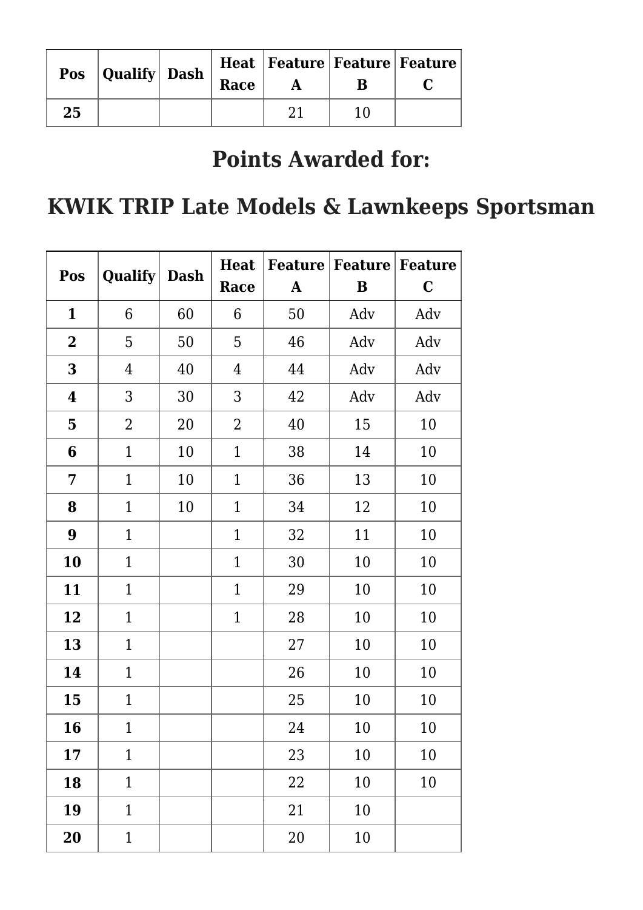| Pos | Qualify | Dash | Heat Race | Feature A | Feature B | Feature C |
|---|---|---|---|---|---|---|
| **25** | | | | 21 | 10 | |

## Points Awarded for:

## KWIK TRIP Late Models & Lawnkeeps Sportsman

| Pos | Qualify | Dash | Heat Race | Feature A | Feature B | Feature C |
|---|---|---|---|---|---|---|
| **1** | 6 | 60 | 6 | 50 | Adv | Adv |
| **2** | 5 | 50 | 5 | 46 | Adv | Adv |
| **3** | 4 | 40 | 4 | 44 | Adv | Adv |
| **4** | 3 | 30 | 3 | 42 | Adv | Adv |
| **5** | 2 | 20 | 2 | 40 | 15 | 10 |
| **6** | 1 | 10 | 1 | 38 | 14 | 10 |
| **7** | 1 | 10 | 1 | 36 | 13 | 10 |
| **8** | 1 | 10 | 1 | 34 | 12 | 10 |
| **9** | 1 | | 1 | 32 | 11 | 10 |
| **10** | 1 | | 1 | 30 | 10 | 10 |
| **11** | 1 | | 1 | 29 | 10 | 10 |
| **12** | 1 | | 1 | 28 | 10 | 10 |
| **13** | 1 | | | 27 | 10 | 10 |
| **14** | 1 | | | 26 | 10 | 10 |
| **15** | 1 | | | 25 | 10 | 10 |
| **16** | 1 | | | 24 | 10 | 10 |
| **17** | 1 | | | 23 | 10 | 10 |
| **18** | 1 | | | 22 | 10 | 10 |
| **19** | 1 | | | 21 | 10 | |
| **20** | 1 | | | 20 | 10 | |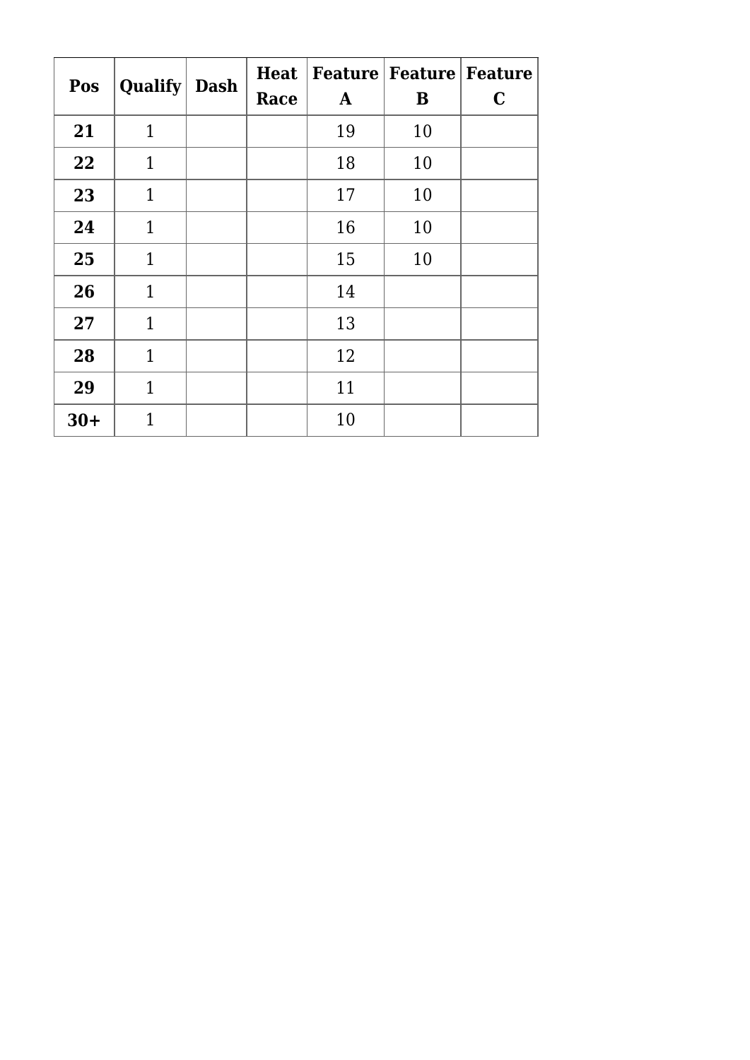| Pos | Qualify | Dash | Heat Race | Feature A | Feature B | Feature C |
|---|---|---|---|---|---|---|
| **21** | 1 | | | 19 | 10 | |
| **22** | 1 | | | 18 | 10 | |
| **23** | 1 | | | 17 | 10 | |
| **24** | 1 | | | 16 | 10 | |
| **25** | 1 | | | 15 | 10 | |
| **26** | 1 | | | 14 | | |
| **27** | 1 | | | 13 | | |
| **28** | 1 | | | 12 | | |
| **29** | 1 | | | 11 | | |
| **30+** | 1 | | | 10 | | |